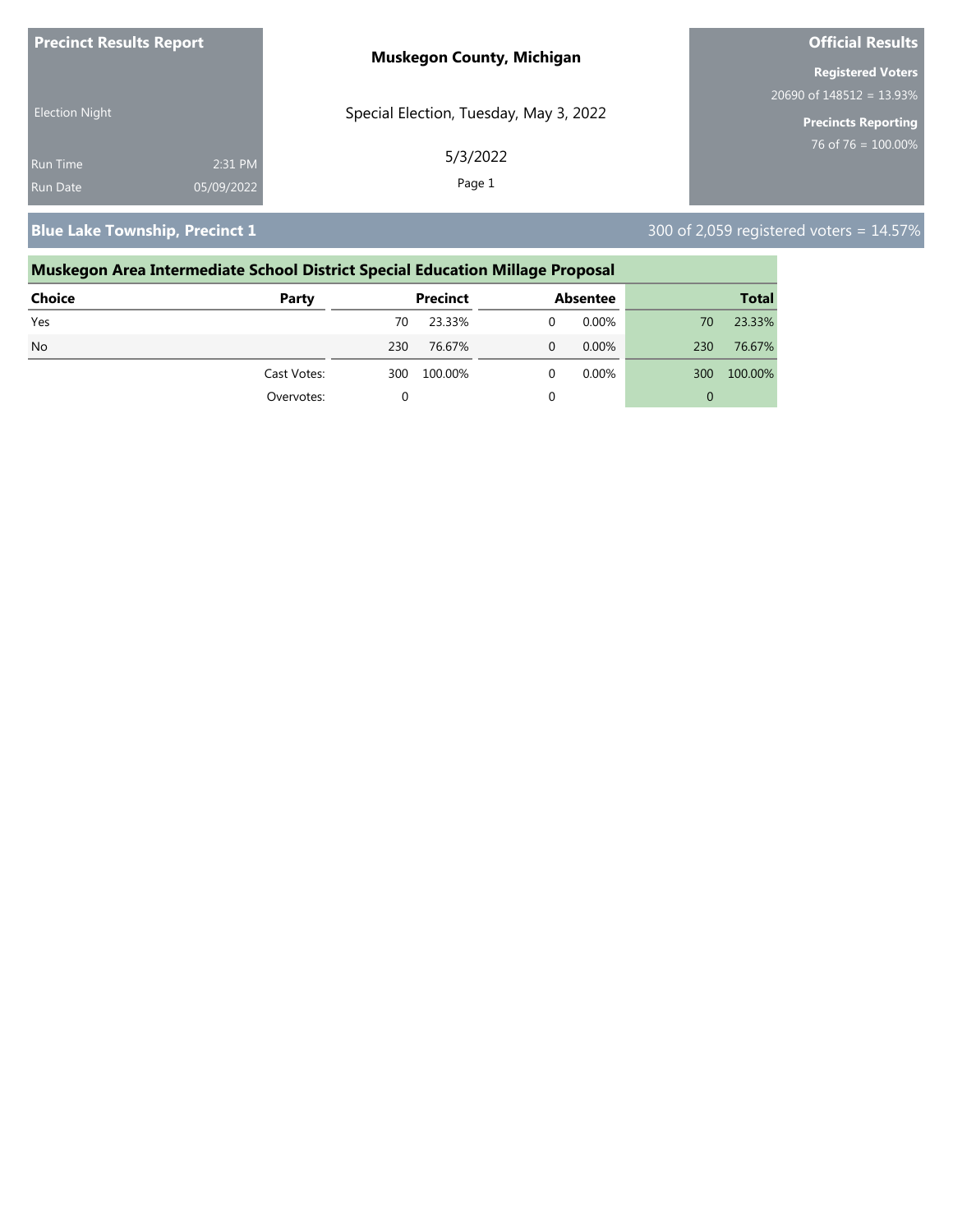**Precinct Results Report**

Election Night

Run Time 2:31 PM

Run Date 05/09/2022

**Muskegon County, Michigan**

Special Election, Tuesday, May 3, 2022

5/3/2022

**Official Results**

**Registered Voters**

20690 of 148512 = 13.93%

**Precincts Reporting**

76 of 76 = 100.00%

## Blue Lake Township, Precinct 1

300 of 2,059 registered voters = 14.57%

### Muskegon Area Intermediate School District Special Education Millage Proposal

| Choice | Party | Precinct | | Absentee | | Total | |
|---|---|---|---|---|---|---|---|
| Yes | | 70 | 23.33% | 0 | 0.00% | 70 | 23.33% |
| No | | 230 | 76.67% | 0 | 0.00% | 230 | 76.67% |
| | Cast Votes: | 300 | 100.00% | 0 | 0.00% | 300 | 100.00% |
| | Overvotes: | 0 | | 0 | | 0 | |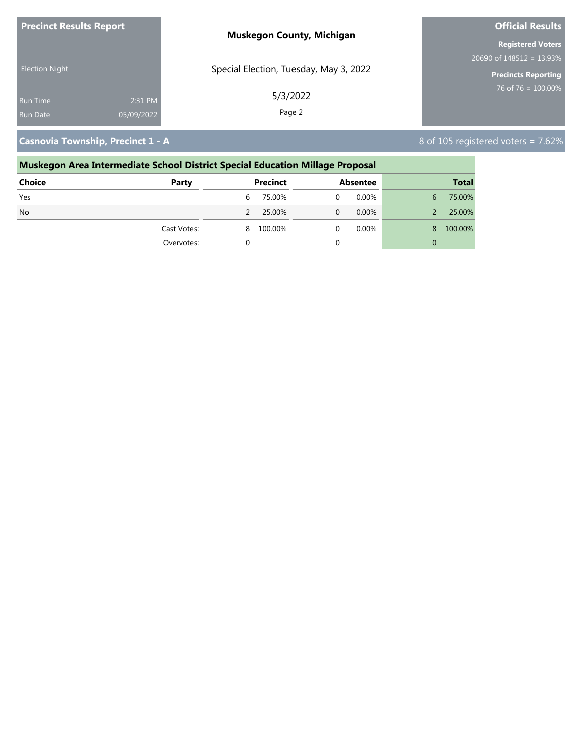**Precinct Results Report**

Election Night

Run Time 2:31 PM
Run Date 05/09/2022

**Muskegon County, Michigan**

Special Election, Tuesday, May 3, 2022

5/3/2022

**Official Results**

**Registered Voters**
20690 of 148512 = 13.93%

**Precincts Reporting**
76 of 76 = 100.00%

## Casnovia Township, Precinct 1 - A

8 of 105 registered voters = 7.62%

### Muskegon Area Intermediate School District Special Education Millage Proposal

| Choice | Party | Precinct | | Absentee | | Total | |
|---|---|---|---|---|---|---|---|
| Yes | | 6 | 75.00% | 0 | 0.00% | 6 | 75.00% |
| No | | 2 | 25.00% | 0 | 0.00% | 2 | 25.00% |
| | Cast Votes: | 8 | 100.00% | 0 | 0.00% | 8 | 100.00% |
| | Overvotes: | 0 | | 0 | | 0 | |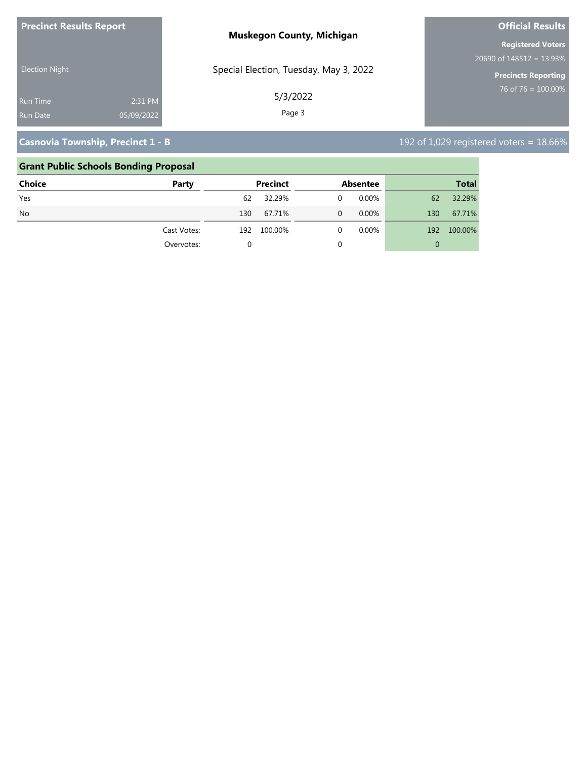**Precinct Results Report**

Election Night

Run Time 2:31 PM

Run Date 05/09/2022

**Muskegon County, Michigan**

Special Election, Tuesday, May 3, 2022

5/3/2022

**Official Results**

**Registered Voters**

20690 of 148512 = 13.93%

**Precincts Reporting**

76 of 76 = 100.00%

## Casnovia Township, Precinct 1 - B

192 of 1,029 registered voters = 18.66%

### Grant Public Schools Bonding Proposal

| Choice | Party | Precinct | | Absentee | | Total | |
|---|---|---|---|---|---|---|---|
| Yes | | 62 | 32.29% | 0 | 0.00% | 62 | 32.29% |
| No | | 130 | 67.71% | 0 | 0.00% | 130 | 67.71% |
| | Cast Votes: | 192 | 100.00% | 0 | 0.00% | 192 | 100.00% |
| | Overvotes: | 0 | | 0 | | 0 | |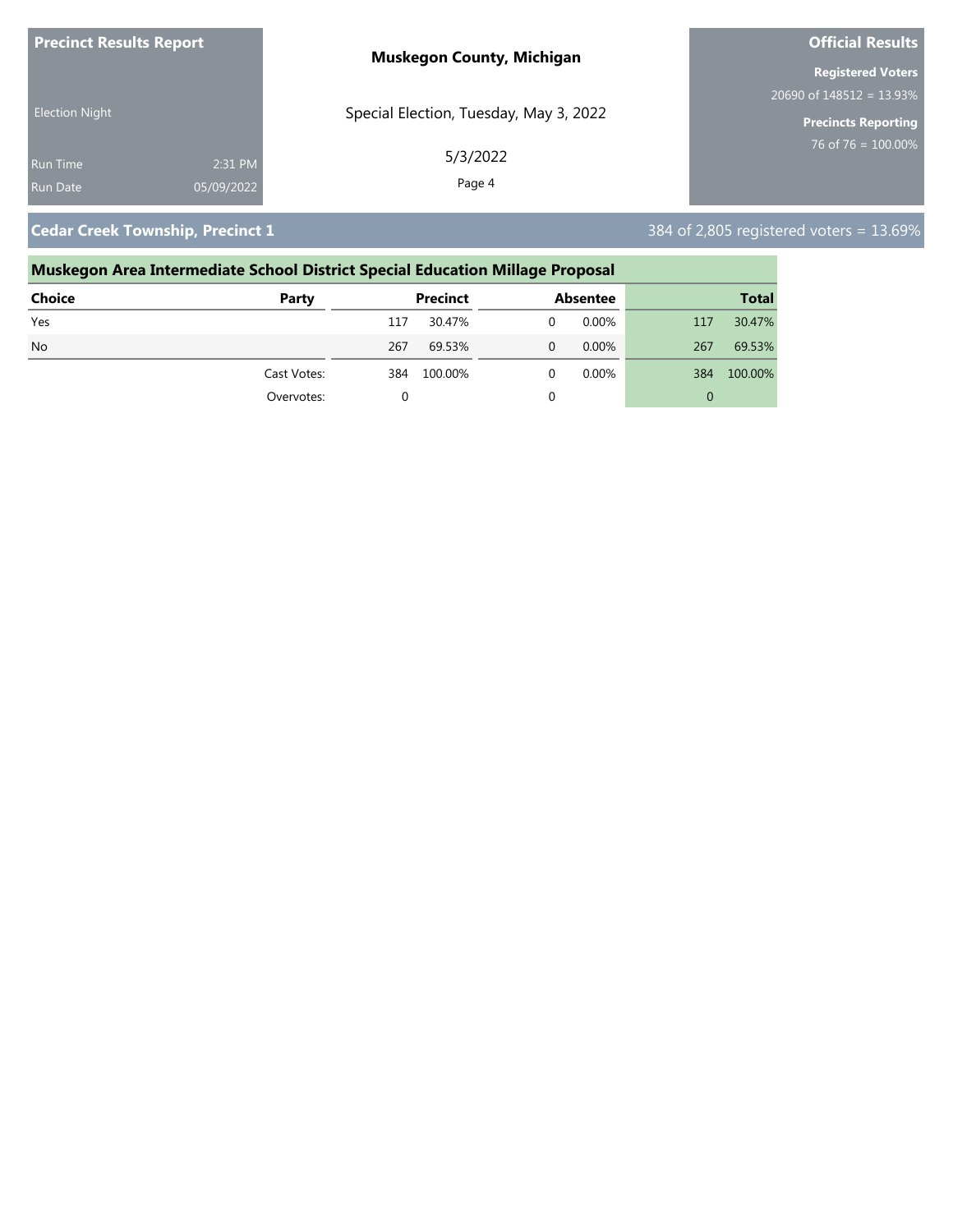**Precinct Results Report**

Election Night

Run Time 2:31 PM

Run Date 05/09/2022

**Muskegon County, Michigan**

Special Election, Tuesday, May 3, 2022

5/3/2022

**Official Results**

**Registered Voters**

20690 of 148512 = 13.93%

**Precincts Reporting**

76 of 76 = 100.00%

## Cedar Creek Township, Precinct 1

384 of 2,805 registered voters = 13.69%

### Muskegon Area Intermediate School District Special Education Millage Proposal

| Choice | Party | Precinct | | Absentee | | Total | |
|---|---|---|---|---|---|---|---|
| Yes | | 117 | 30.47% | 0 | 0.00% | 117 | 30.47% |
| No | | 267 | 69.53% | 0 | 0.00% | 267 | 69.53% |
| | Cast Votes: | 384 | 100.00% | 0 | 0.00% | 384 | 100.00% |
| | Overvotes: | 0 | | 0 | | 0 | |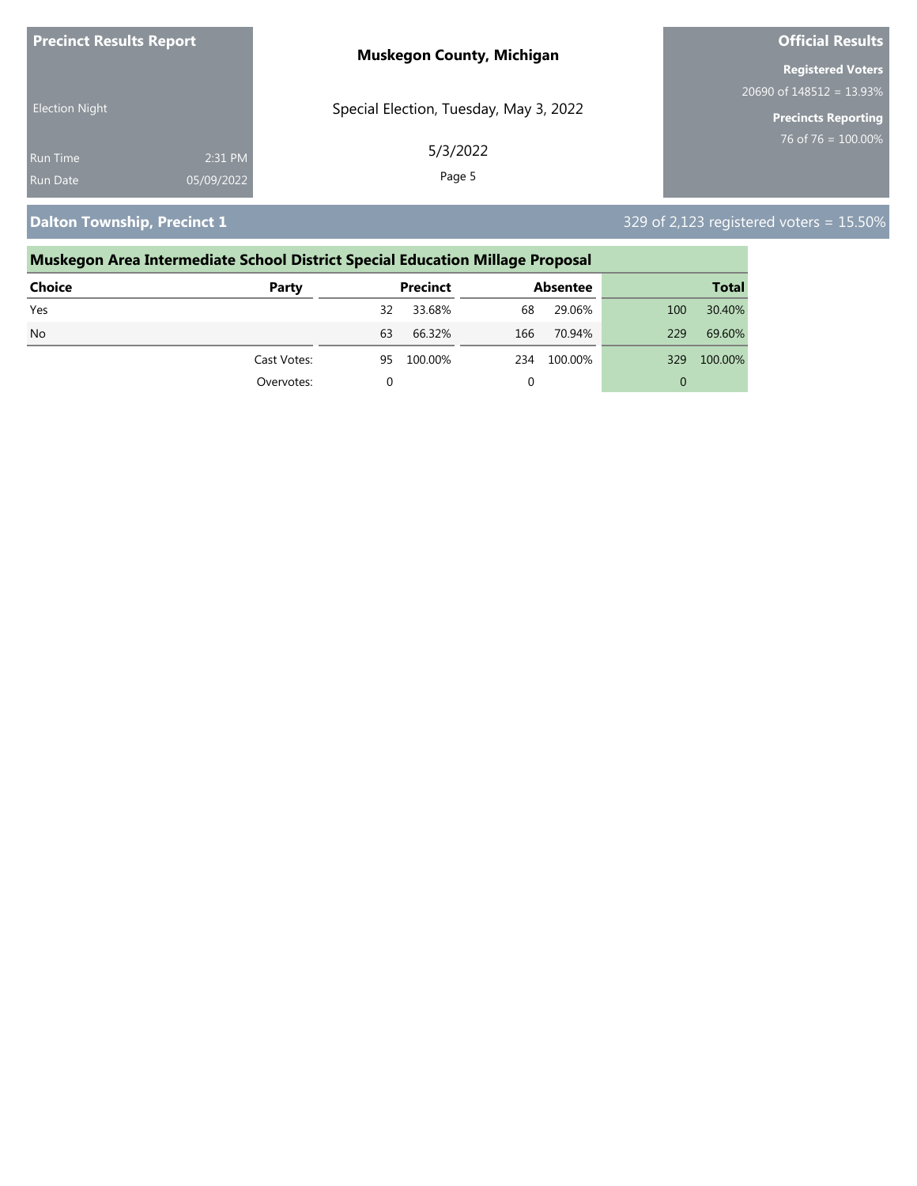**Precinct Results Report**

Election Night

Run Time 2:31 PM
Run Date 05/09/2022

**Muskegon County, Michigan**

Special Election, Tuesday, May 3, 2022

5/3/2022

**Official Results**

**Registered Voters**
20690 of 148512 = 13.93%

**Precincts Reporting**
76 of 76 = 100.00%

## Dalton Township, Precinct 1

329 of 2,123 registered voters = 15.50%

### Muskegon Area Intermediate School District Special Education Millage Proposal

| Choice | Party | Precinct | | Absentee | | Total | |
|---|---|---|---|---|---|---|---|
| Yes | | 32 | 33.68% | 68 | 29.06% | 100 | 30.40% |
| No | | 63 | 66.32% | 166 | 70.94% | 229 | 69.60% |
| | Cast Votes: | 95 | 100.00% | 234 | 100.00% | 329 | 100.00% |
| | Overvotes: | 0 | | 0 | | 0 | |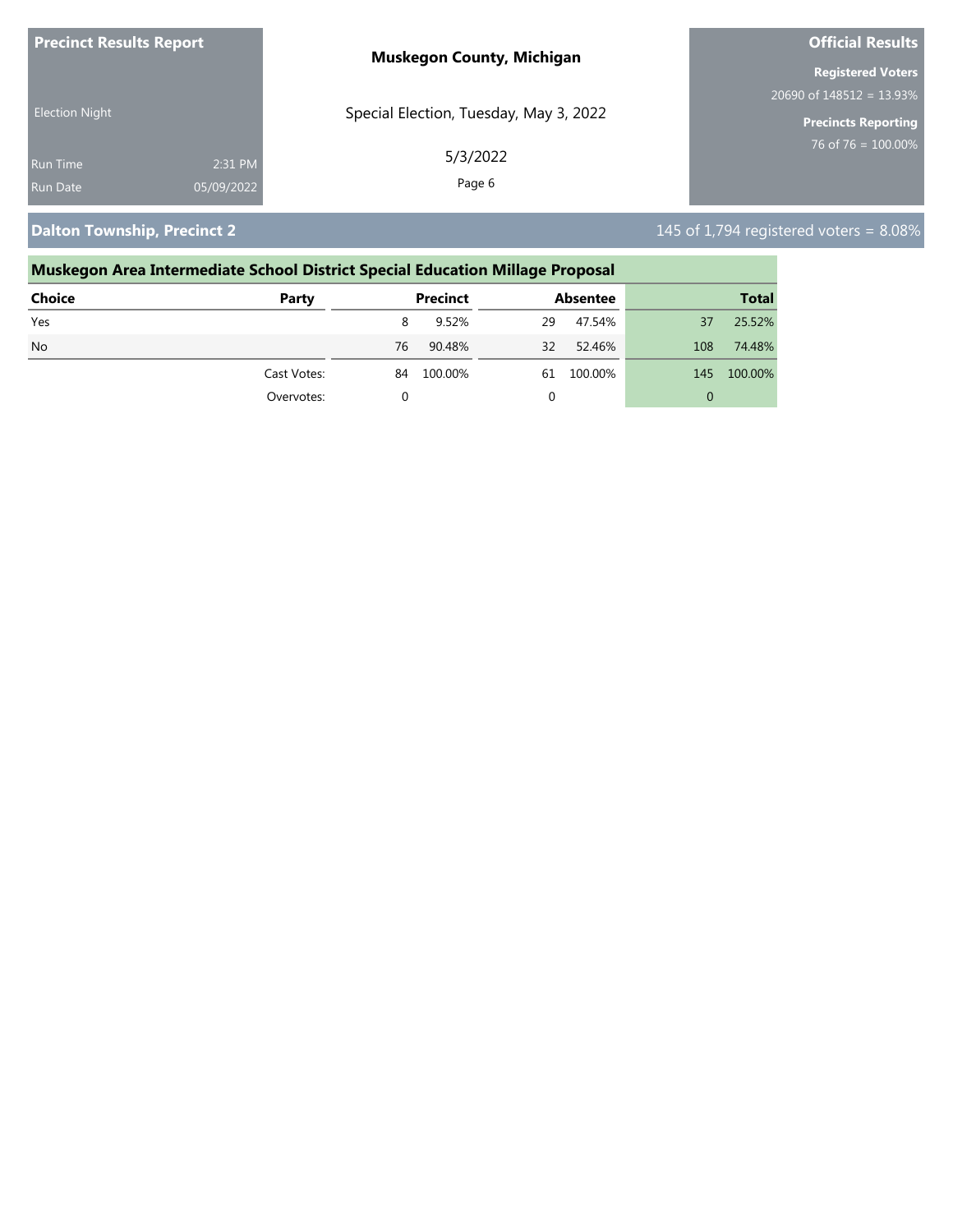## Dalton Township, Precinct 2

145 of 1,794 registered voters = 8.08%

### Muskegon Area Intermediate School District Special Education Millage Proposal

| Choice | Party | Precinct | | Absentee | | Total | |
|---|---|---|---|---|---|---|---|
| Yes | | 8 | 9.52% | 29 | 47.54% | 37 | 25.52% |
| No | | 76 | 90.48% | 32 | 52.46% | 108 | 74.48% |
| | Cast Votes: | 84 | 100.00% | 61 | 100.00% | 145 | 100.00% |
| | Overvotes: | 0 | | 0 | | 0 | |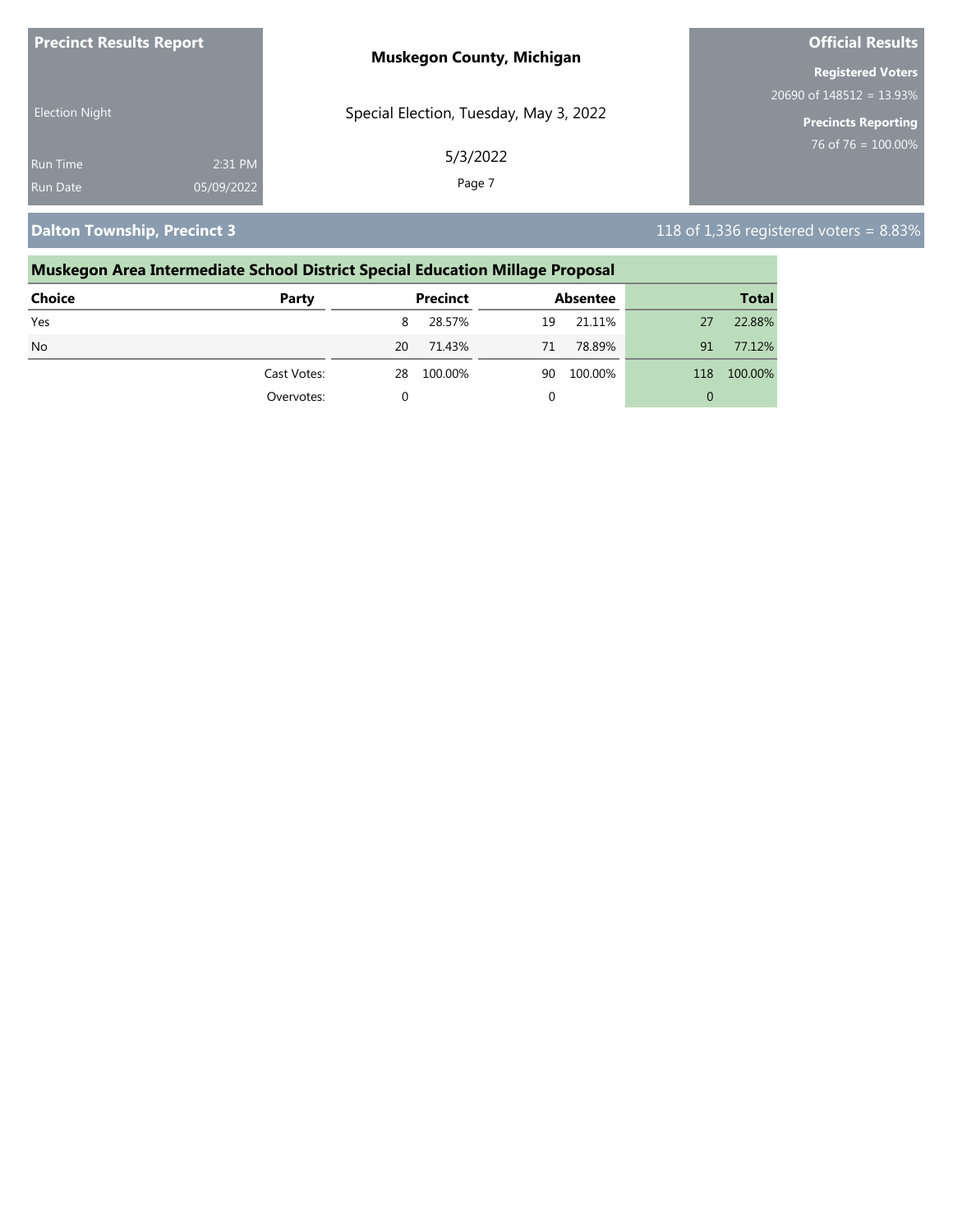**Precinct Results Report**

Election Night

Run Time 2:31 PM
Run Date 05/09/2022

**Muskegon County, Michigan**

Special Election, Tuesday, May 3, 2022

5/3/2022

**Official Results**

**Registered Voters**
20690 of 148512 = 13.93%

**Precincts Reporting**
76 of 76 = 100.00%

## Dalton Township, Precinct 3

118 of 1,336 registered voters = 8.83%

### Muskegon Area Intermediate School District Special Education Millage Proposal

| Choice | Party | Precinct | | Absentee | | Total | |
|---|---|---|---|---|---|---|---|
| Yes | | 8 | 28.57% | 19 | 21.11% | 27 | 22.88% |
| No | | 20 | 71.43% | 71 | 78.89% | 91 | 77.12% |
| | Cast Votes: | 28 | 100.00% | 90 | 100.00% | 118 | 100.00% |
| | Overvotes: | 0 | | 0 | | 0 | |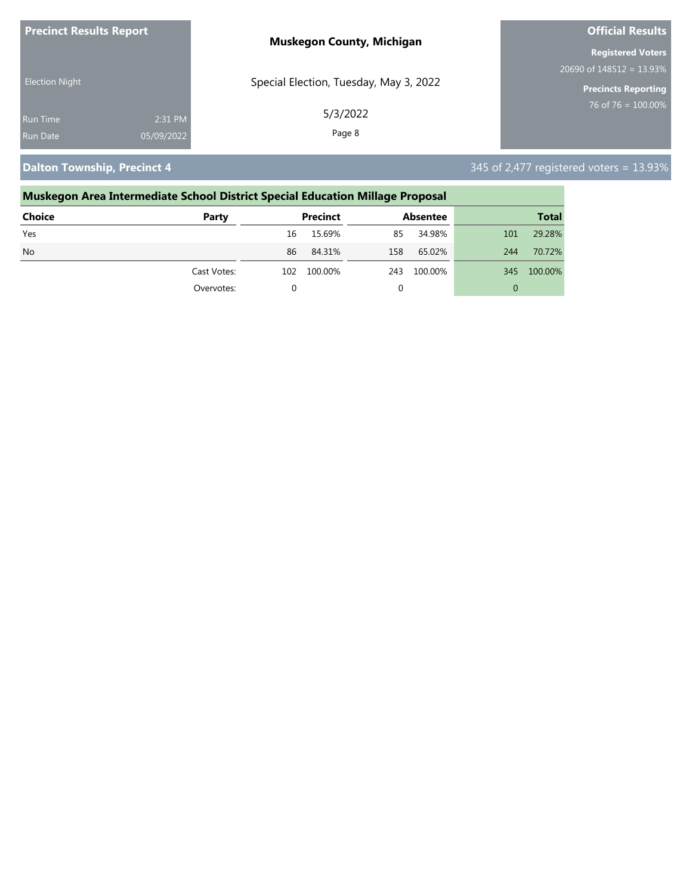**Precinct Results Report**

Election Night

Run Time 2:31 PM
Run Date 05/09/2022

**Muskegon County, Michigan**

Special Election, Tuesday, May 3, 2022

5/3/2022

**Official Results**

**Registered Voters**
20690 of 148512 = 13.93%

**Precincts Reporting**
76 of 76 = 100.00%

## Dalton Township, Precinct 4

345 of 2,477 registered voters = 13.93%

### Muskegon Area Intermediate School District Special Education Millage Proposal

| Choice | Party | Precinct | | Absentee | | Total | |
|---|---|---|---|---|---|---|---|
| Yes | | 16 | 15.69% | 85 | 34.98% | 101 | 29.28% |
| No | | 86 | 84.31% | 158 | 65.02% | 244 | 70.72% |
| | Cast Votes: | 102 | 100.00% | 243 | 100.00% | 345 | 100.00% |
| | Overvotes: | 0 | | 0 | | 0 | |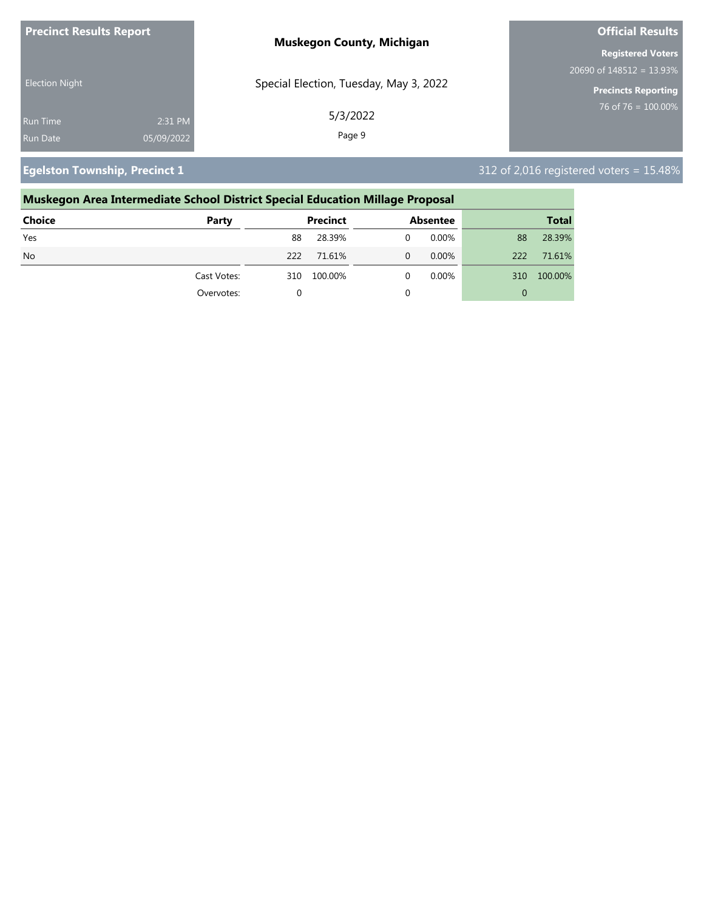## Egelston Township, Precinct 1

312 of 2,016 registered voters = 15.48%

### Muskegon Area Intermediate School District Special Education Millage Proposal

| Choice | Party | Precinct | | Absentee | | Total | |
|---|---|---|---|---|---|---|---|
| Yes | | 88 | 28.39% | 0 | 0.00% | 88 | 28.39% |
| No | | 222 | 71.61% | 0 | 0.00% | 222 | 71.61% |
| | Cast Votes: | 310 | 100.00% | 0 | 0.00% | 310 | 100.00% |
| | Overvotes: | 0 | | 0 | | 0 | |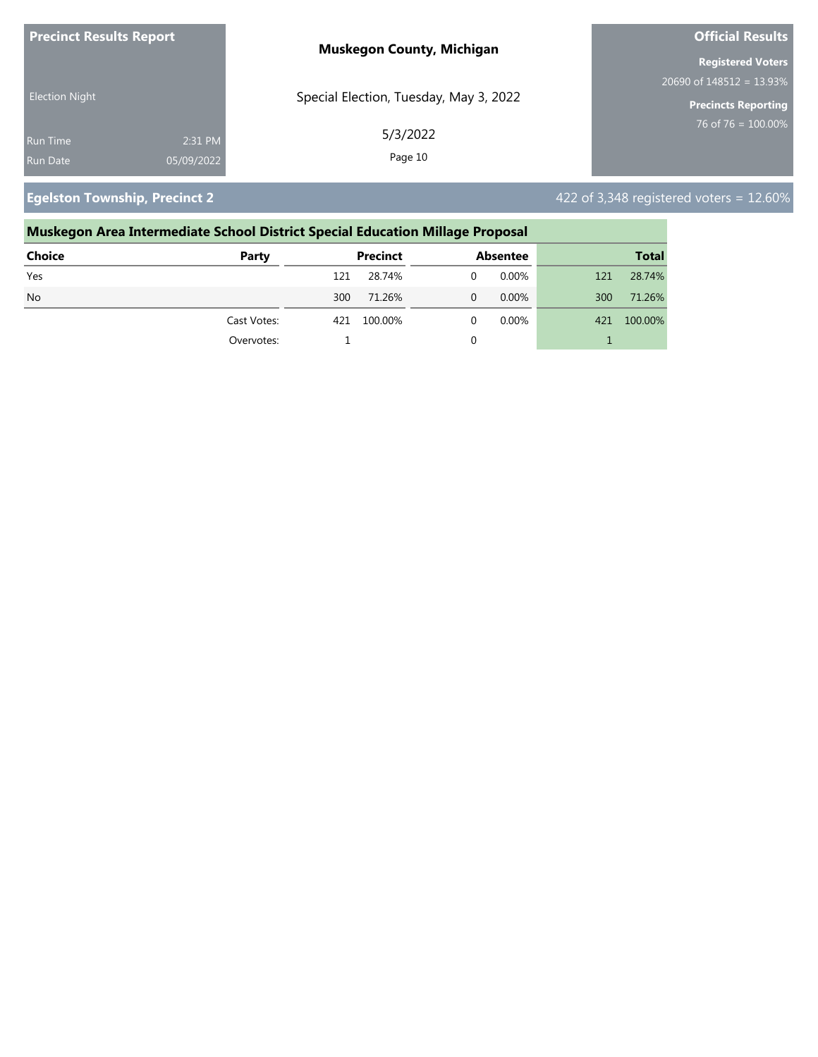**Precinct Results Report**

**Muskegon County, Michigan**

**Official Results**

Election Night

Special Election, Tuesday, May 3, 2022

5/3/2022

Run Time 2:31 PM

Run Date 05/09/2022

**Registered Voters**

20690 of 148512 = 13.93%

**Precincts Reporting**

76 of 76 = 100.00%

## Egelston Township, Precinct 2

422 of 3,348 registered voters = 12.60%

### Muskegon Area Intermediate School District Special Education Millage Proposal

| Choice | Party | Precinct | | Absentee | | Total | |
|---|---|---|---|---|---|---|---|
| Yes | | 121 | 28.74% | 0 | 0.00% | 121 | 28.74% |
| No | | 300 | 71.26% | 0 | 0.00% | 300 | 71.26% |
| | Cast Votes: | 421 | 100.00% | 0 | 0.00% | 421 | 100.00% |
| | Overvotes: | 1 | | 0 | | 1 | |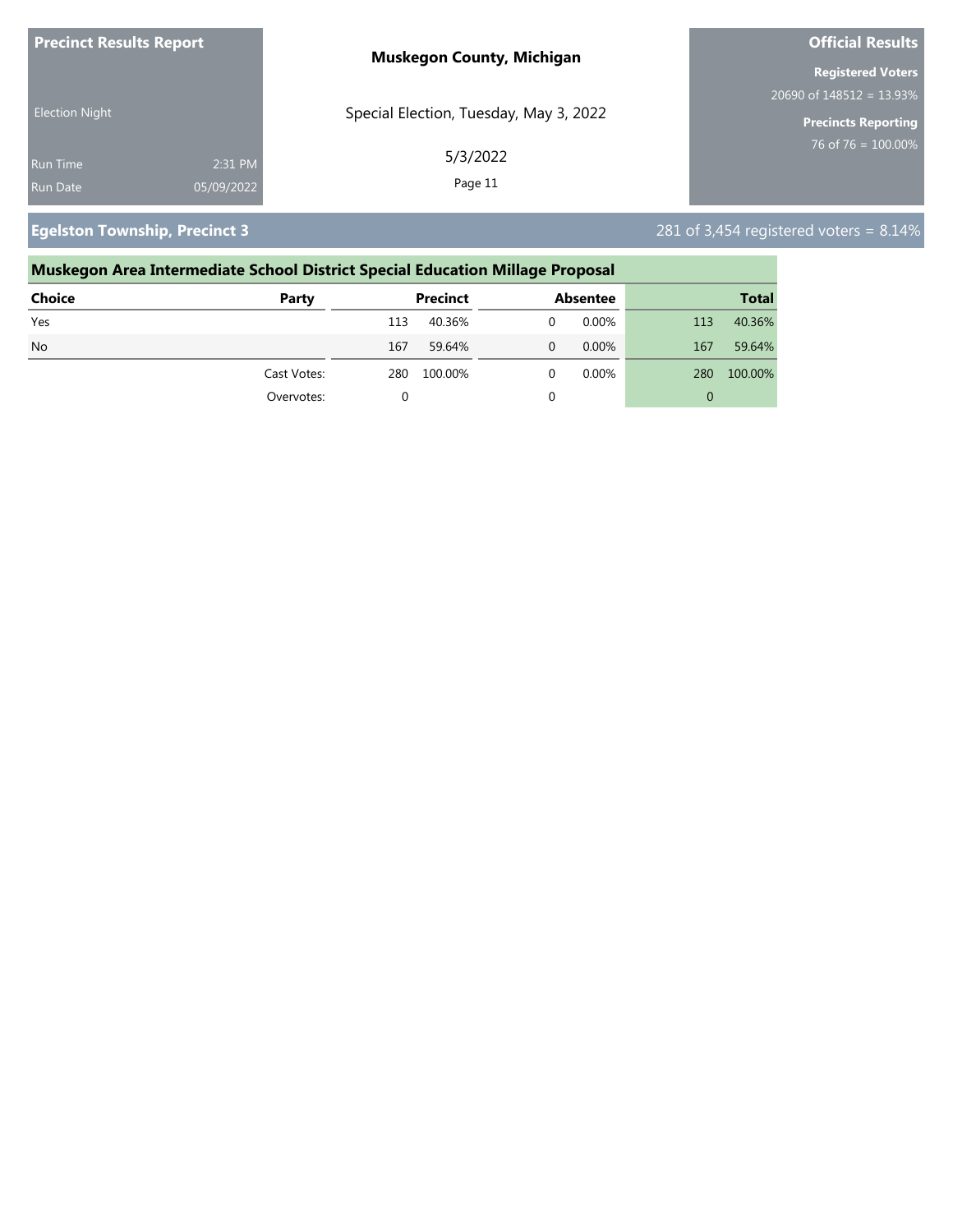**Precinct Results Report**

Election Night

Run Time 2:31 PM
Run Date 05/09/2022

**Muskegon County, Michigan**

Special Election, Tuesday, May 3, 2022

5/3/2022

**Official Results**

**Registered Voters**
20690 of 148512 = 13.93%

**Precincts Reporting**
76 of 76 = 100.00%

## Egelston Township, Precinct 3

281 of 3,454 registered voters = 8.14%

### Muskegon Area Intermediate School District Special Education Millage Proposal

| Choice | Party | Precinct | | Absentee | | Total | |
|---|---|---|---|---|---|---|---|
| Yes | | 113 | 40.36% | 0 | 0.00% | 113 | 40.36% |
| No | | 167 | 59.64% | 0 | 0.00% | 167 | 59.64% |
| | Cast Votes: | 280 | 100.00% | 0 | 0.00% | 280 | 100.00% |
| | Overvotes: | 0 | | 0 | | 0 | |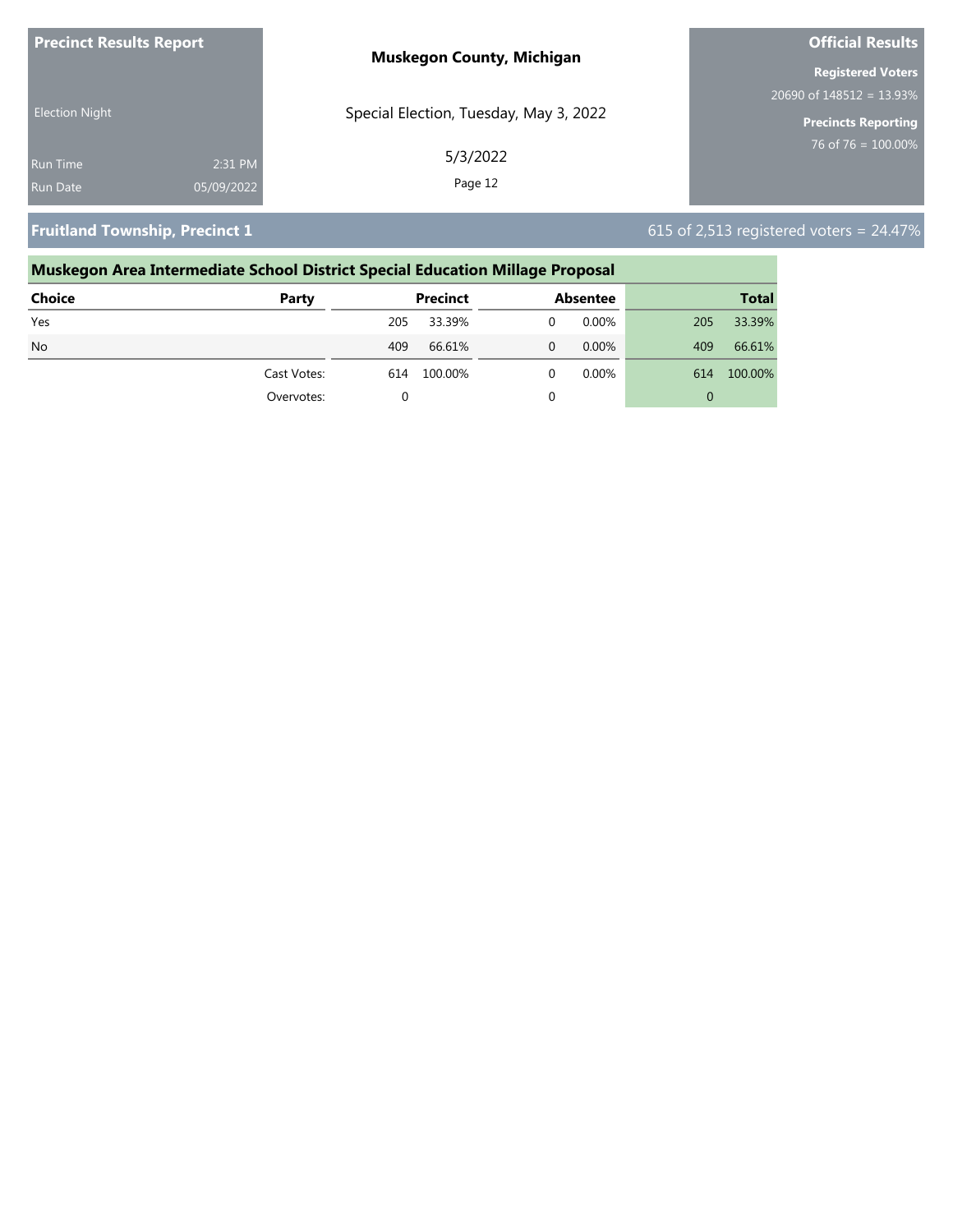**Precinct Results Report**

Election Night

Run Time 2:31 PM

Run Date 05/09/2022

**Muskegon County, Michigan**

Special Election, Tuesday, May 3, 2022

5/3/2022

**Official Results**

**Registered Voters**

20690 of 148512 = 13.93%

**Precincts Reporting**

76 of 76 = 100.00%

## Fruitland Township, Precinct 1

615 of 2,513 registered voters = 24.47%

### Muskegon Area Intermediate School District Special Education Millage Proposal

| Choice | Party | Precinct | | Absentee | | Total | |
|---|---|---|---|---|---|---|---|
| Yes | | 205 | 33.39% | 0 | 0.00% | 205 | 33.39% |
| No | | 409 | 66.61% | 0 | 0.00% | 409 | 66.61% |
| | Cast Votes: | 614 | 100.00% | 0 | 0.00% | 614 | 100.00% |
| | Overvotes: | 0 | | 0 | | 0 | |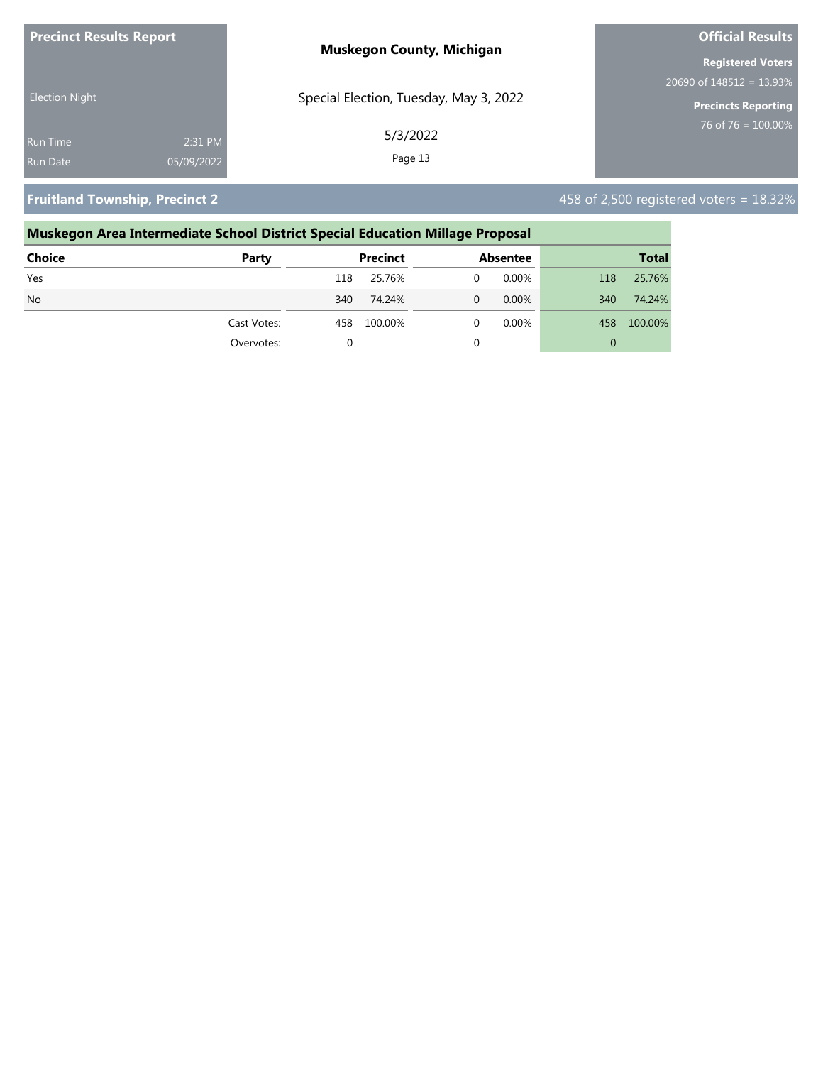**Precinct Results Report**

Election Night

Run Time 2:31 PM
Run Date 05/09/2022

**Muskegon County, Michigan**

Special Election, Tuesday, May 3, 2022

5/3/2022

**Official Results**

**Registered Voters**
20690 of 148512 = 13.93%

**Precincts Reporting**
76 of 76 = 100.00%

## Fruitland Township, Precinct 2

458 of 2,500 registered voters = 18.32%

### Muskegon Area Intermediate School District Special Education Millage Proposal

| Choice | Party | Precinct | | Absentee | | Total | |
|---|---|---|---|---|---|---|---|
| Yes | | 118 | 25.76% | 0 | 0.00% | 118 | 25.76% |
| No | | 340 | 74.24% | 0 | 0.00% | 340 | 74.24% |
| | Cast Votes: | 458 | 100.00% | 0 | 0.00% | 458 | 100.00% |
| | Overvotes: | 0 | | 0 | | 0 | |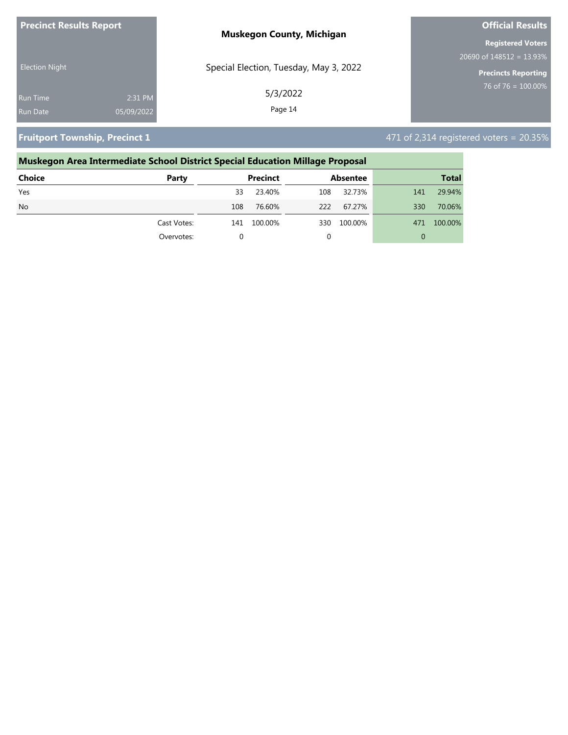**Precinct Results Report**

Election Night

Run Time 2:31 PM

Run Date 05/09/2022

**Muskegon County, Michigan**

Special Election, Tuesday, May 3, 2022

5/3/2022

**Official Results**

**Registered Voters**

20690 of 148512 = 13.93%

**Precincts Reporting**

76 of 76 = 100.00%

## Fruitport Township, Precinct 1

471 of 2,314 registered voters = 20.35%

### Muskegon Area Intermediate School District Special Education Millage Proposal

| Choice | Party | Precinct | | Absentee | | Total | |
|---|---|---|---|---|---|---|---|
| Yes | | 33 | 23.40% | 108 | 32.73% | 141 | 29.94% |
| No | | 108 | 76.60% | 222 | 67.27% | 330 | 70.06% |
| | Cast Votes: | 141 | 100.00% | 330 | 100.00% | 471 | 100.00% |
| | Overvotes: | 0 | | 0 | | 0 | |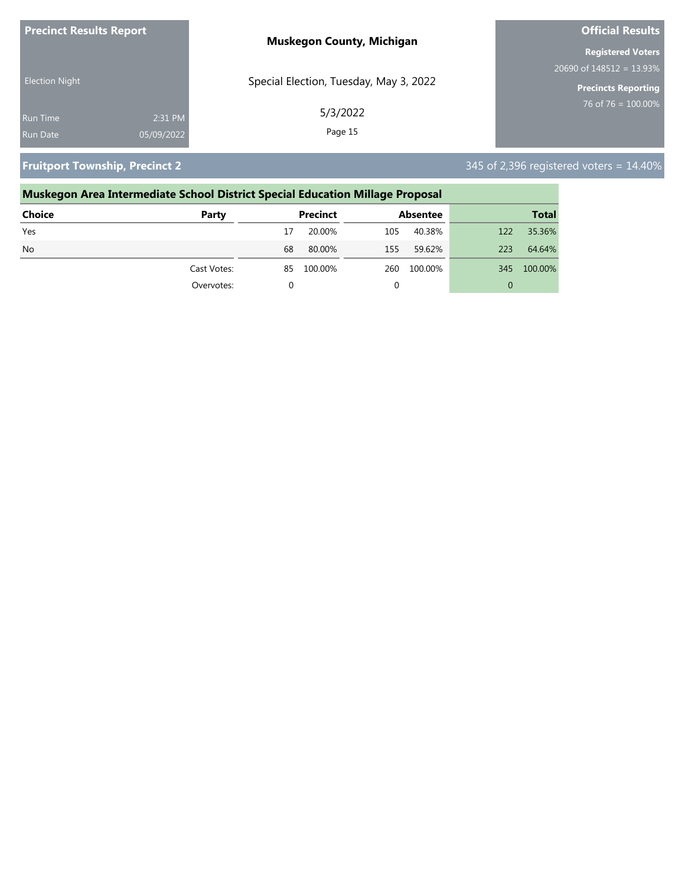**Precinct Results Report**

Election Night

Run Time 2:31 PM
Run Date 05/09/2022

**Muskegon County, Michigan**

Special Election, Tuesday, May 3, 2022

5/3/2022

**Official Results**

**Registered Voters**
20690 of 148512 = 13.93%

**Precincts Reporting**
76 of 76 = 100.00%

## Fruitport Township, Precinct 2

345 of 2,396 registered voters = 14.40%

### Muskegon Area Intermediate School District Special Education Millage Proposal

| Choice | Party | Precinct | | Absentee | | Total | |
|---|---|---|---|---|---|---|---|
| Yes | | 17 | 20.00% | 105 | 40.38% | 122 | 35.36% |
| No | | 68 | 80.00% | 155 | 59.62% | 223 | 64.64% |
| | Cast Votes: | 85 | 100.00% | 260 | 100.00% | 345 | 100.00% |
| | Overvotes: | 0 | | 0 | | 0 | |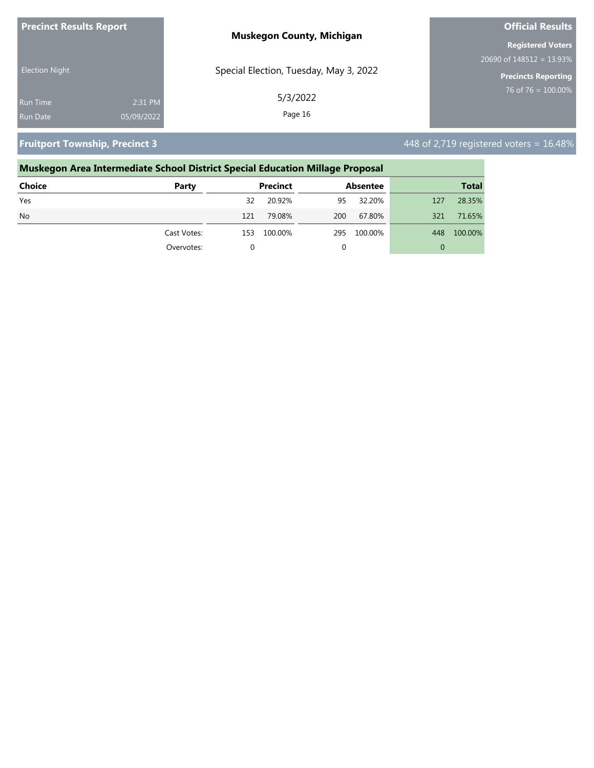**Precinct Results Report**

Election Night

Run Time 2:31 PM
Run Date 05/09/2022

**Muskegon County, Michigan**

Special Election, Tuesday, May 3, 2022

5/3/2022

**Official Results**

**Registered Voters**
20690 of 148512 = 13.93%

**Precincts Reporting**
76 of 76 = 100.00%

## Fruitport Township, Precinct 3

448 of 2,719 registered voters = 16.48%

### Muskegon Area Intermediate School District Special Education Millage Proposal

| Choice | Party | Precinct | | Absentee | | Total | |
|---|---|---|---|---|---|---|---|
| Yes | | 32 | 20.92% | 95 | 32.20% | 127 | 28.35% |
| No | | 121 | 79.08% | 200 | 67.80% | 321 | 71.65% |
| | Cast Votes: | 153 | 100.00% | 295 | 100.00% | 448 | 100.00% |
| | Overvotes: | 0 | | 0 | | 0 | |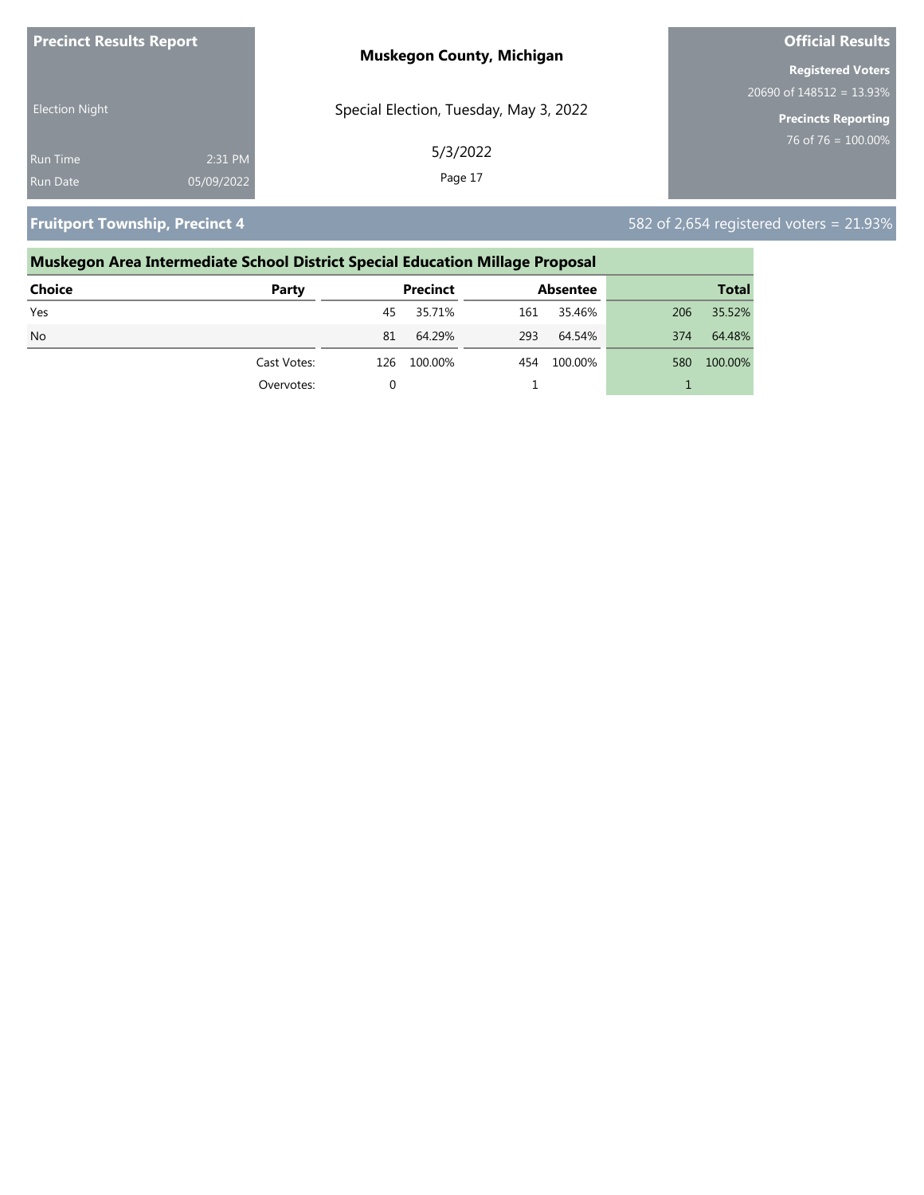**Precinct Results Report**

Election Night

Run Time 2:31 PM
Run Date 05/09/2022

**Muskegon County, Michigan**

Special Election, Tuesday, May 3, 2022

5/3/2022

**Official Results**

**Registered Voters**
20690 of 148512 = 13.93%

**Precincts Reporting**
76 of 76 = 100.00%

## Fruitport Township, Precinct 4

582 of 2,654 registered voters = 21.93%

### Muskegon Area Intermediate School District Special Education Millage Proposal

| Choice | Party | Precinct | | Absentee | | Total | |
|---|---|---|---|---|---|---|---|
| Yes | | 45 | 35.71% | 161 | 35.46% | 206 | 35.52% |
| No | | 81 | 64.29% | 293 | 64.54% | 374 | 64.48% |
| | Cast Votes: | 126 | 100.00% | 454 | 100.00% | 580 | 100.00% |
| | Overvotes: | 0 | | 1 | | 1 | |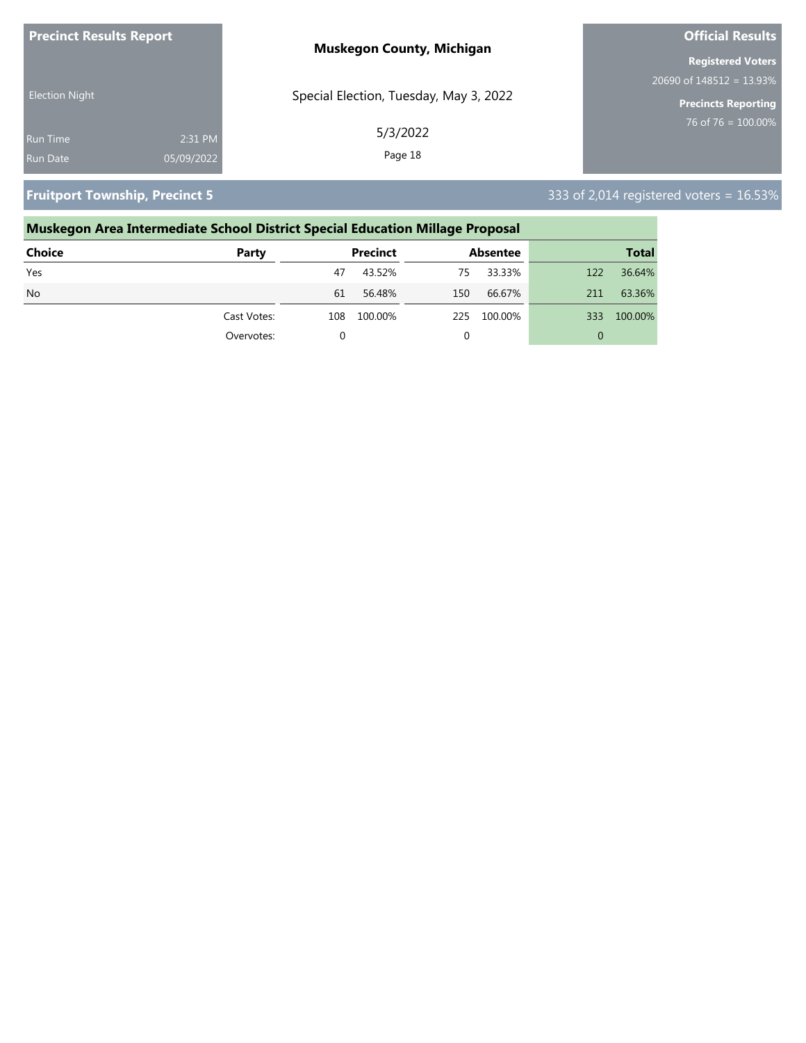**Precinct Results Report**

Election Night

Run Time 2:31 PM

Run Date 05/09/2022

**Muskegon County, Michigan**

Special Election, Tuesday, May 3, 2022

5/3/2022

**Official Results**

**Registered Voters**

20690 of 148512 = 13.93%

**Precincts Reporting**

76 of 76 = 100.00%

## Fruitport Township, Precinct 5

333 of 2,014 registered voters = 16.53%

### Muskegon Area Intermediate School District Special Education Millage Proposal

| Choice | Party | Precinct | | Absentee | | Total | |
|---|---|---|---|---|---|---|---|
| Yes | | 47 | 43.52% | 75 | 33.33% | 122 | 36.64% |
| No | | 61 | 56.48% | 150 | 66.67% | 211 | 63.36% |
| | Cast Votes: | 108 | 100.00% | 225 | 100.00% | 333 | 100.00% |
| | Overvotes: | 0 | | 0 | | 0 | |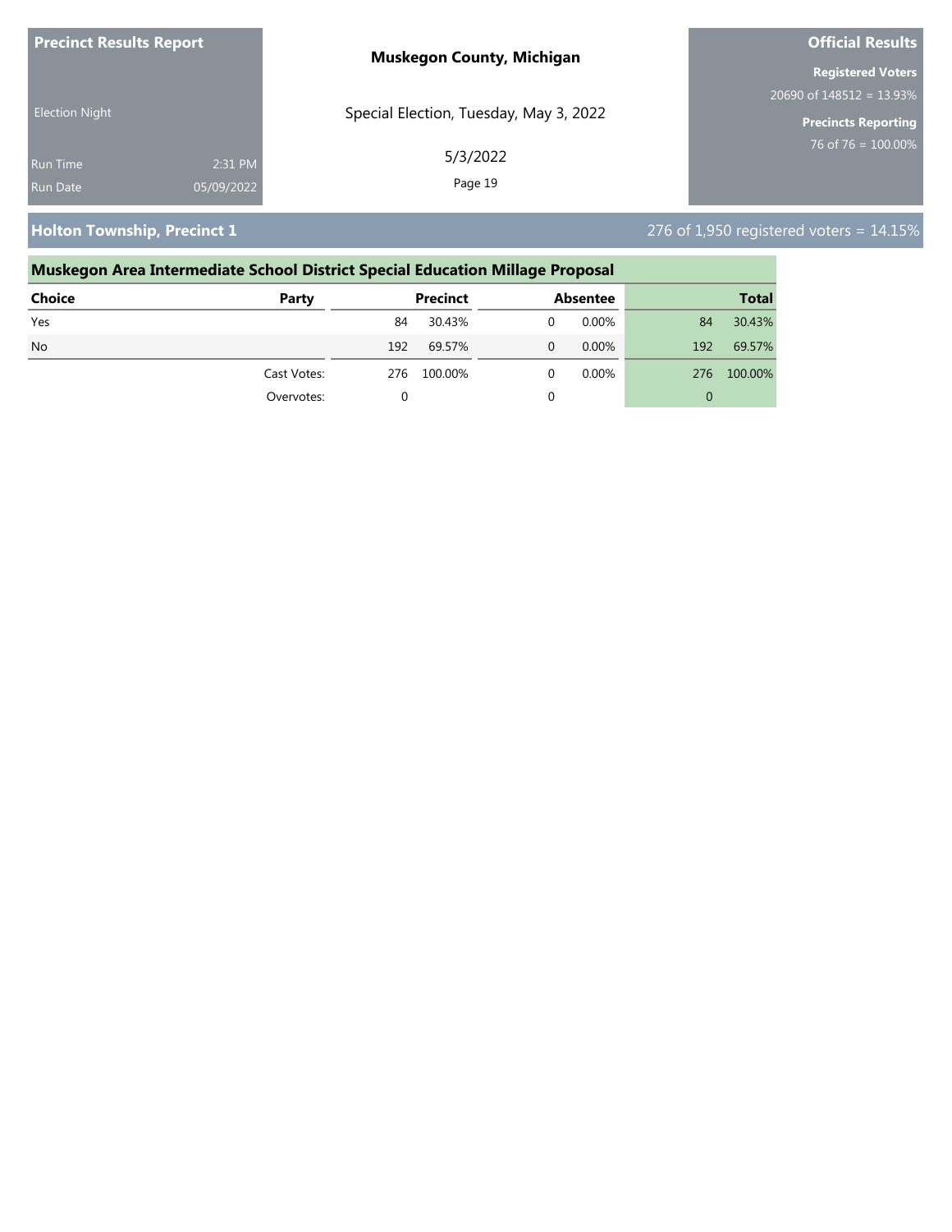**Precinct Results Report**

Election Night

Run Time 2:31 PM

Run Date 05/09/2022

**Muskegon County, Michigan**

Special Election, Tuesday, May 3, 2022

5/3/2022

**Official Results**

**Registered Voters**

20690 of 148512 = 13.93%

**Precincts Reporting**

76 of 76 = 100.00%

## Holton Township, Precinct 1

276 of 1,950 registered voters = 14.15%

### Muskegon Area Intermediate School District Special Education Millage Proposal

| Choice | Party | Precinct | | Absentee | | Total | |
|---|---|---|---|---|---|---|---|
| Yes | | 84 | 30.43% | 0 | 0.00% | 84 | 30.43% |
| No | | 192 | 69.57% | 0 | 0.00% | 192 | 69.57% |
| | Cast Votes: | 276 | 100.00% | 0 | 0.00% | 276 | 100.00% |
| | Overvotes: | 0 | | 0 | | 0 | |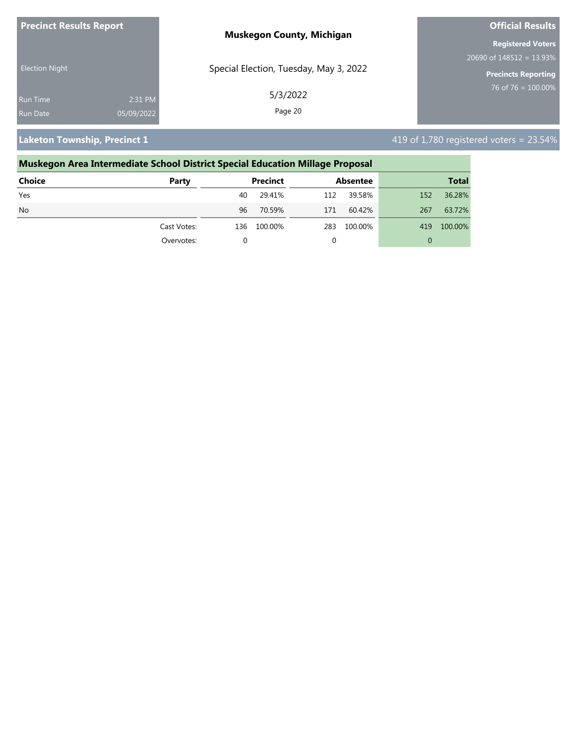**Precinct Results Report**

**Muskegon County, Michigan**

**Official Results**

Election Night

Special Election, Tuesday, May 3, 2022

5/3/2022

Run Time 2:31 PM

Run Date 05/09/2022

**Registered Voters**
20690 of 148512 = 13.93%

**Precincts Reporting**
76 of 76 = 100.00%

## Laketon Township, Precinct 1

419 of 1,780 registered voters = 23.54%

### Muskegon Area Intermediate School District Special Education Millage Proposal

| Choice | Party | Precinct | | Absentee | | Total | |
|---|---|---|---|---|---|---|---|
| Yes | | 40 | 29.41% | 112 | 39.58% | 152 | 36.28% |
| No | | 96 | 70.59% | 171 | 60.42% | 267 | 63.72% |
| | Cast Votes: | 136 | 100.00% | 283 | 100.00% | 419 | 100.00% |
| | Overvotes: | 0 | | 0 | | 0 | |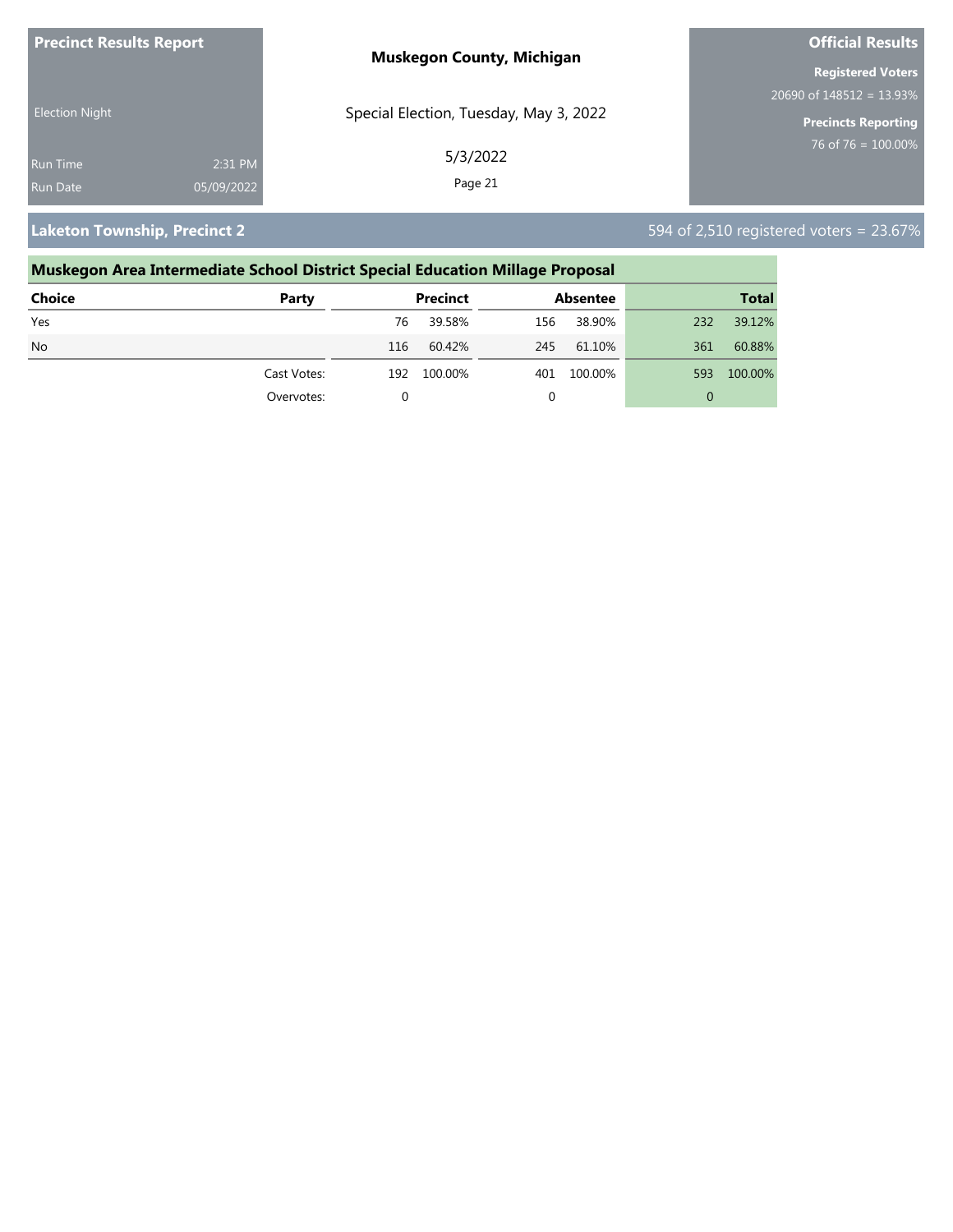**Precinct Results Report**

Election Night

Run Time 2:31 PM

Run Date 05/09/2022

**Muskegon County, Michigan**

Special Election, Tuesday, May 3, 2022

5/3/2022

**Official Results**

**Registered Voters**

20690 of 148512 = 13.93%

**Precincts Reporting**

76 of 76 = 100.00%

## Laketon Township, Precinct 2

594 of 2,510 registered voters = 23.67%

### Muskegon Area Intermediate School District Special Education Millage Proposal

| Choice | Party | Precinct | | Absentee | | Total | |
|---|---|---|---|---|---|---|---|
| Yes | | 76 | 39.58% | 156 | 38.90% | 232 | 39.12% |
| No | | 116 | 60.42% | 245 | 61.10% | 361 | 60.88% |
| | Cast Votes: | 192 | 100.00% | 401 | 100.00% | 593 | 100.00% |
| | Overvotes: | 0 | | 0 | | 0 | |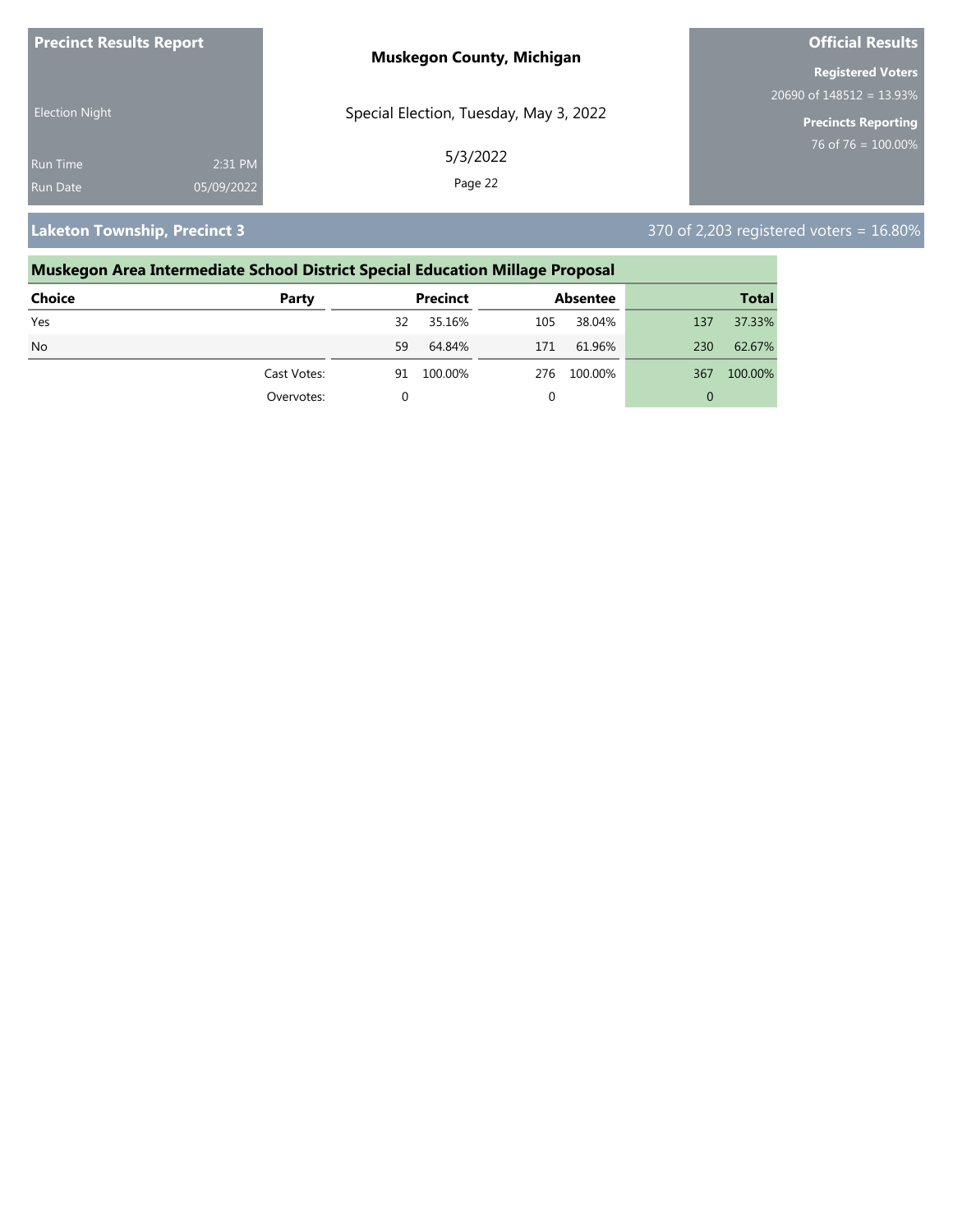**Precinct Results Report**

Election Night

Run Time 2:31 PM
Run Date 05/09/2022

**Muskegon County, Michigan**

Special Election, Tuesday, May 3, 2022

5/3/2022

**Official Results**

**Registered Voters**
20690 of 148512 = 13.93%

**Precincts Reporting**
76 of 76 = 100.00%

## Laketon Township, Precinct 3

370 of 2,203 registered voters = 16.80%

### Muskegon Area Intermediate School District Special Education Millage Proposal

| Choice | Party | Precinct | | Absentee | | Total | |
|---|---|---|---|---|---|---|---|
| Yes | | 32 | 35.16% | 105 | 38.04% | 137 | 37.33% |
| No | | 59 | 64.84% | 171 | 61.96% | 230 | 62.67% |
| | Cast Votes: | 91 | 100.00% | 276 | 100.00% | 367 | 100.00% |
| | Overvotes: | 0 | | 0 | | 0 | |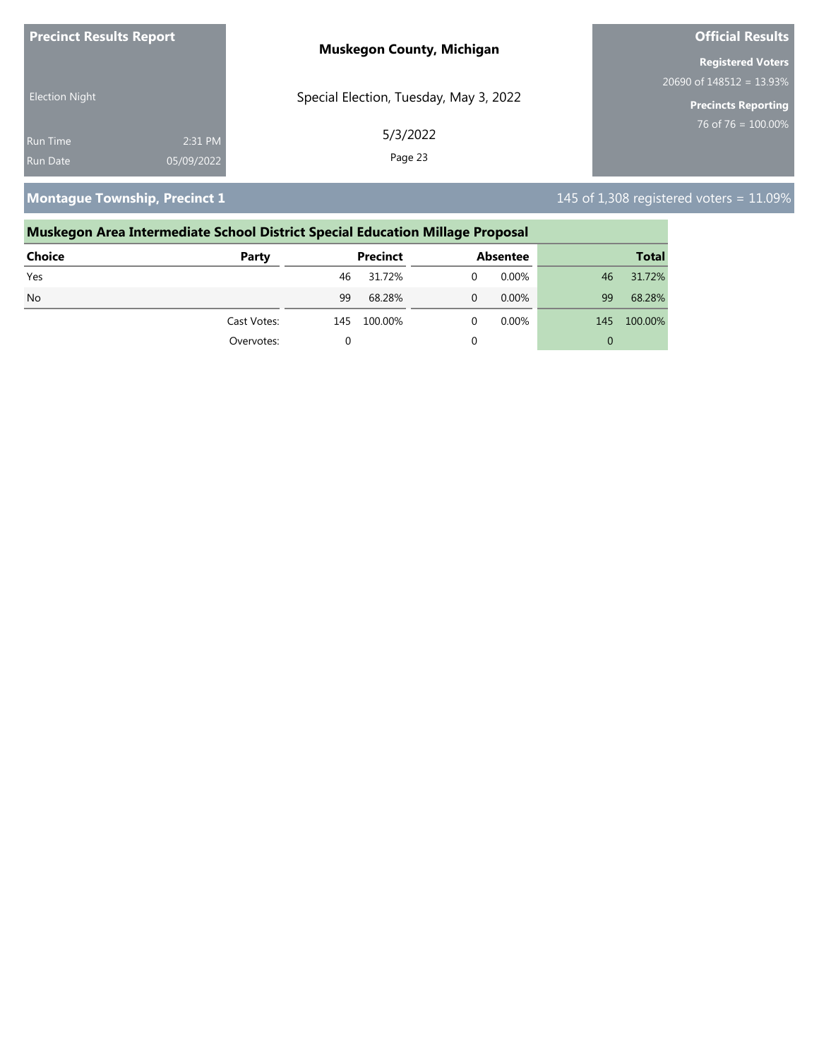**Precinct Results Report**

Election Night

Run Time 2:31 PM
Run Date 05/09/2022

**Muskegon County, Michigan**

Special Election, Tuesday, May 3, 2022

5/3/2022

**Official Results**

**Registered Voters**
20690 of 148512 = 13.93%

**Precincts Reporting**
76 of 76 = 100.00%

## Montague Township, Precinct 1

145 of 1,308 registered voters = 11.09%

### Muskegon Area Intermediate School District Special Education Millage Proposal

| Choice | Party | Precinct | | Absentee | | Total | |
|---|---|---|---|---|---|---|---|
| Yes | | 46 | 31.72% | 0 | 0.00% | 46 | 31.72% |
| No | | 99 | 68.28% | 0 | 0.00% | 99 | 68.28% |
| | Cast Votes: | 145 | 100.00% | 0 | 0.00% | 145 | 100.00% |
| | Overvotes: | 0 | | 0 | | 0 | |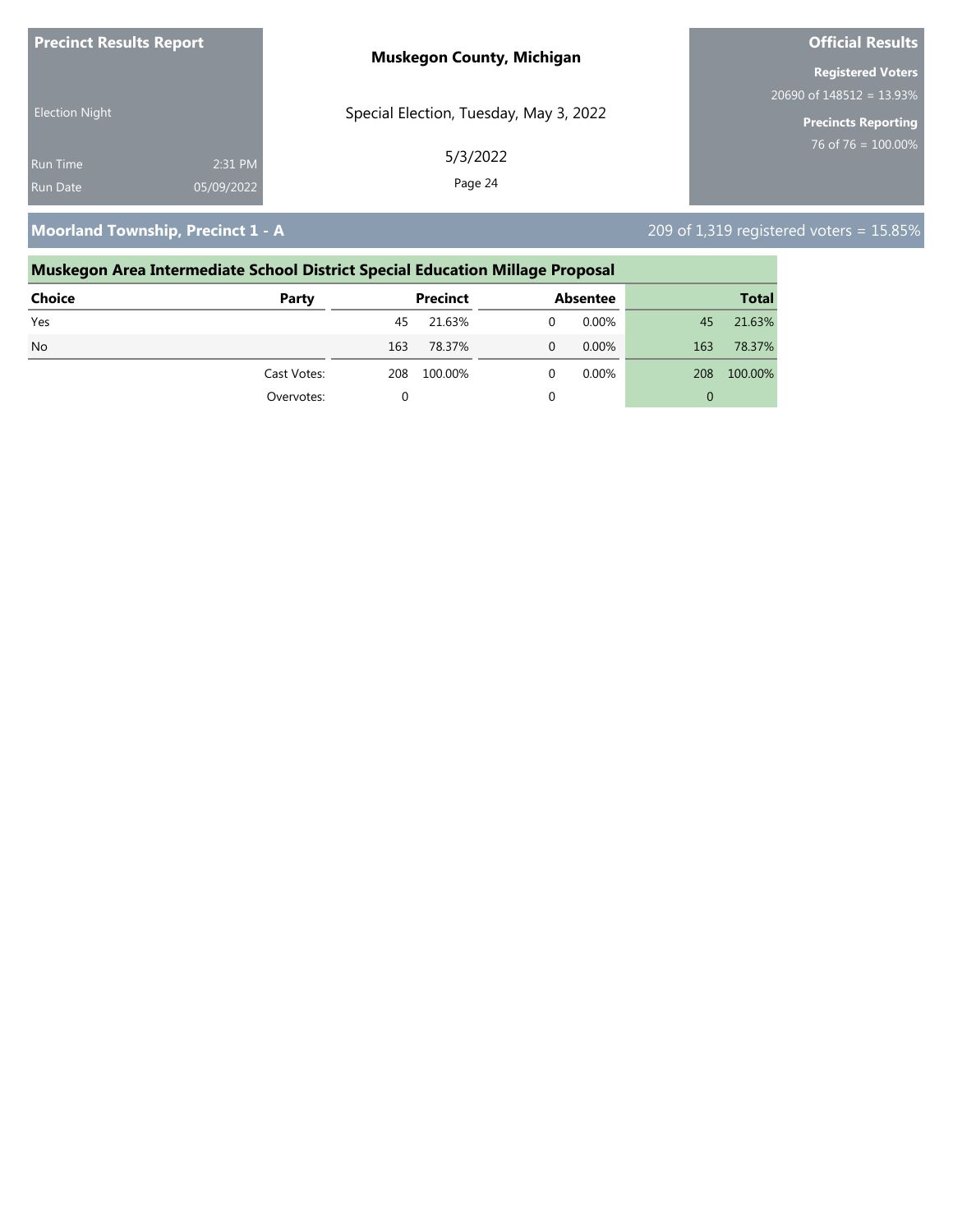**Precinct Results Report**

Election Night

Run Time 2:31 PM

Run Date 05/09/2022

**Muskegon County, Michigan**

Special Election, Tuesday, May 3, 2022

5/3/2022

**Official Results**

**Registered Voters**

20690 of 148512 = 13.93%

**Precincts Reporting**

76 of 76 = 100.00%

## Moorland Township, Precinct 1 - A

209 of 1,319 registered voters = 15.85%

### Muskegon Area Intermediate School District Special Education Millage Proposal

| Choice | Party | Precinct | | Absentee | | Total | |
|---|---|---|---|---|---|---|---|
| Yes | | 45 | 21.63% | 0 | 0.00% | 45 | 21.63% |
| No | | 163 | 78.37% | 0 | 0.00% | 163 | 78.37% |
| | Cast Votes: | 208 | 100.00% | 0 | 0.00% | 208 | 100.00% |
| | Overvotes: | 0 | | 0 | | 0 | |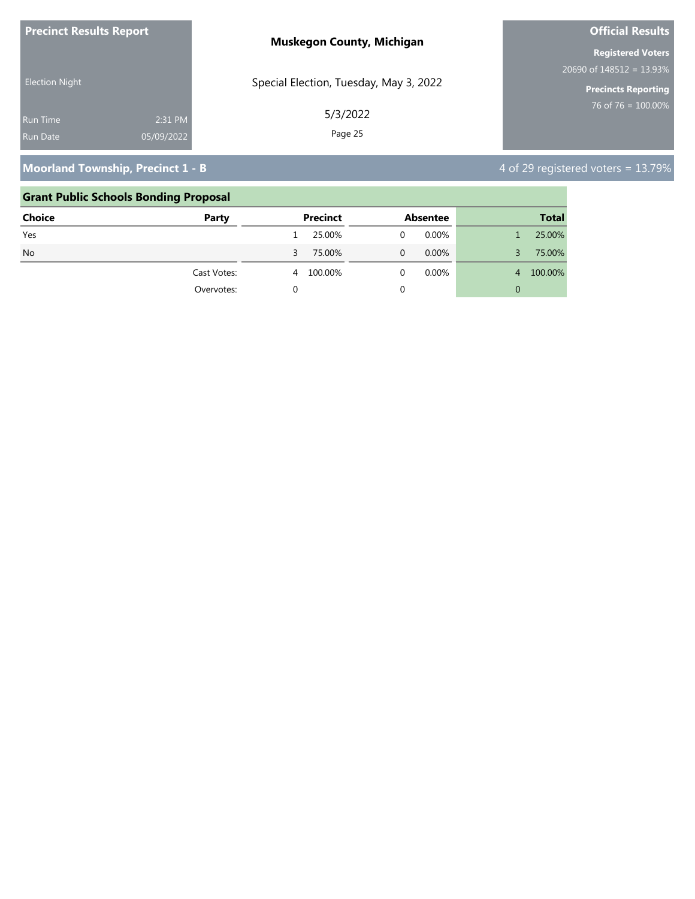## Moorland Township, Precinct 1 - B

4 of 29 registered voters = 13.79%

### Grant Public Schools Bonding Proposal

| Choice | Party | Precinct | | Absentee | | Total | |
|---|---|---|---|---|---|---|---|
| Yes | | 1 | 25.00% | 0 | 0.00% | 1 | 25.00% |
| No | | 3 | 75.00% | 0 | 0.00% | 3 | 75.00% |
| | Cast Votes: | 4 | 100.00% | 0 | 0.00% | 4 | 100.00% |
| | Overvotes: | 0 | | 0 | | 0 | |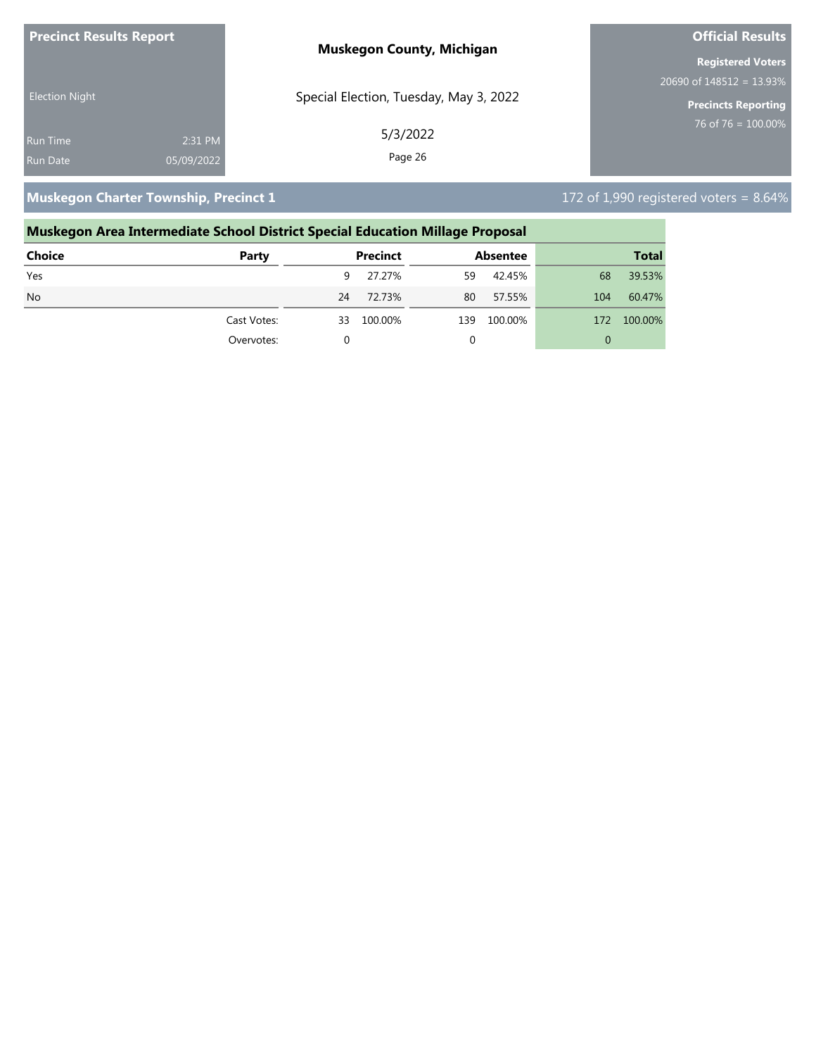**Precinct Results Report**

Election Night

Run Time 2:31 PM

Run Date 05/09/2022

**Muskegon County, Michigan**

Special Election, Tuesday, May 3, 2022

5/3/2022

**Official Results**

**Registered Voters**

20690 of 148512 = 13.93%

**Precincts Reporting**

76 of 76 = 100.00%

## Muskegon Charter Township, Precinct 1

172 of 1,990 registered voters = 8.64%

### Muskegon Area Intermediate School District Special Education Millage Proposal

| Choice | Party | Precinct | | Absentee | | Total | |
|---|---|---|---|---|---|---|---|
| Yes | | 9 | 27.27% | 59 | 42.45% | 68 | 39.53% |
| No | | 24 | 72.73% | 80 | 57.55% | 104 | 60.47% |
| | Cast Votes: | 33 | 100.00% | 139 | 100.00% | 172 | 100.00% |
| | Overvotes: | 0 | | 0 | | 0 | |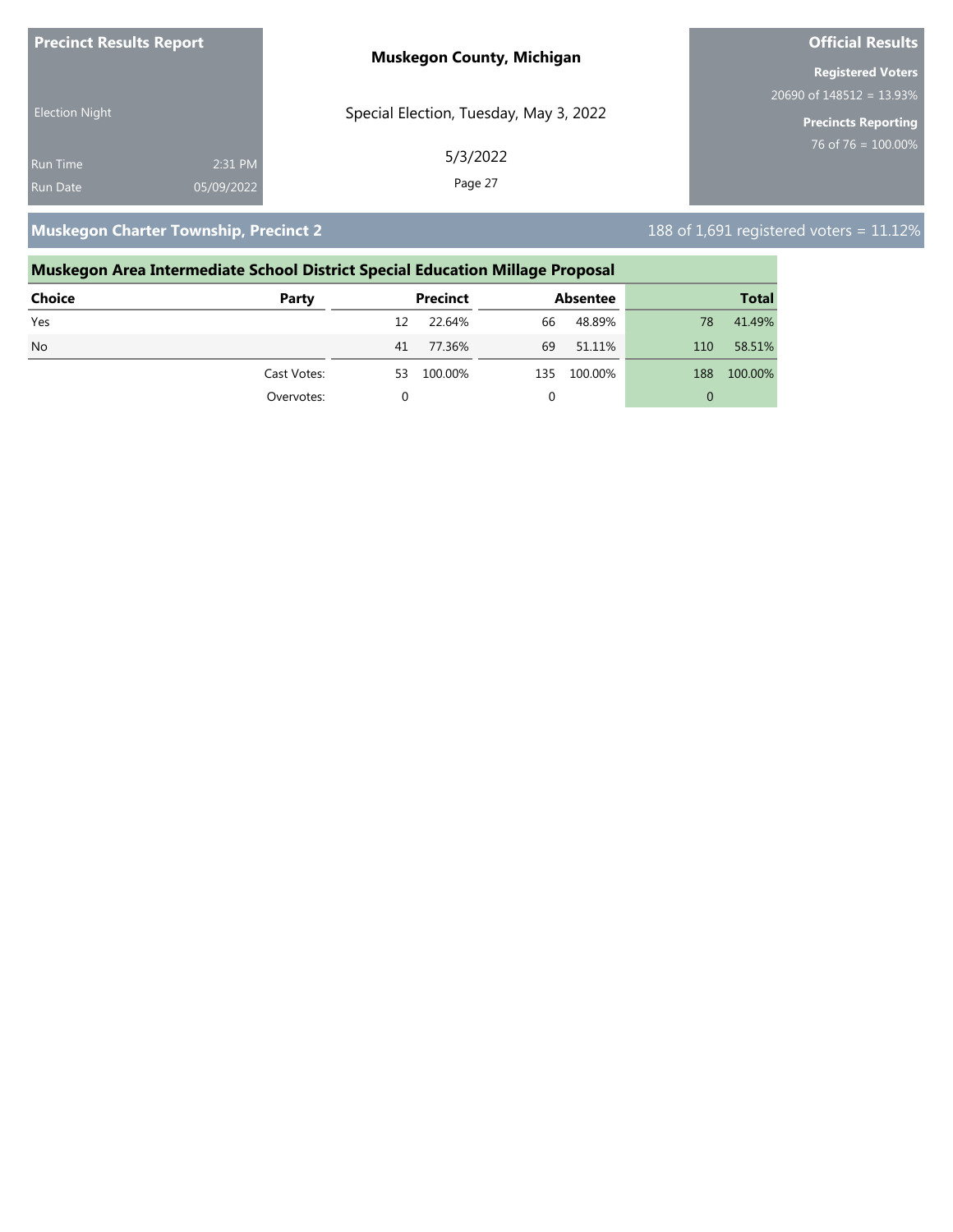**Precinct Results Report**

Election Night

Run Time 2:31 PM
Run Date 05/09/2022

**Muskegon County, Michigan**

Special Election, Tuesday, May 3, 2022

5/3/2022

**Official Results**

**Registered Voters**
20690 of 148512 = 13.93%

**Precincts Reporting**
76 of 76 = 100.00%

## Muskegon Charter Township, Precinct 2

188 of 1,691 registered voters = 11.12%

### Muskegon Area Intermediate School District Special Education Millage Proposal

| Choice | Party | Precinct | | Absentee | | Total | |
|---|---|---|---|---|---|---|---|
| Yes | | 12 | 22.64% | 66 | 48.89% | 78 | 41.49% |
| No | | 41 | 77.36% | 69 | 51.11% | 110 | 58.51% |
| | Cast Votes: | 53 | 100.00% | 135 | 100.00% | 188 | 100.00% |
| | Overvotes: | 0 | | 0 | | 0 | |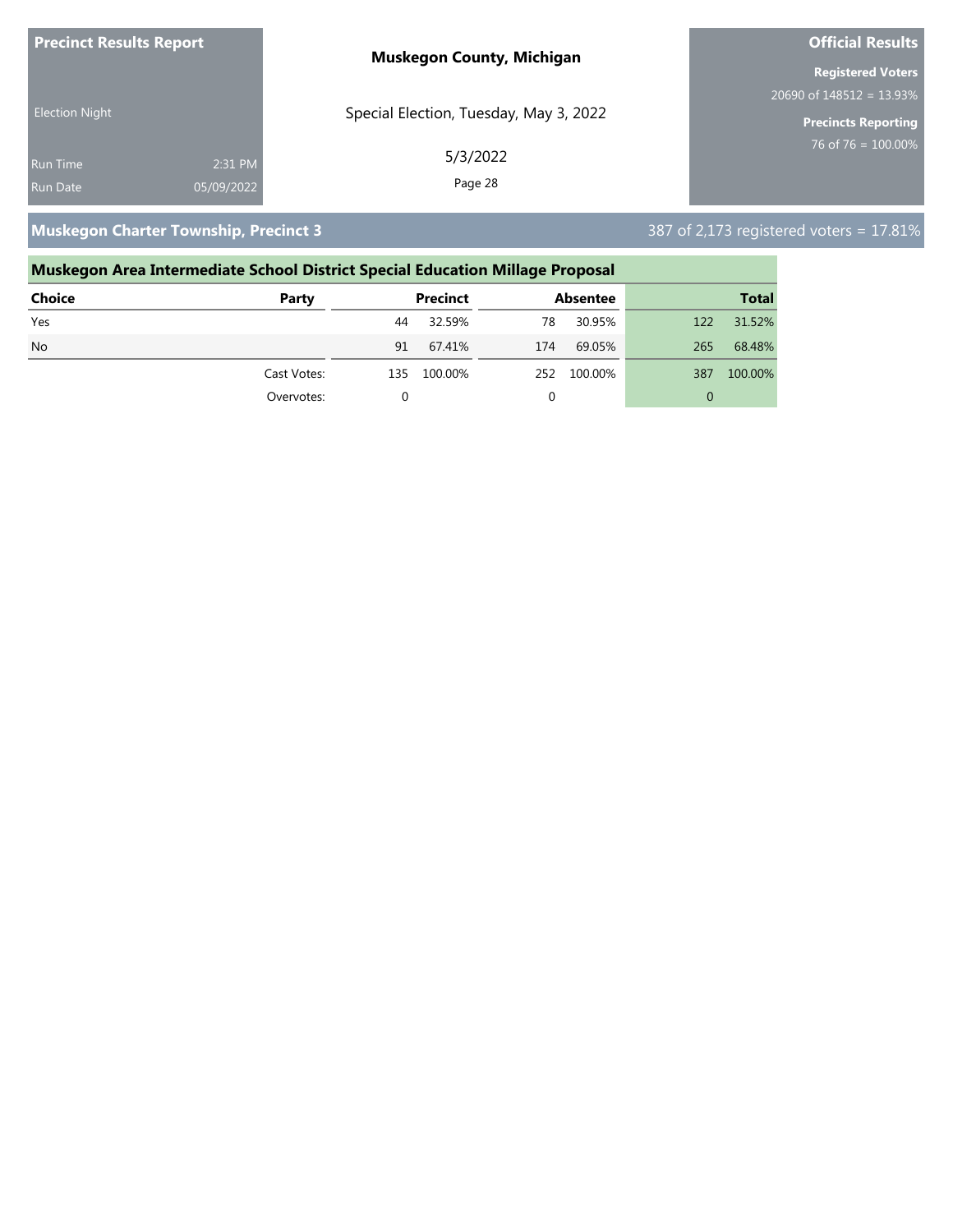**Precinct Results Report**

Election Night

Run Time 2:31 PM
Run Date 05/09/2022

**Muskegon County, Michigan**

Special Election, Tuesday, May 3, 2022

5/3/2022

**Official Results**

**Registered Voters**
20690 of 148512 = 13.93%

**Precincts Reporting**
76 of 76 = 100.00%

## Muskegon Charter Township, Precinct 3

387 of 2,173 registered voters = 17.81%

### Muskegon Area Intermediate School District Special Education Millage Proposal

| Choice | Party | Precinct | | Absentee | | Total | |
|---|---|---|---|---|---|---|---|
| Yes | | 44 | 32.59% | 78 | 30.95% | 122 | 31.52% |
| No | | 91 | 67.41% | 174 | 69.05% | 265 | 68.48% |
| | Cast Votes: | 135 | 100.00% | 252 | 100.00% | 387 | 100.00% |
| | Overvotes: | 0 | | 0 | | 0 | |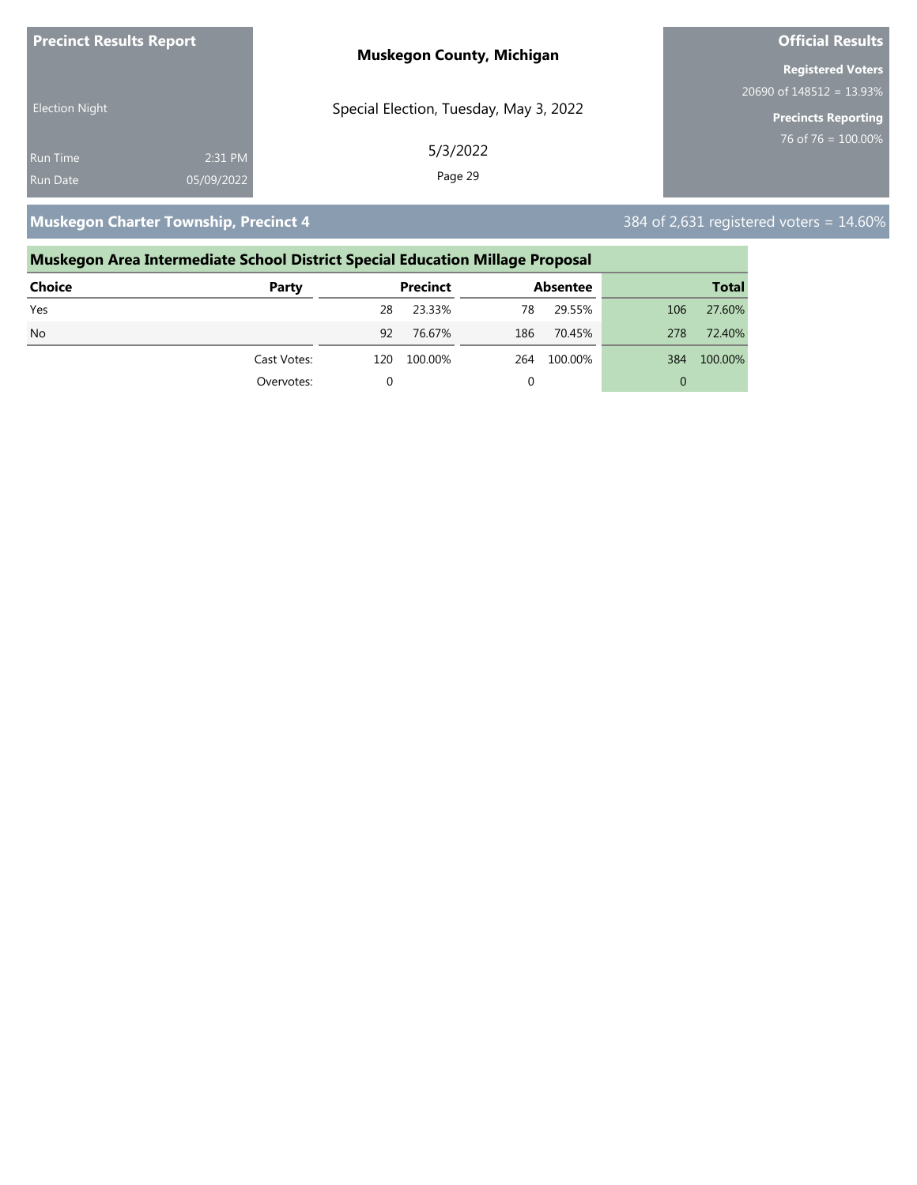**Precinct Results Report**

Election Night

Run Time 2:31 PM
Run Date 05/09/2022

**Muskegon County, Michigan**

Special Election, Tuesday, May 3, 2022

5/3/2022

**Official Results**

**Registered Voters**
20690 of 148512 = 13.93%

**Precincts Reporting**
76 of 76 = 100.00%

## Muskegon Charter Township, Precinct 4

384 of 2,631 registered voters = 14.60%

### Muskegon Area Intermediate School District Special Education Millage Proposal

| Choice | Party | Precinct | | Absentee | | Total | |
|---|---|---|---|---|---|---|---|
| Yes | | 28 | 23.33% | 78 | 29.55% | 106 | 27.60% |
| No | | 92 | 76.67% | 186 | 70.45% | 278 | 72.40% |
| | Cast Votes: | 120 | 100.00% | 264 | 100.00% | 384 | 100.00% |
| | Overvotes: | 0 | | 0 | | 0 | |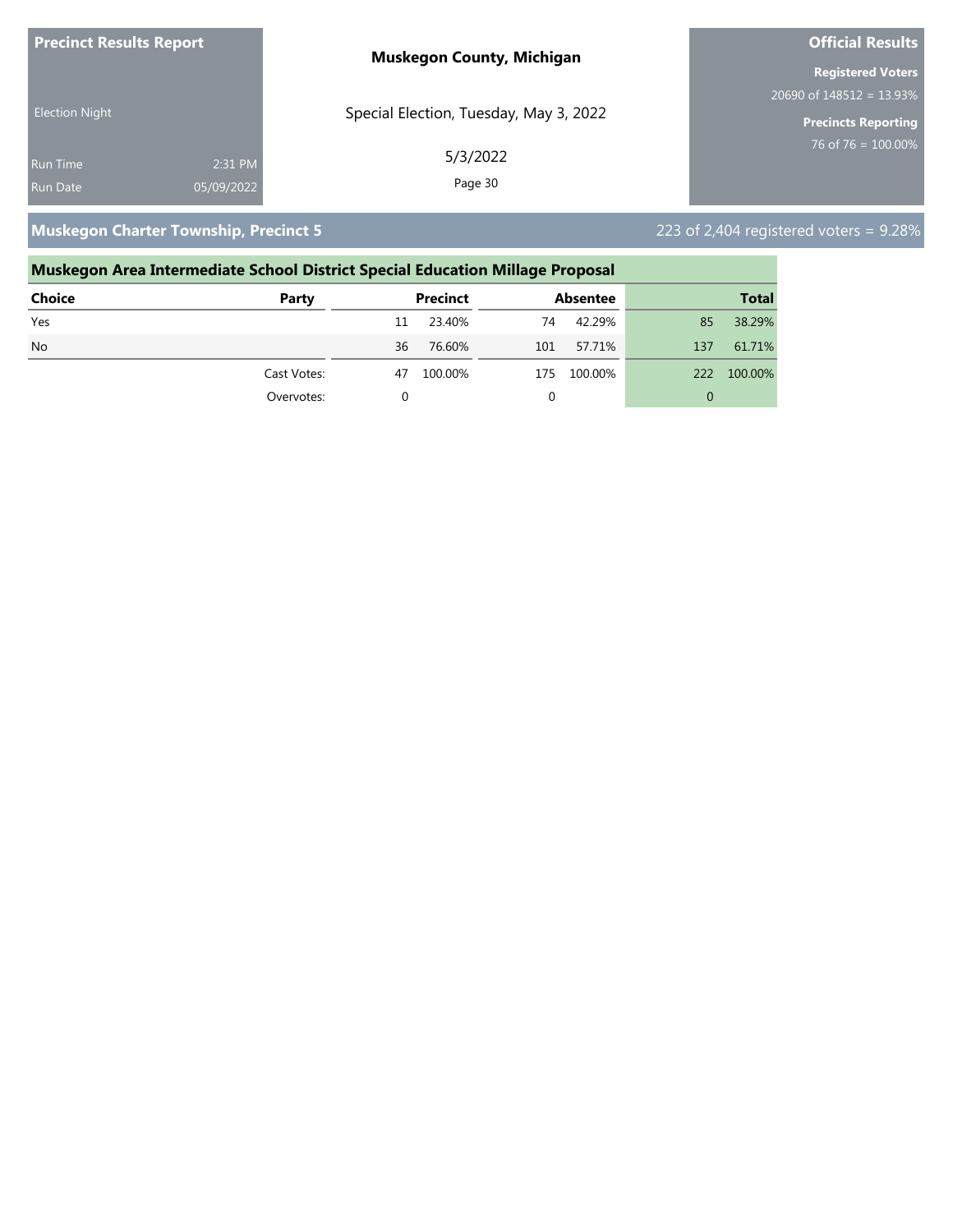**Precinct Results Report**

**Muskegon County, Michigan**

**Official Results**

Election Night

Special Election, Tuesday, May 3, 2022

**Registered Voters**
20690 of 148512 = 13.93%

**Precincts Reporting**
76 of 76 = 100.00%

Run Time 2:31 PM
Run Date 05/09/2022

5/3/2022

## Muskegon Charter Township, Precinct 5

223 of 2,404 registered voters = 9.28%

### Muskegon Area Intermediate School District Special Education Millage Proposal

| Choice | Party | Precinct | | Absentee | | Total | |
|---|---|---|---|---|---|---|---|
| Yes | | 11 | 23.40% | 74 | 42.29% | 85 | 38.29% |
| No | | 36 | 76.60% | 101 | 57.71% | 137 | 61.71% |
| | Cast Votes: | 47 | 100.00% | 175 | 100.00% | 222 | 100.00% |
| | Overvotes: | 0 | | 0 | | 0 | |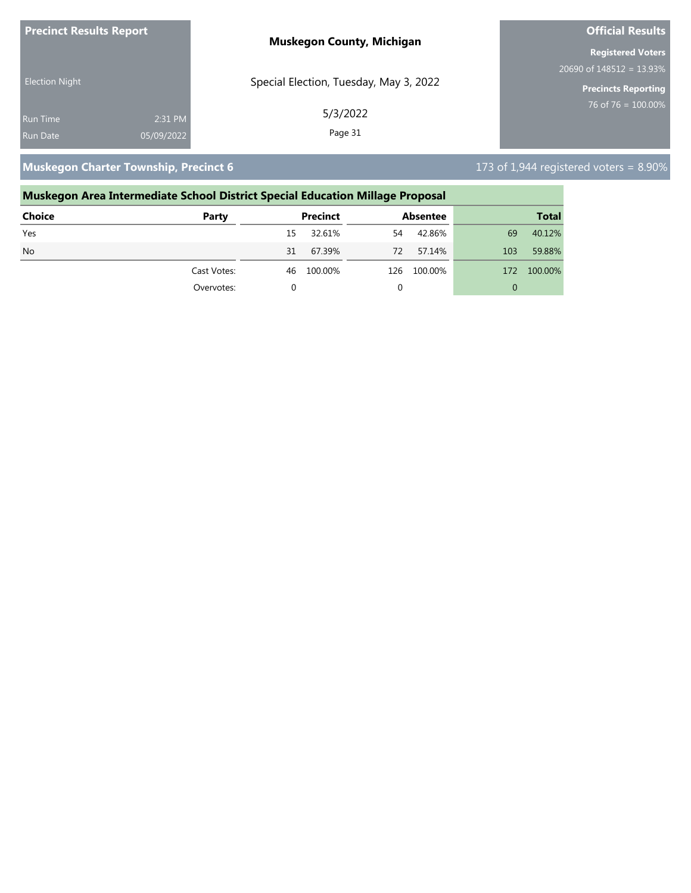**Precinct Results Report**

Election Night

Run Time 2:31 PM

Run Date 05/09/2022

**Muskegon County, Michigan**

Special Election, Tuesday, May 3, 2022

5/3/2022

**Official Results**

**Registered Voters**

20690 of 148512 = 13.93%

**Precincts Reporting**

76 of 76 = 100.00%

## Muskegon Charter Township, Precinct 6

173 of 1,944 registered voters = 8.90%

### Muskegon Area Intermediate School District Special Education Millage Proposal

| Choice | Party | Precinct | | Absentee | | Total | |
|---|---|---|---|---|---|---|---|
| Yes | | 15 | 32.61% | 54 | 42.86% | 69 | 40.12% |
| No | | 31 | 67.39% | 72 | 57.14% | 103 | 59.88% |
| | Cast Votes: | 46 | 100.00% | 126 | 100.00% | 172 | 100.00% |
| | Overvotes: | 0 | | 0 | | 0 | |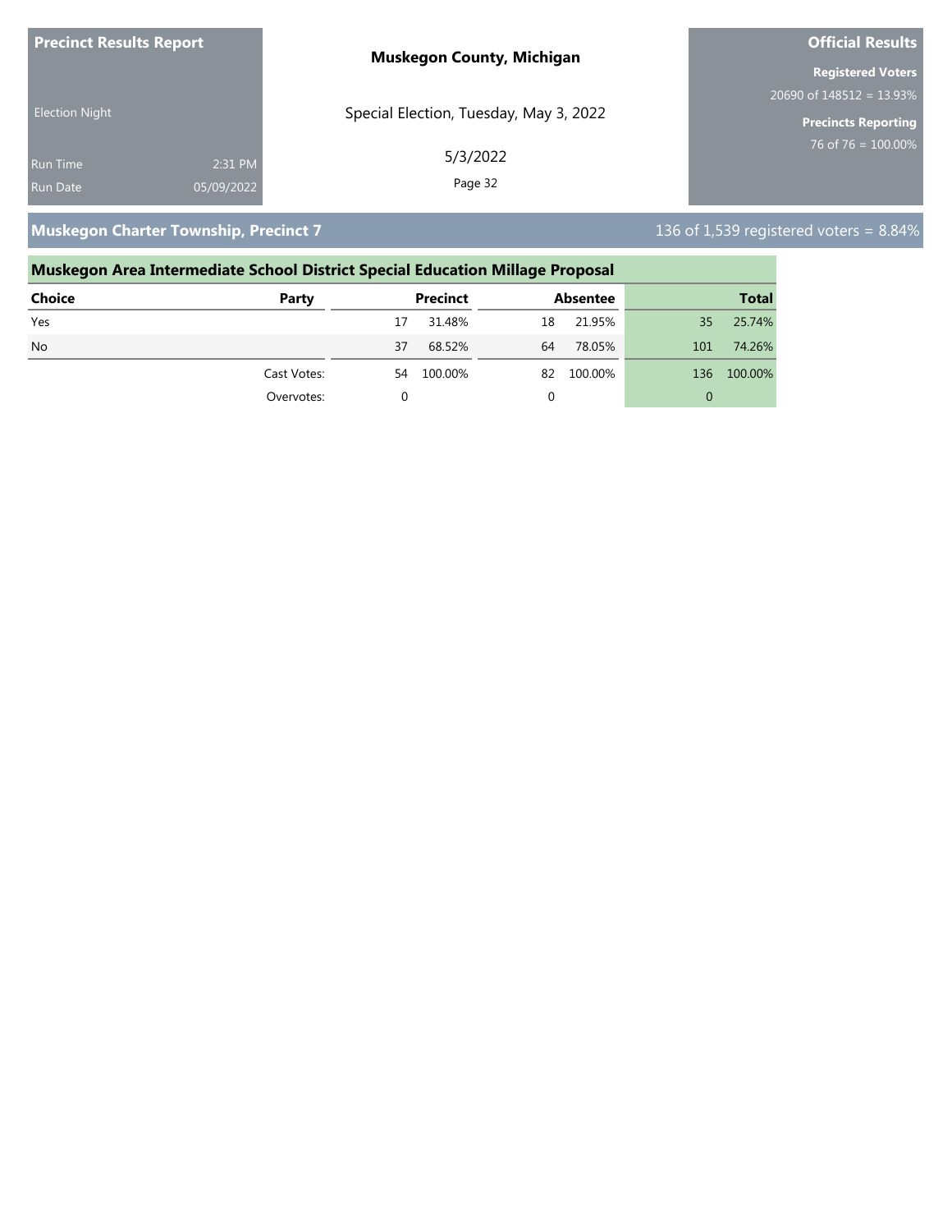**Precinct Results Report**

Election Night

Run Time 2:31 PM
Run Date 05/09/2022

**Muskegon County, Michigan**

Special Election, Tuesday, May 3, 2022

5/3/2022

**Official Results**

**Registered Voters**
20690 of 148512 = 13.93%

**Precincts Reporting**
76 of 76 = 100.00%

## Muskegon Charter Township, Precinct 7

136 of 1,539 registered voters = 8.84%

### Muskegon Area Intermediate School District Special Education Millage Proposal

| Choice | Party | Precinct | | Absentee | | Total | |
|---|---|---|---|---|---|---|---|
| Yes | | 17 | 31.48% | 18 | 21.95% | 35 | 25.74% |
| No | | 37 | 68.52% | 64 | 78.05% | 101 | 74.26% |
| | Cast Votes: | 54 | 100.00% | 82 | 100.00% | 136 | 100.00% |
| | Overvotes: | 0 | | 0 | | 0 | |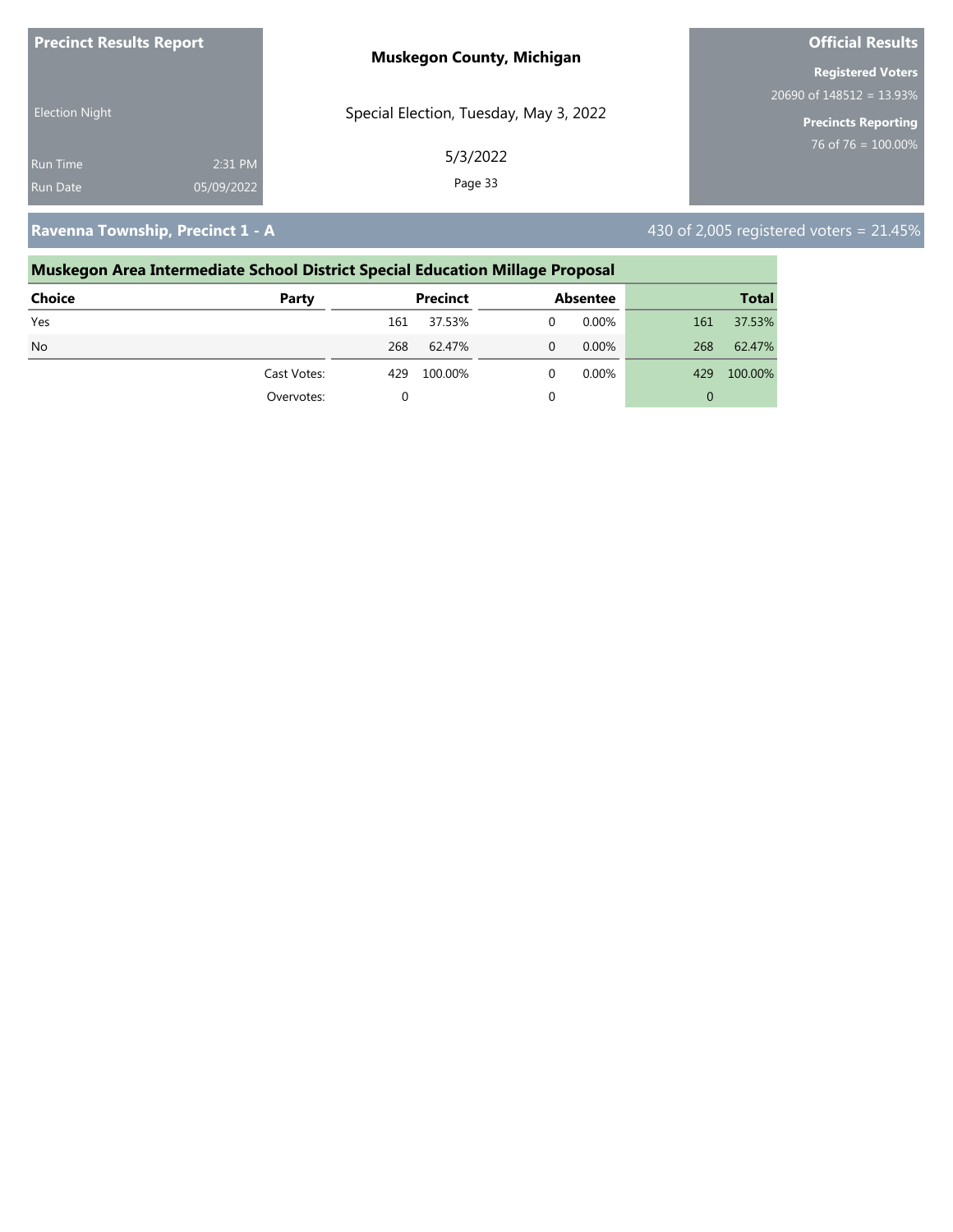**Precinct Results Report**

Election Night

Run Time 2:31 PM
Run Date 05/09/2022

**Muskegon County, Michigan**

Special Election, Tuesday, May 3, 2022

5/3/2022

**Official Results**

**Registered Voters**
20690 of 148512 = 13.93%

**Precincts Reporting**
76 of 76 = 100.00%

## Ravenna Township, Precinct 1 - A

430 of 2,005 registered voters = 21.45%

### Muskegon Area Intermediate School District Special Education Millage Proposal

| Choice | Party | Precinct | | Absentee | | Total | |
|---|---|---|---|---|---|---|---|
| Yes | | 161 | 37.53% | 0 | 0.00% | 161 | 37.53% |
| No | | 268 | 62.47% | 0 | 0.00% | 268 | 62.47% |
| | Cast Votes: | 429 | 100.00% | 0 | 0.00% | 429 | 100.00% |
| | Overvotes: | 0 | | 0 | | 0 | |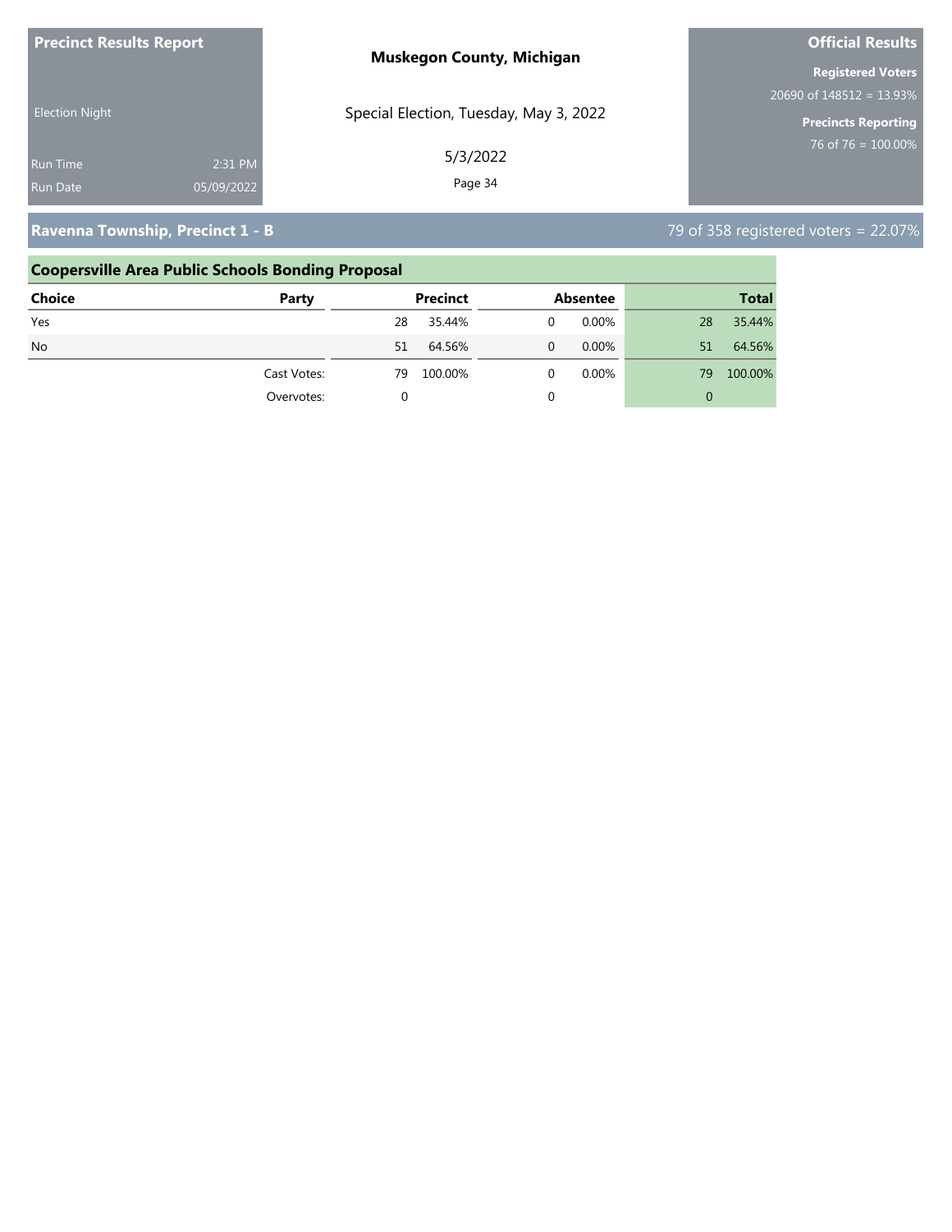**Precinct Results Report**

**Muskegon County, Michigan**

**Official Results**

Election Night

Special Election, Tuesday, May 3, 2022

5/3/2022

Run Time 2:31 PM

Run Date 05/09/2022

**Registered Voters**

20690 of 148512 = 13.93%

**Precincts Reporting**

76 of 76 = 100.00%

## Ravenna Township, Precinct 1 - B

79 of 358 registered voters = 22.07%

### Coopersville Area Public Schools Bonding Proposal

| Choice | Party | Precinct | | Absentee | | Total | |
|---|---|---|---|---|---|---|---|
| Yes | | 28 | 35.44% | 0 | 0.00% | 28 | 35.44% |
| No | | 51 | 64.56% | 0 | 0.00% | 51 | 64.56% |
| | Cast Votes: | 79 | 100.00% | 0 | 0.00% | 79 | 100.00% |
| | Overvotes: | 0 | | 0 | | 0 | |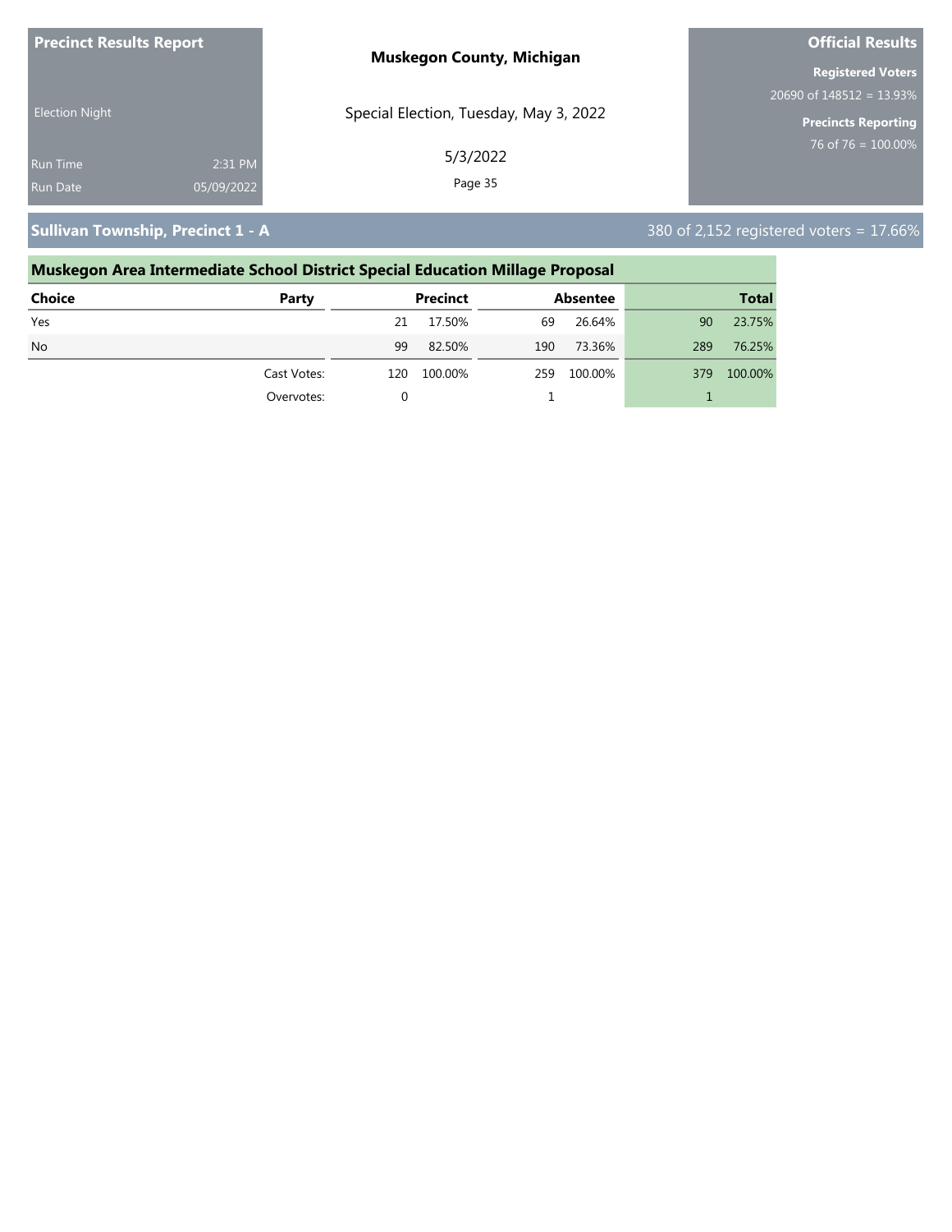**Precinct Results Report**

Election Night

Run Time 2:31 PM

Run Date 05/09/2022

**Muskegon County, Michigan**

Special Election, Tuesday, May 3, 2022

5/3/2022

**Official Results**

**Registered Voters**

20690 of 148512 = 13.93%

**Precincts Reporting**

76 of 76 = 100.00%

## Sullivan Township, Precinct 1 - A

380 of 2,152 registered voters = 17.66%

### Muskegon Area Intermediate School District Special Education Millage Proposal

| Choice | Party | Precinct | | Absentee | | Total | |
|---|---|---|---|---|---|---|---|
| Yes | | 21 | 17.50% | 69 | 26.64% | 90 | 23.75% |
| No | | 99 | 82.50% | 190 | 73.36% | 289 | 76.25% |
| | Cast Votes: | 120 | 100.00% | 259 | 100.00% | 379 | 100.00% |
| | Overvotes: | 0 | | 1 | | 1 | |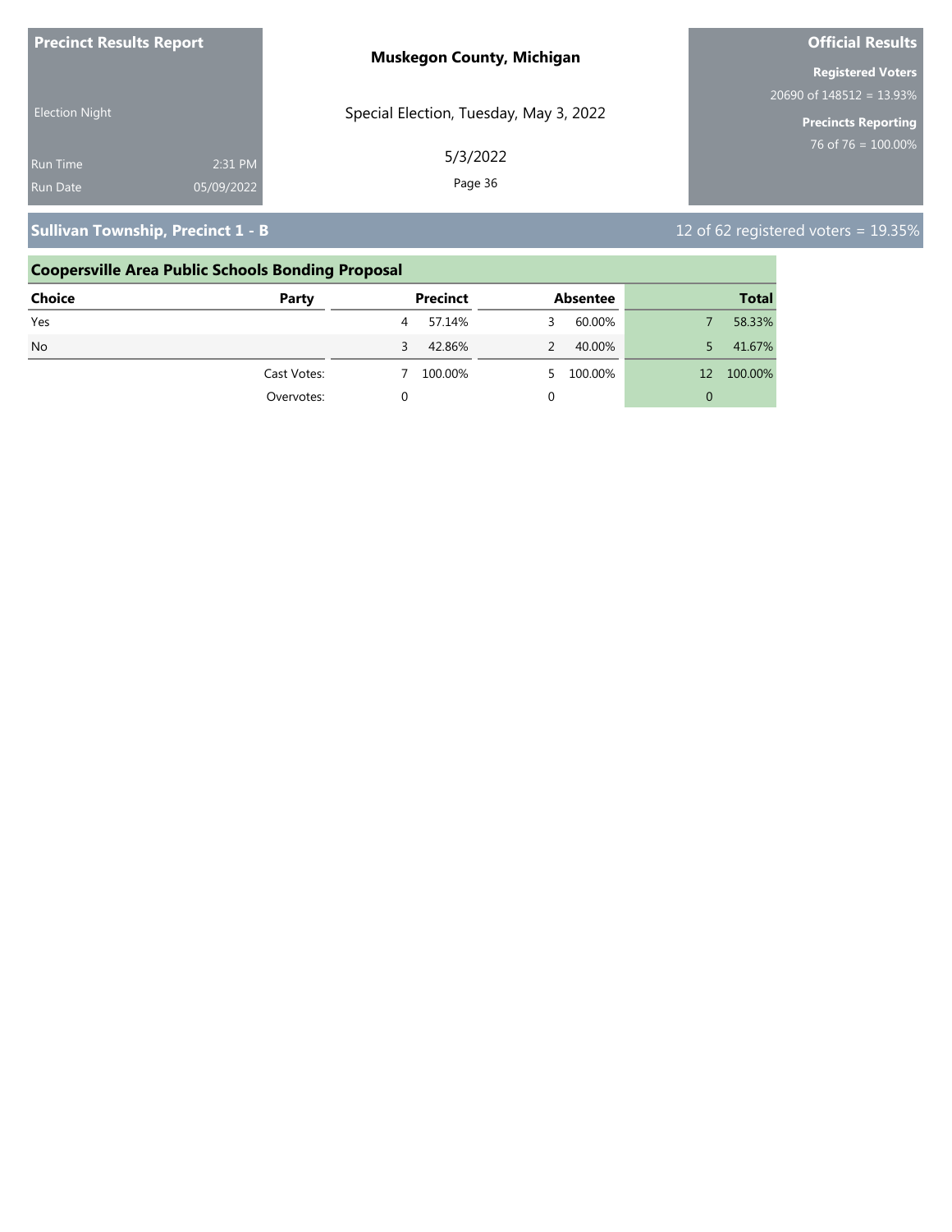**Precinct Results Report**

Election Night

Run Time 2:31 PM

Run Date 05/09/2022

**Muskegon County, Michigan**

Special Election, Tuesday, May 3, 2022

5/3/2022

**Official Results**

**Registered Voters**

20690 of 148512 = 13.93%

**Precincts Reporting**

76 of 76 = 100.00%

## Sullivan Township, Precinct 1 - B

12 of 62 registered voters = 19.35%

### Coopersville Area Public Schools Bonding Proposal

| Choice | Party | Precinct | | Absentee | | Total | |
|---|---|---|---|---|---|---|---|
| Yes | | 4 | 57.14% | 3 | 60.00% | 7 | 58.33% |
| No | | 3 | 42.86% | 2 | 40.00% | 5 | 41.67% |
| | Cast Votes: | 7 | 100.00% | 5 | 100.00% | 12 | 100.00% |
| | Overvotes: | 0 | | 0 | | 0 | |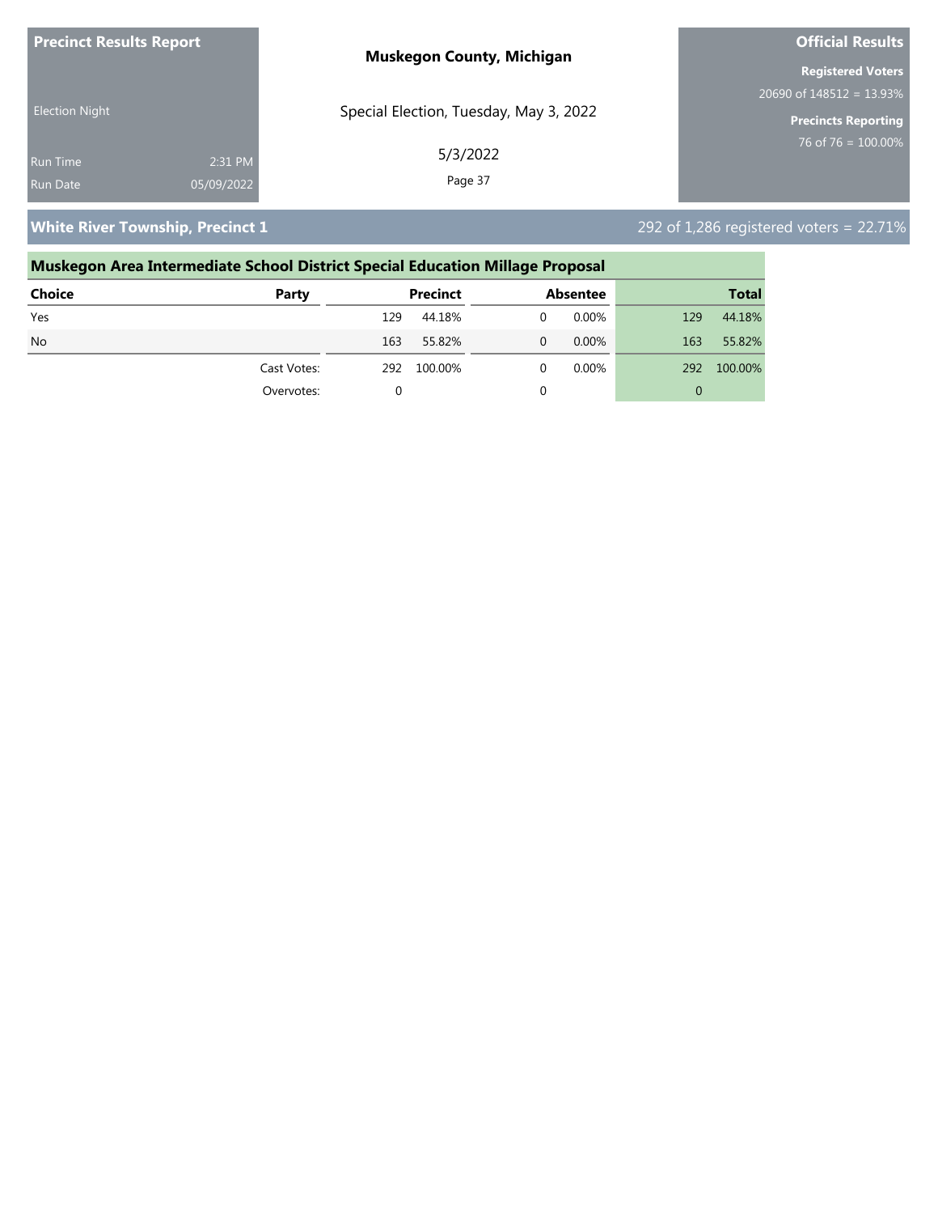**Precinct Results Report**

Election Night

Run Time 2:31 PM
Run Date 05/09/2022

**Muskegon County, Michigan**

Special Election, Tuesday, May 3, 2022

5/3/2022

**Official Results**

**Registered Voters**
20690 of 148512 = 13.93%

**Precincts Reporting**
76 of 76 = 100.00%

## White River Township, Precinct 1

292 of 1,286 registered voters = 22.71%

### Muskegon Area Intermediate School District Special Education Millage Proposal

| Choice | Party | Precinct | | Absentee | | Total | |
|---|---|---|---|---|---|---|---|
| Yes | | 129 | 44.18% | 0 | 0.00% | 129 | 44.18% |
| No | | 163 | 55.82% | 0 | 0.00% | 163 | 55.82% |
| | Cast Votes: | 292 | 100.00% | 0 | 0.00% | 292 | 100.00% |
| | Overvotes: | 0 | | 0 | | 0 | |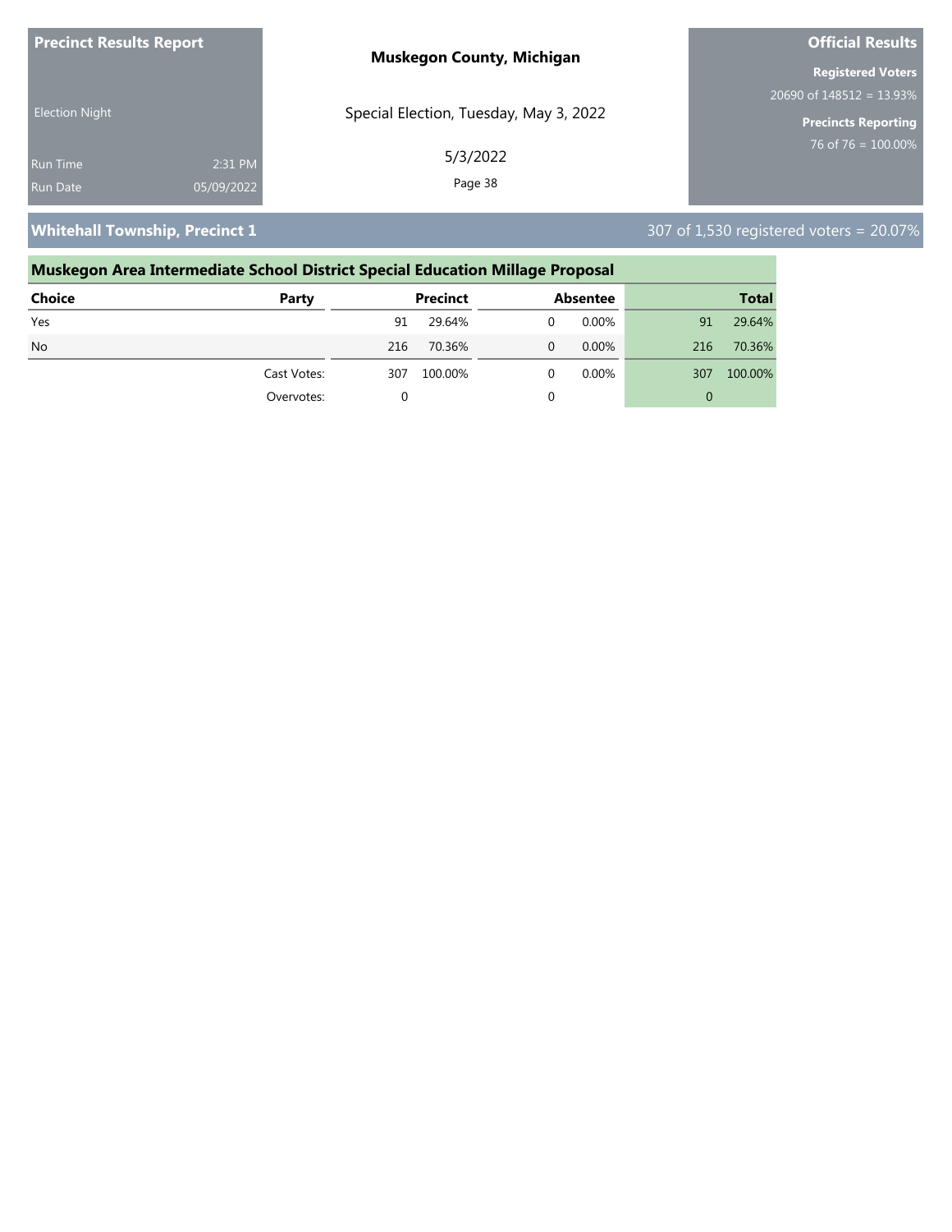**Precinct Results Report**

Election Night

Run Time 2:31 PM

Run Date 05/09/2022

**Muskegon County, Michigan**

Special Election, Tuesday, May 3, 2022

5/3/2022

**Official Results**

**Registered Voters**

20690 of 148512 = 13.93%

**Precincts Reporting**

76 of 76 = 100.00%

## Whitehall Township, Precinct 1

307 of 1,530 registered voters = 20.07%

### Muskegon Area Intermediate School District Special Education Millage Proposal

| Choice | Party | Precinct | | Absentee | | Total | |
|---|---|---|---|---|---|---|---|
| Yes | | 91 | 29.64% | 0 | 0.00% | 91 | 29.64% |
| No | | 216 | 70.36% | 0 | 0.00% | 216 | 70.36% |
| | Cast Votes: | 307 | 100.00% | 0 | 0.00% | 307 | 100.00% |
| | Overvotes: | 0 | | 0 | | 0 | |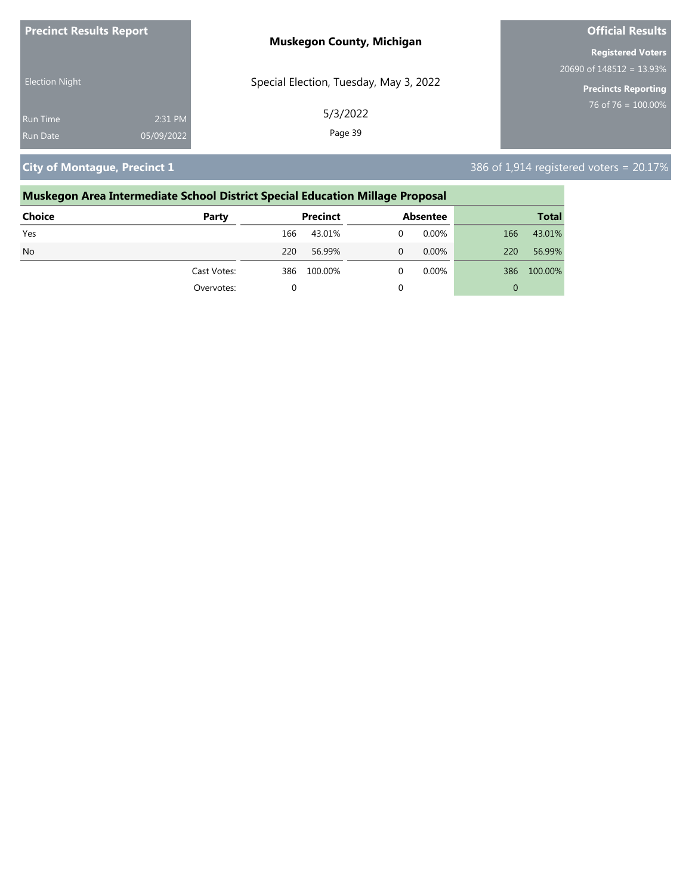**Precinct Results Report**

Election Night

Run Time 2:31 PM
Run Date 05/09/2022

**Muskegon County, Michigan**

Special Election, Tuesday, May 3, 2022

5/3/2022

**Official Results**

**Registered Voters**
20690 of 148512 = 13.93%

**Precincts Reporting**
76 of 76 = 100.00%

## City of Montague, Precinct 1

386 of 1,914 registered voters = 20.17%

### Muskegon Area Intermediate School District Special Education Millage Proposal

| Choice | Party | Precinct | | Absentee | | Total | |
|---|---|---|---|---|---|---|---|
| Yes | | 166 | 43.01% | 0 | 0.00% | 166 | 43.01% |
| No | | 220 | 56.99% | 0 | 0.00% | 220 | 56.99% |
| | Cast Votes: | 386 | 100.00% | 0 | 0.00% | 386 | 100.00% |
| | Overvotes: | 0 | | 0 | | 0 | |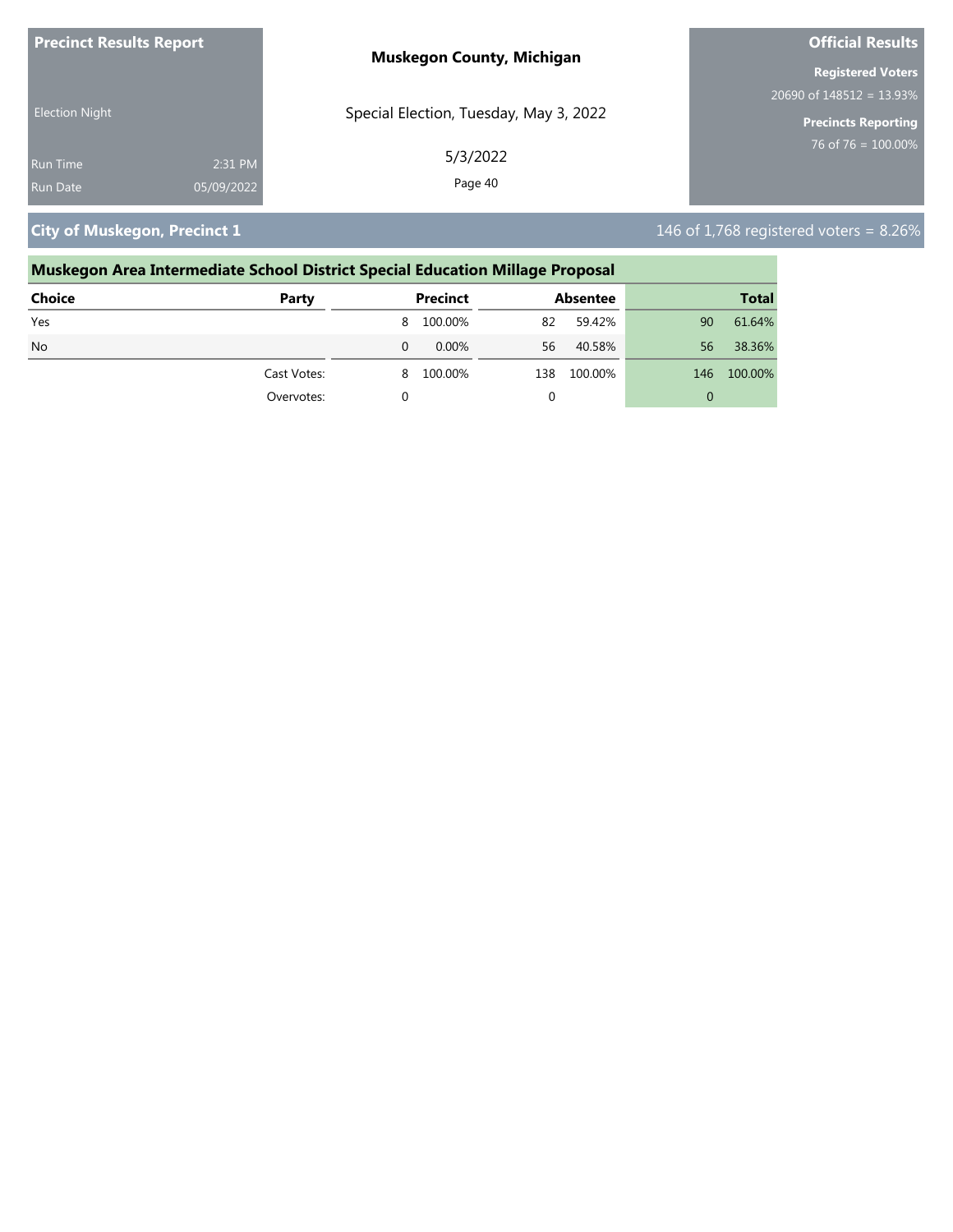**Precinct Results Report**

Election Night

Run Time 2:31 PM
Run Date 05/09/2022

**Muskegon County, Michigan**

Special Election, Tuesday, May 3, 2022

5/3/2022

**Official Results**

**Registered Voters**
20690 of 148512 = 13.93%

**Precincts Reporting**
76 of 76 = 100.00%

## City of Muskegon, Precinct 1

146 of 1,768 registered voters = 8.26%

### Muskegon Area Intermediate School District Special Education Millage Proposal

| Choice | Party | Precinct | | Absentee | | Total | |
|---|---|---|---|---|---|---|---|
| Yes | | 8 | 100.00% | 82 | 59.42% | 90 | 61.64% |
| No | | 0 | 0.00% | 56 | 40.58% | 56 | 38.36% |
| | Cast Votes: | 8 | 100.00% | 138 | 100.00% | 146 | 100.00% |
| | Overvotes: | 0 | | 0 | | 0 | |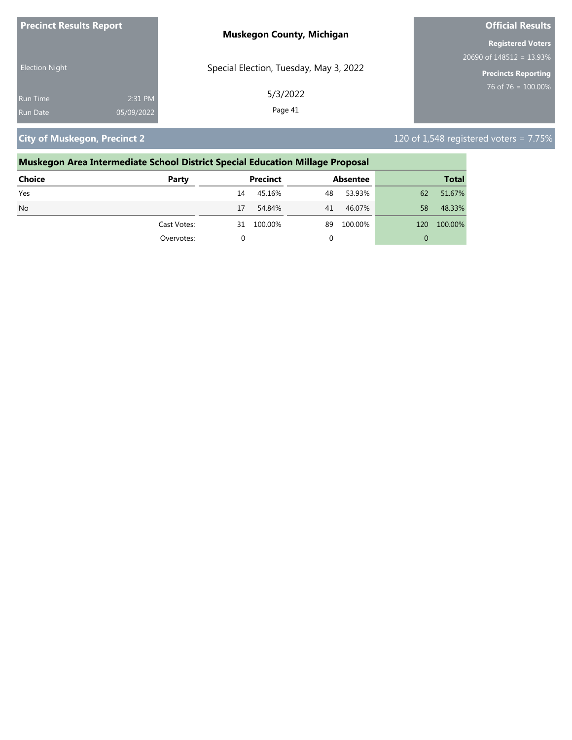**Precinct Results Report**

Election Night

Run Time 2:31 PM

Run Date 05/09/2022

**Muskegon County, Michigan**

Special Election, Tuesday, May 3, 2022

5/3/2022

**Official Results**

**Registered Voters**

20690 of 148512 = 13.93%

**Precincts Reporting**

76 of 76 = 100.00%

## City of Muskegon, Precinct 2

120 of 1,548 registered voters = 7.75%

### Muskegon Area Intermediate School District Special Education Millage Proposal

| Choice | Party | Precinct | | Absentee | | Total | |
|---|---|---|---|---|---|---|---|
| Yes | | 14 | 45.16% | 48 | 53.93% | 62 | 51.67% |
| No | | 17 | 54.84% | 41 | 46.07% | 58 | 48.33% |
| | Cast Votes: | 31 | 100.00% | 89 | 100.00% | 120 | 100.00% |
| | Overvotes: | 0 | | 0 | | 0 | |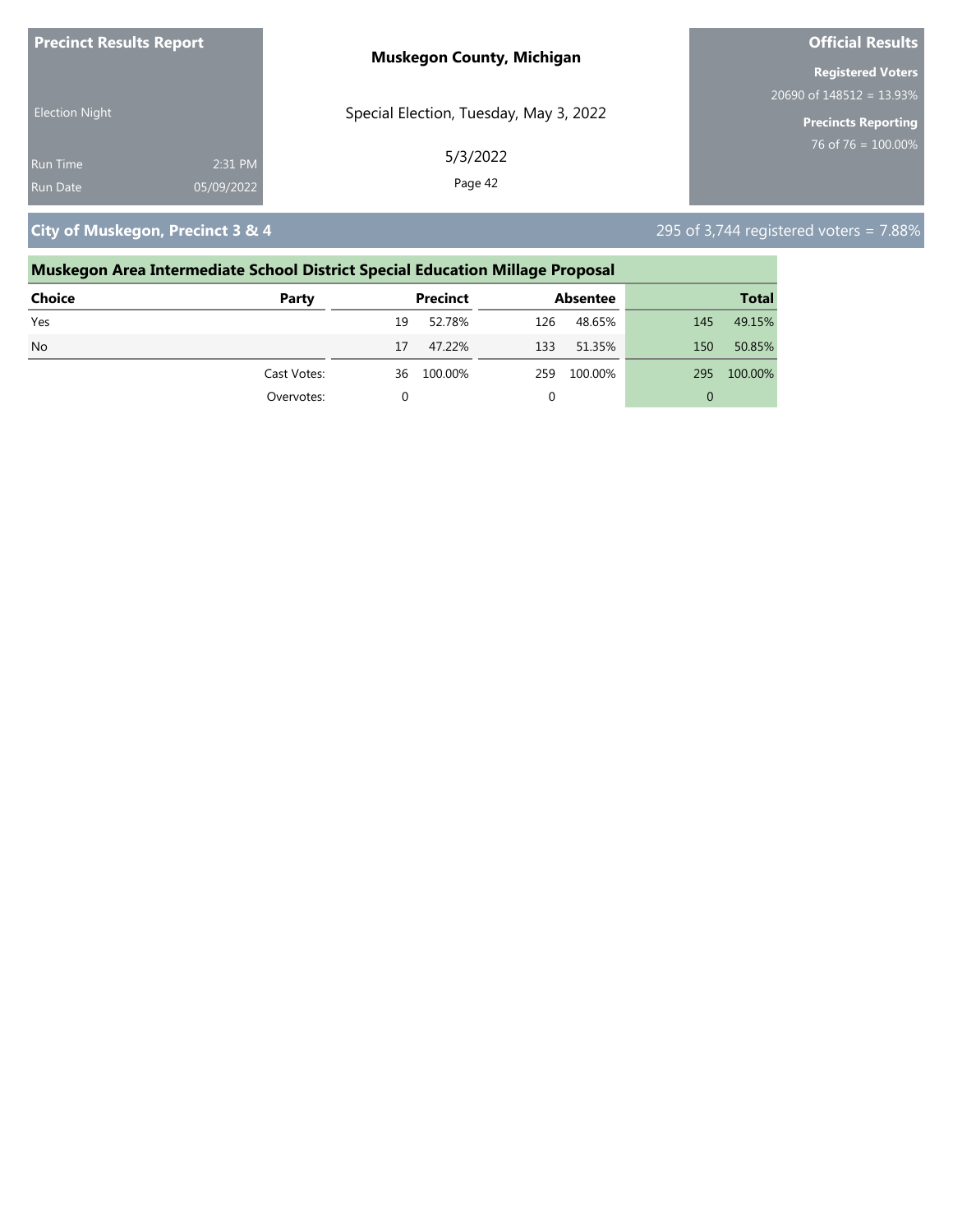**Precinct Results Report**

Election Night

Run Time 2:31 PM

Run Date 05/09/2022

**Muskegon County, Michigan**

Special Election, Tuesday, May 3, 2022

5/3/2022

**Official Results**

**Registered Voters**

20690 of 148512 = 13.93%

**Precincts Reporting**

76 of 76 = 100.00%

## City of Muskegon, Precinct 3 & 4

295 of 3,744 registered voters = 7.88%

### Muskegon Area Intermediate School District Special Education Millage Proposal

| Choice | Party | Precinct | | Absentee | | Total | |
|---|---|---|---|---|---|---|---|
| Yes | | 19 | 52.78% | 126 | 48.65% | 145 | 49.15% |
| No | | 17 | 47.22% | 133 | 51.35% | 150 | 50.85% |
| | Cast Votes: | 36 | 100.00% | 259 | 100.00% | 295 | 100.00% |
| | Overvotes: | 0 | | 0 | | 0 | |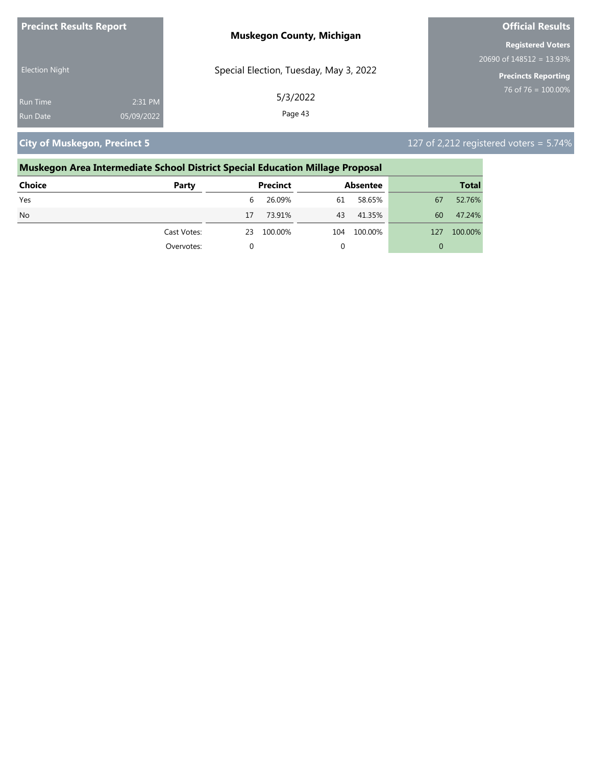**Precinct Results Report**

Election Night

Run Time 2:31 PM
Run Date 05/09/2022

**Muskegon County, Michigan**

Special Election, Tuesday, May 3, 2022

5/3/2022

**Official Results**

**Registered Voters**
20690 of 148512 = 13.93%

**Precincts Reporting**
76 of 76 = 100.00%

## City of Muskegon, Precinct 5

127 of 2,212 registered voters = 5.74%

### Muskegon Area Intermediate School District Special Education Millage Proposal

| Choice | Party | Precinct | | Absentee | | Total | |
|---|---|---|---|---|---|---|---|
| Yes | | 6 | 26.09% | 61 | 58.65% | 67 | 52.76% |
| No | | 17 | 73.91% | 43 | 41.35% | 60 | 47.24% |
| | Cast Votes: | 23 | 100.00% | 104 | 100.00% | 127 | 100.00% |
| | Overvotes: | 0 | | 0 | | 0 | |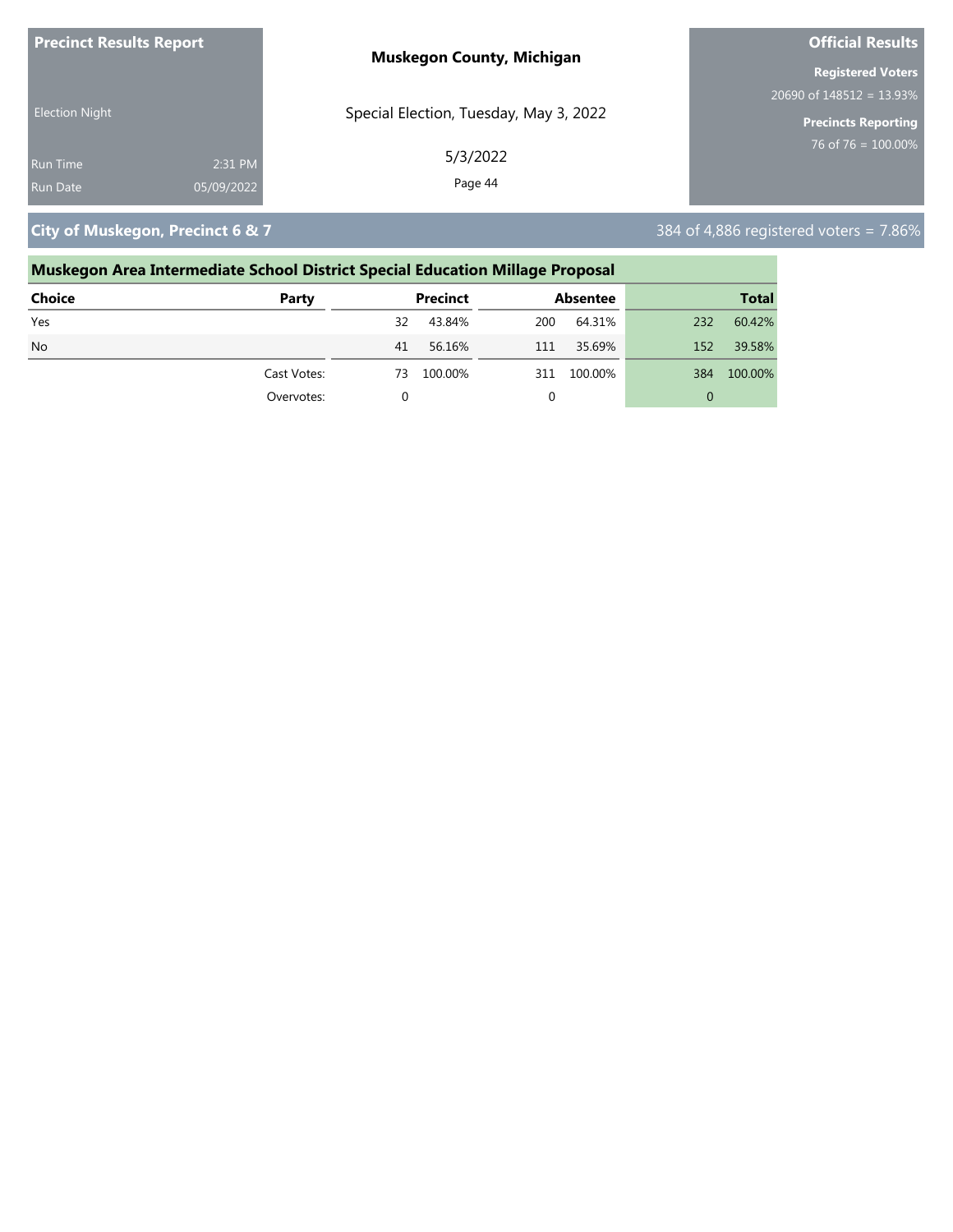**Precinct Results Report**

Election Night

Run Time 2:31 PM

Run Date 05/09/2022

**Muskegon County, Michigan**

Special Election, Tuesday, May 3, 2022

5/3/2022

**Official Results**

**Registered Voters**

20690 of 148512 = 13.93%

**Precincts Reporting**

76 of 76 = 100.00%

## City of Muskegon, Precinct 6 & 7

384 of 4,886 registered voters = 7.86%

### Muskegon Area Intermediate School District Special Education Millage Proposal

| Choice | Party | Precinct | | Absentee | | Total | |
|---|---|---|---|---|---|---|---|
| Yes | | 32 | 43.84% | 200 | 64.31% | 232 | 60.42% |
| No | | 41 | 56.16% | 111 | 35.69% | 152 | 39.58% |
| | Cast Votes: | 73 | 100.00% | 311 | 100.00% | 384 | 100.00% |
| | Overvotes: | 0 | | 0 | | 0 | |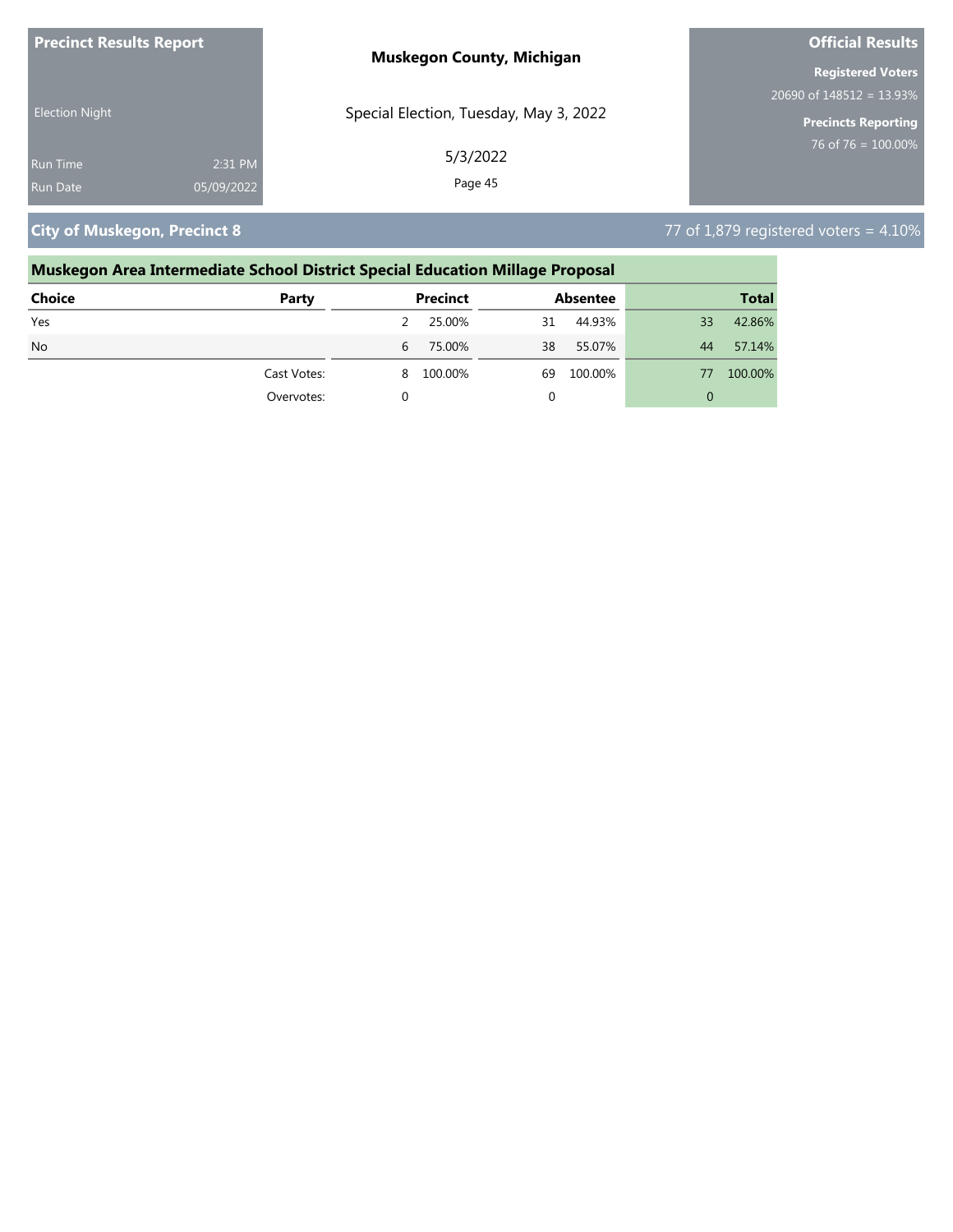**Precinct Results Report**

Election Night

Run Time 2:31 PM

Run Date 05/09/2022

**Muskegon County, Michigan**

Special Election, Tuesday, May 3, 2022

5/3/2022

**Official Results**

**Registered Voters**

20690 of 148512 = 13.93%

**Precincts Reporting**

76 of 76 = 100.00%

## City of Muskegon, Precinct 8

77 of 1,879 registered voters = 4.10%

### Muskegon Area Intermediate School District Special Education Millage Proposal

| Choice | Party | Precinct | | Absentee | | Total | |
|---|---|---|---|---|---|---|---|
| Yes | | 2 | 25.00% | 31 | 44.93% | 33 | 42.86% |
| No | | 6 | 75.00% | 38 | 55.07% | 44 | 57.14% |
| | Cast Votes: | 8 | 100.00% | 69 | 100.00% | 77 | 100.00% |
| | Overvotes: | 0 | | 0 | | 0 | |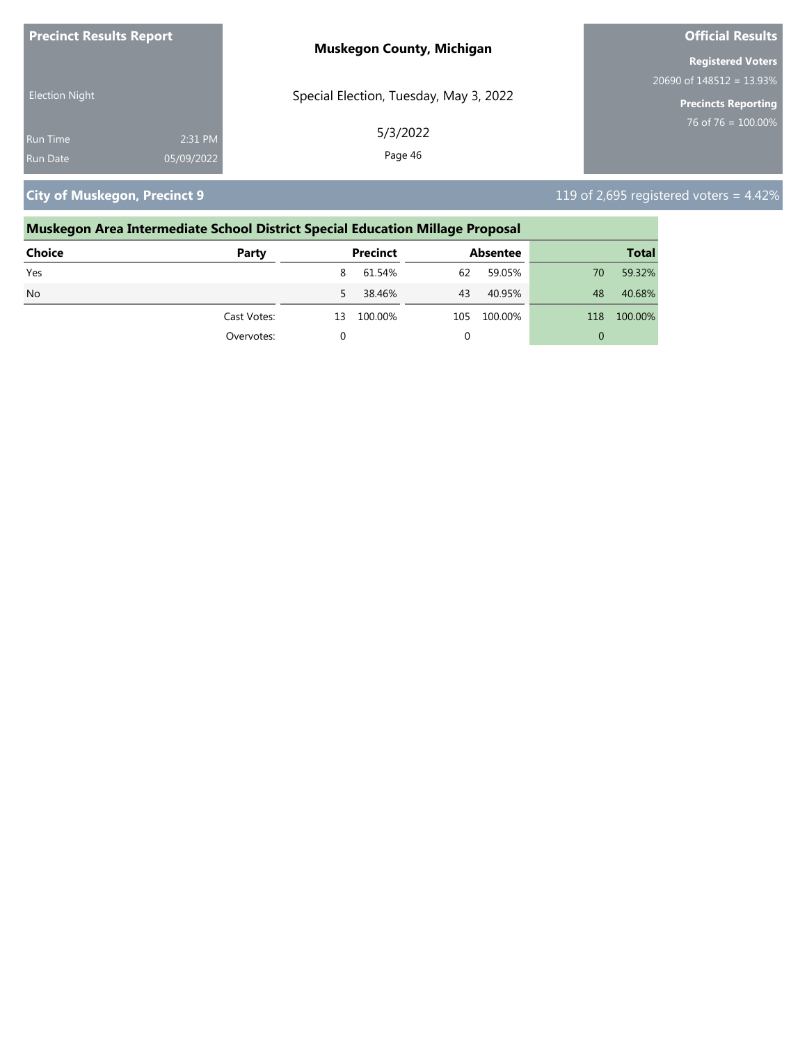**Precinct Results Report**

Election Night

Run Time 2:31 PM
Run Date 05/09/2022

**Muskegon County, Michigan**

Special Election, Tuesday, May 3, 2022

5/3/2022

**Official Results**

**Registered Voters**
20690 of 148512 = 13.93%

**Precincts Reporting**
76 of 76 = 100.00%

## City of Muskegon, Precinct 9

119 of 2,695 registered voters = 4.42%

### Muskegon Area Intermediate School District Special Education Millage Proposal

| Choice | Party | Precinct | | Absentee | | Total | |
|---|---|---|---|---|---|---|---|
| Yes | | 8 | 61.54% | 62 | 59.05% | 70 | 59.32% |
| No | | 5 | 38.46% | 43 | 40.95% | 48 | 40.68% |
| | Cast Votes: | 13 | 100.00% | 105 | 100.00% | 118 | 100.00% |
| | Overvotes: | 0 | | 0 | | 0 | |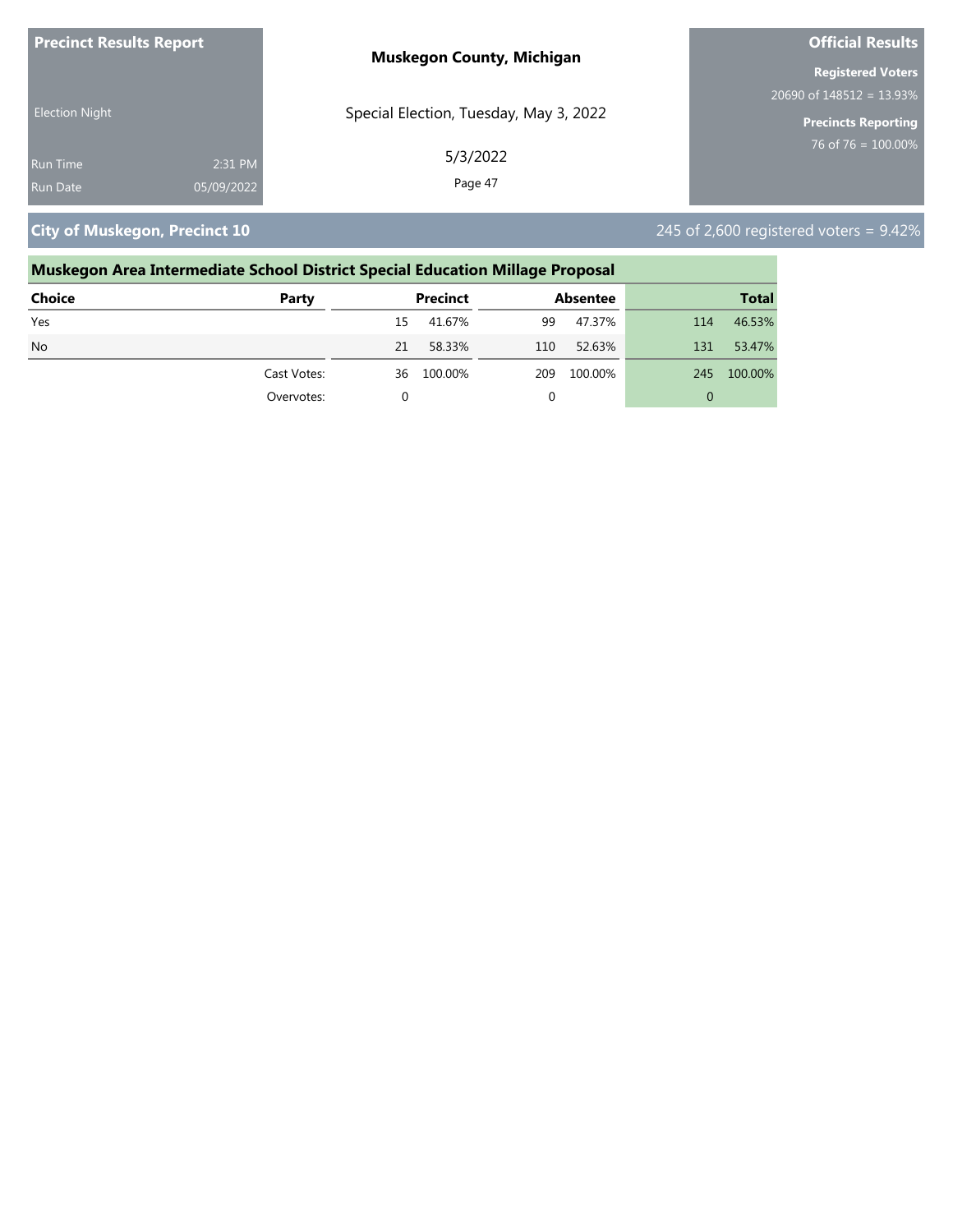**Precinct Results Report**

Election Night

Run Time 2:31 PM
Run Date 05/09/2022

**Muskegon County, Michigan**

Special Election, Tuesday, May 3, 2022

5/3/2022

**Official Results**

**Registered Voters**
20690 of 148512 = 13.93%

**Precincts Reporting**
76 of 76 = 100.00%

## City of Muskegon, Precinct 10

245 of 2,600 registered voters = 9.42%

### Muskegon Area Intermediate School District Special Education Millage Proposal

| Choice | Party | Precinct | | Absentee | | Total | |
|---|---|---|---|---|---|---|---|
| Yes | | 15 | 41.67% | 99 | 47.37% | 114 | 46.53% |
| No | | 21 | 58.33% | 110 | 52.63% | 131 | 53.47% |
| | Cast Votes: | 36 | 100.00% | 209 | 100.00% | 245 | 100.00% |
| | Overvotes: | 0 | | 0 | | 0 | |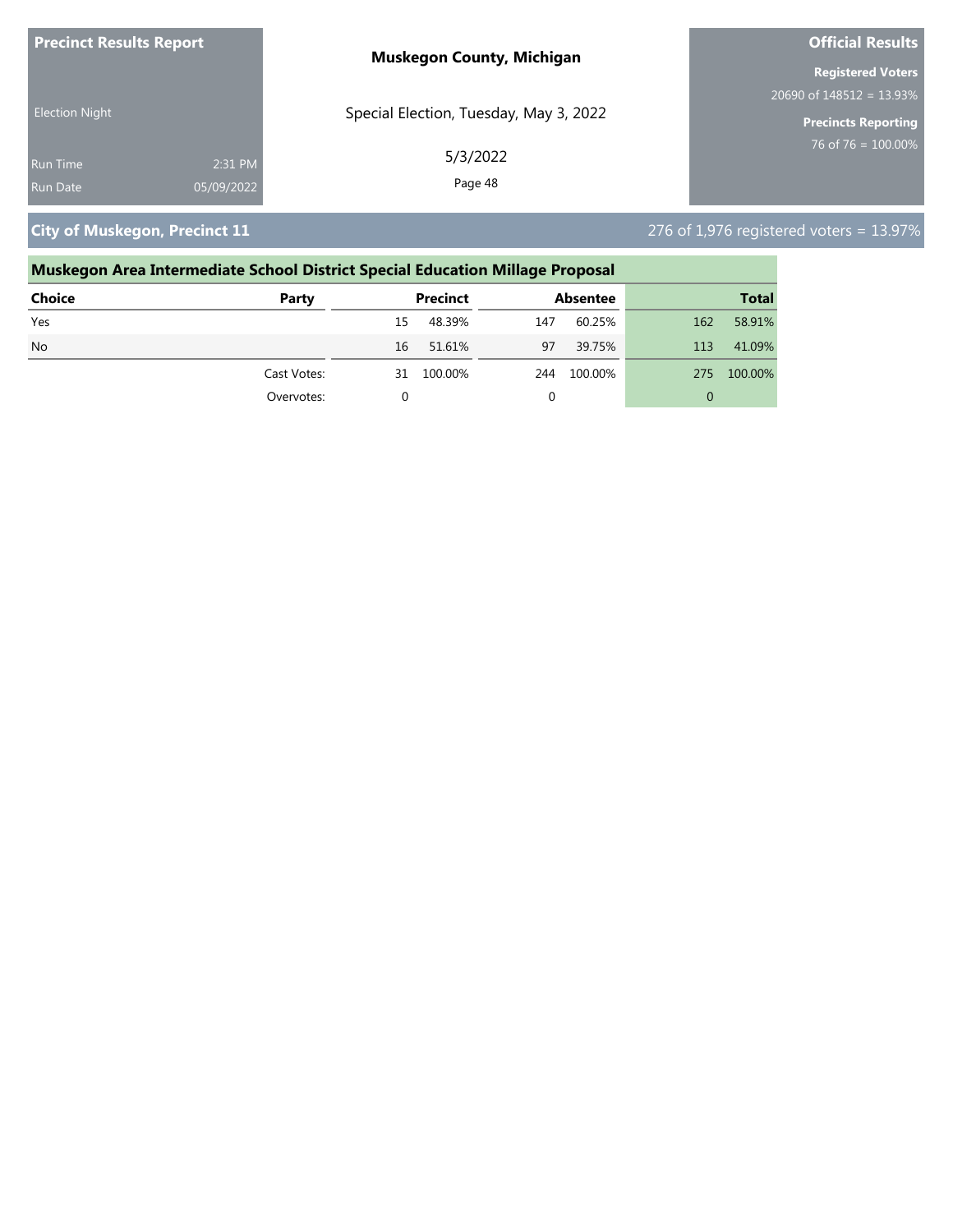**Precinct Results Report**

Election Night

Run Time 2:31 PM
Run Date 05/09/2022

**Muskegon County, Michigan**

Special Election, Tuesday, May 3, 2022

5/3/2022

**Official Results**

**Registered Voters**
20690 of 148512 = 13.93%

**Precincts Reporting**
76 of 76 = 100.00%

## City of Muskegon, Precinct 11

276 of 1,976 registered voters = 13.97%

### Muskegon Area Intermediate School District Special Education Millage Proposal

| Choice | Party | Precinct | | Absentee | | Total | |
|---|---|---|---|---|---|---|---|
| Yes | | 15 | 48.39% | 147 | 60.25% | 162 | 58.91% |
| No | | 16 | 51.61% | 97 | 39.75% | 113 | 41.09% |
| | Cast Votes: | 31 | 100.00% | 244 | 100.00% | 275 | 100.00% |
| | Overvotes: | 0 | | 0 | | 0 | |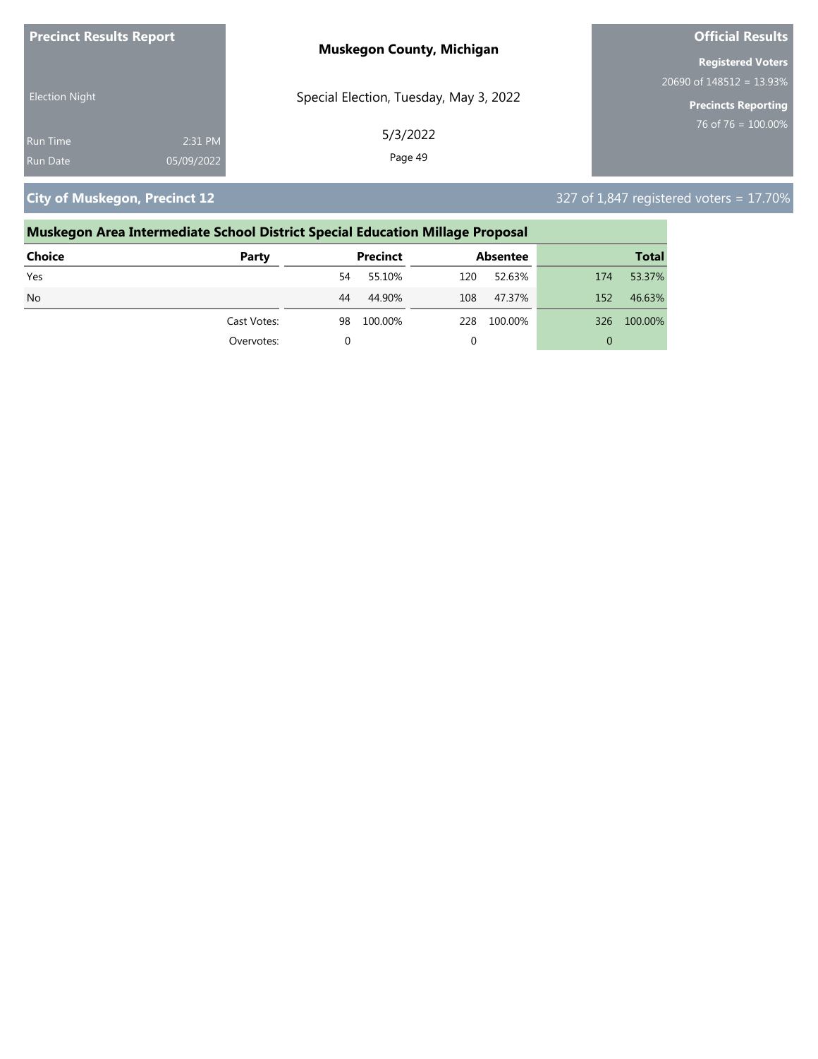**Precinct Results Report**

Election Night

Run Time 2:31 PM

Run Date 05/09/2022

**Muskegon County, Michigan**

Special Election, Tuesday, May 3, 2022

5/3/2022

**Official Results**

**Registered Voters**

20690 of 148512 = 13.93%

**Precincts Reporting**

76 of 76 = 100.00%

## City of Muskegon, Precinct 12

327 of 1,847 registered voters = 17.70%

### Muskegon Area Intermediate School District Special Education Millage Proposal

| Choice | Party | Precinct | | Absentee | | Total | |
|---|---|---|---|---|---|---|---|
| Yes | | 54 | 55.10% | 120 | 52.63% | 174 | 53.37% |
| No | | 44 | 44.90% | 108 | 47.37% | 152 | 46.63% |
| | Cast Votes: | 98 | 100.00% | 228 | 100.00% | 326 | 100.00% |
| | Overvotes: | 0 | | 0 | | 0 | |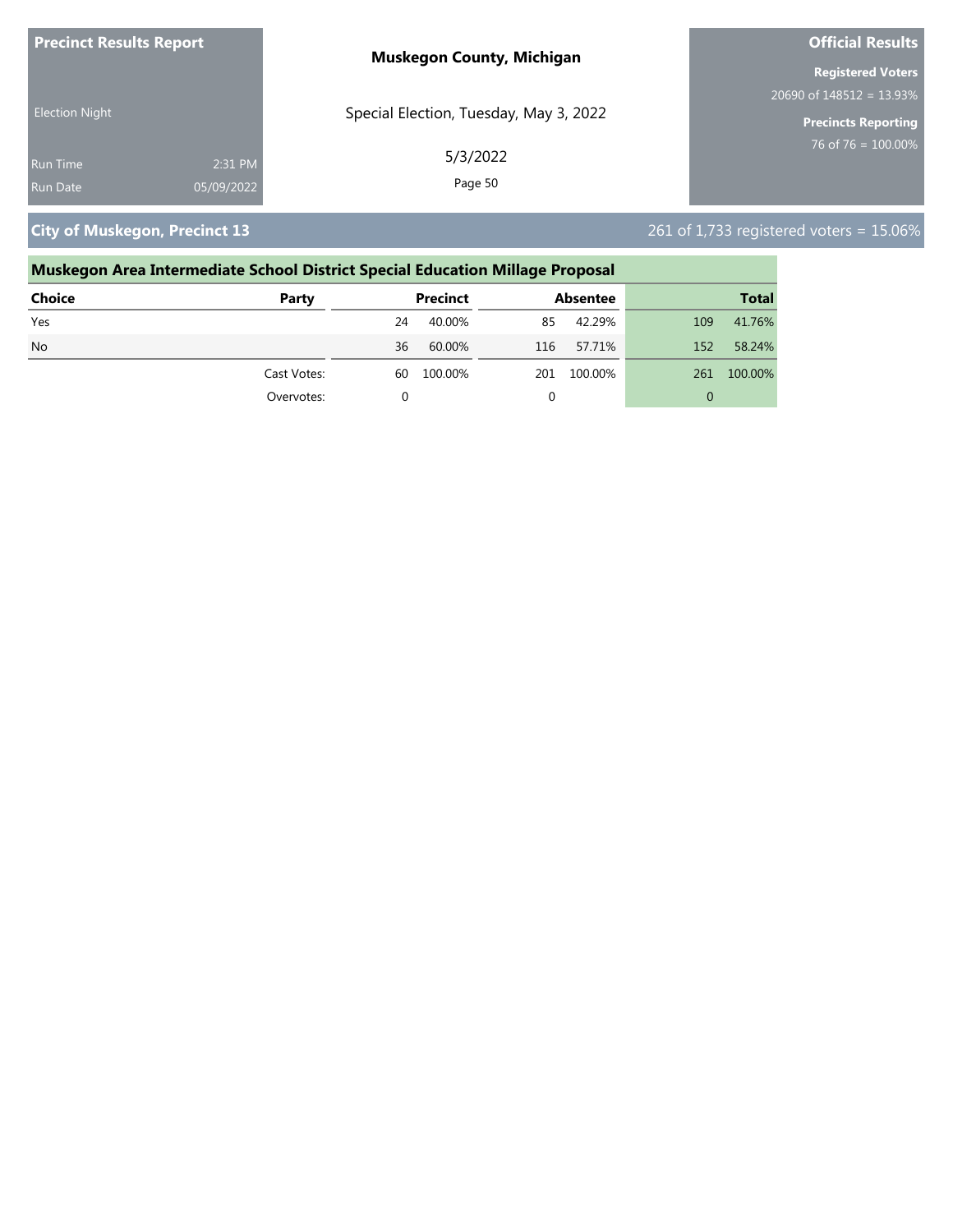**Precinct Results Report**

**Muskegon County, Michigan**

**Official Results**

Election Night

Special Election, Tuesday, May 3, 2022

**Registered Voters**

20690 of 148512 = 13.93%

**Precincts Reporting**

76 of 76 = 100.00%

Run Time 2:31 PM

Run Date 05/09/2022

5/3/2022

## City of Muskegon, Precinct 13

261 of 1,733 registered voters = 15.06%

### Muskegon Area Intermediate School District Special Education Millage Proposal

| Choice | Party | Precinct | | Absentee | | Total | |
|---|---|---|---|---|---|---|---|
| Yes | | 24 | 40.00% | 85 | 42.29% | 109 | 41.76% |
| No | | 36 | 60.00% | 116 | 57.71% | 152 | 58.24% |
| | Cast Votes: | 60 | 100.00% | 201 | 100.00% | 261 | 100.00% |
| | Overvotes: | 0 | | 0 | | 0 | |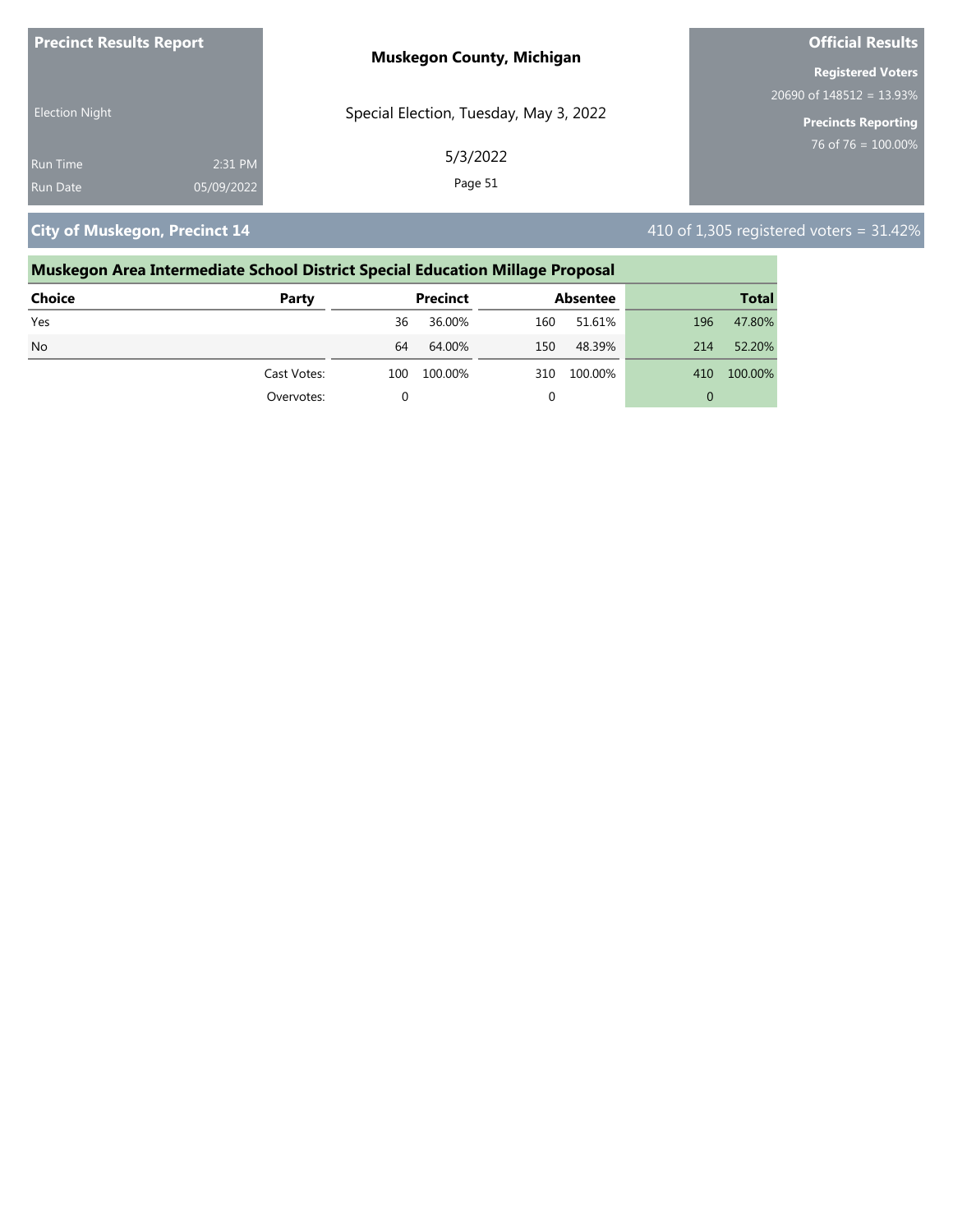**Precinct Results Report**

Election Night

Run Time 2:31 PM
Run Date 05/09/2022

**Muskegon County, Michigan**

Special Election, Tuesday, May 3, 2022

5/3/2022

**Official Results**

**Registered Voters**
20690 of 148512 = 13.93%

**Precincts Reporting**
76 of 76 = 100.00%

## City of Muskegon, Precinct 14

410 of 1,305 registered voters = 31.42%

### Muskegon Area Intermediate School District Special Education Millage Proposal

| Choice | Party | Precinct | | Absentee | | Total | |
|---|---|---|---|---|---|---|---|
| Yes | | 36 | 36.00% | 160 | 51.61% | 196 | 47.80% |
| No | | 64 | 64.00% | 150 | 48.39% | 214 | 52.20% |
| | Cast Votes: | 100 | 100.00% | 310 | 100.00% | 410 | 100.00% |
| | Overvotes: | 0 | | 0 | | 0 | |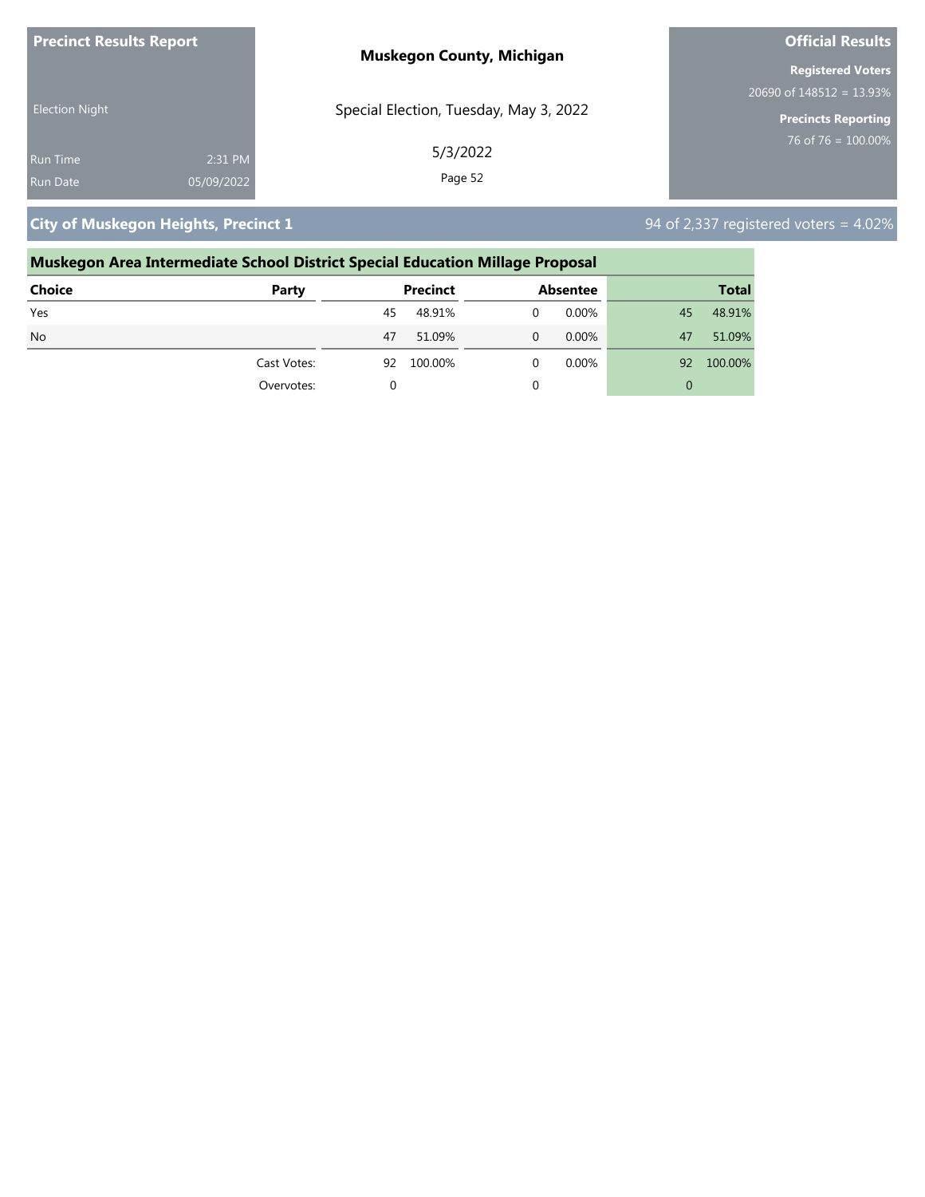**Precinct Results Report**

Election Night

Run Time 2:31 PM

Run Date 05/09/2022

**Muskegon County, Michigan**

Special Election, Tuesday, May 3, 2022

5/3/2022

**Official Results**

**Registered Voters**

20690 of 148512 = 13.93%

**Precincts Reporting**

76 of 76 = 100.00%

## City of Muskegon Heights, Precinct 1

94 of 2,337 registered voters = 4.02%

### Muskegon Area Intermediate School District Special Education Millage Proposal

| Choice | Party | Precinct | | Absentee | | Total | |
|---|---|---|---|---|---|---|---|
| Yes | | 45 | 48.91% | 0 | 0.00% | 45 | 48.91% |
| No | | 47 | 51.09% | 0 | 0.00% | 47 | 51.09% |
| | Cast Votes: | 92 | 100.00% | 0 | 0.00% | 92 | 100.00% |
| | Overvotes: | 0 | | 0 | | 0 | |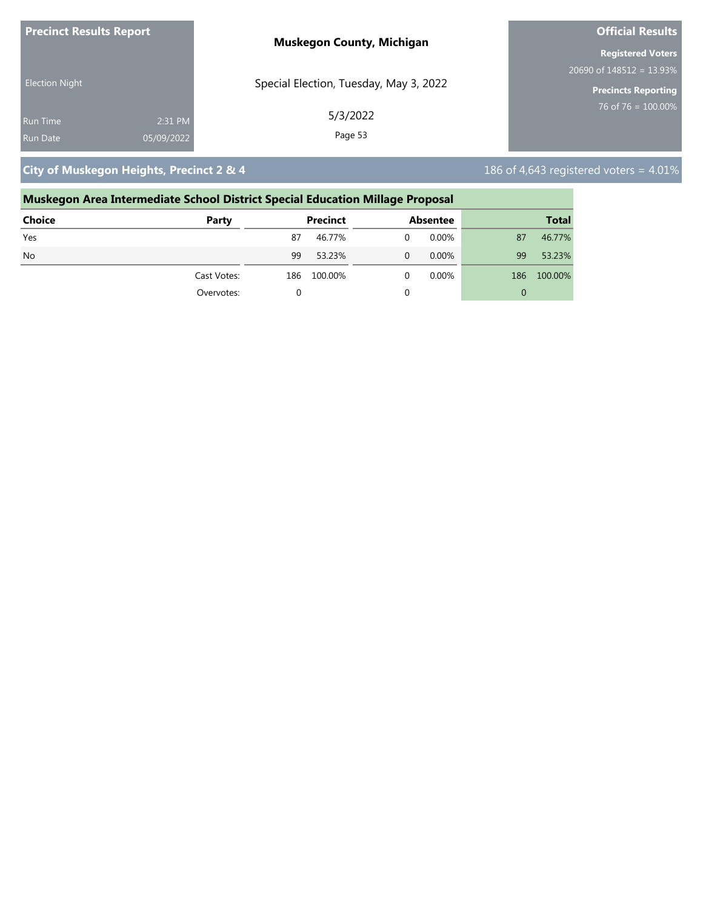**Precinct Results Report**

Election Night

Run Time 2:31 PM
Run Date 05/09/2022

**Muskegon County, Michigan**

Special Election, Tuesday, May 3, 2022

5/3/2022

**Official Results**

**Registered Voters**
20690 of 148512 = 13.93%

**Precincts Reporting**
76 of 76 = 100.00%

## City of Muskegon Heights, Precinct 2 & 4

186 of 4,643 registered voters = 4.01%

### Muskegon Area Intermediate School District Special Education Millage Proposal

| Choice | Party | Precinct | | Absentee | | Total | |
|---|---|---|---|---|---|---|---|
| Yes | | 87 | 46.77% | 0 | 0.00% | 87 | 46.77% |
| No | | 99 | 53.23% | 0 | 0.00% | 99 | 53.23% |
| | Cast Votes: | 186 | 100.00% | 0 | 0.00% | 186 | 100.00% |
| | Overvotes: | 0 | | 0 | | 0 | |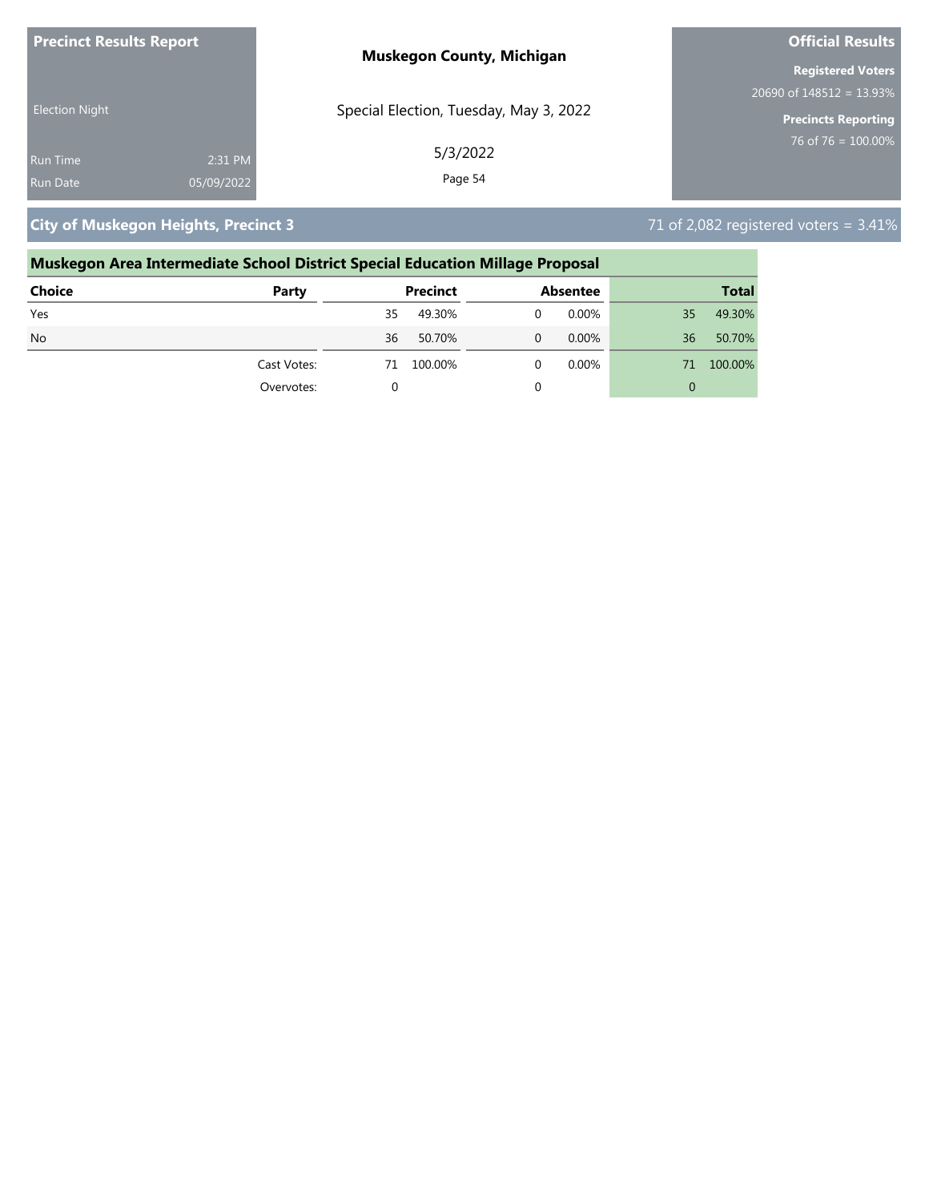**Precinct Results Report**

Election Night

Run Time 2:31 PM

Run Date 05/09/2022

**Muskegon County, Michigan**

Special Election, Tuesday, May 3, 2022

5/3/2022

**Official Results**

**Registered Voters**

20690 of 148512 = 13.93%

**Precincts Reporting**

76 of 76 = 100.00%

## City of Muskegon Heights, Precinct 3

71 of 2,082 registered voters = 3.41%

### Muskegon Area Intermediate School District Special Education Millage Proposal

| Choice | Party | Precinct | | Absentee | | Total | |
|---|---|---|---|---|---|---|---|
| Yes | | 35 | 49.30% | 0 | 0.00% | 35 | 49.30% |
| No | | 36 | 50.70% | 0 | 0.00% | 36 | 50.70% |
| | Cast Votes: | 71 | 100.00% | 0 | 0.00% | 71 | 100.00% |
| | Overvotes: | 0 | | 0 | | 0 | |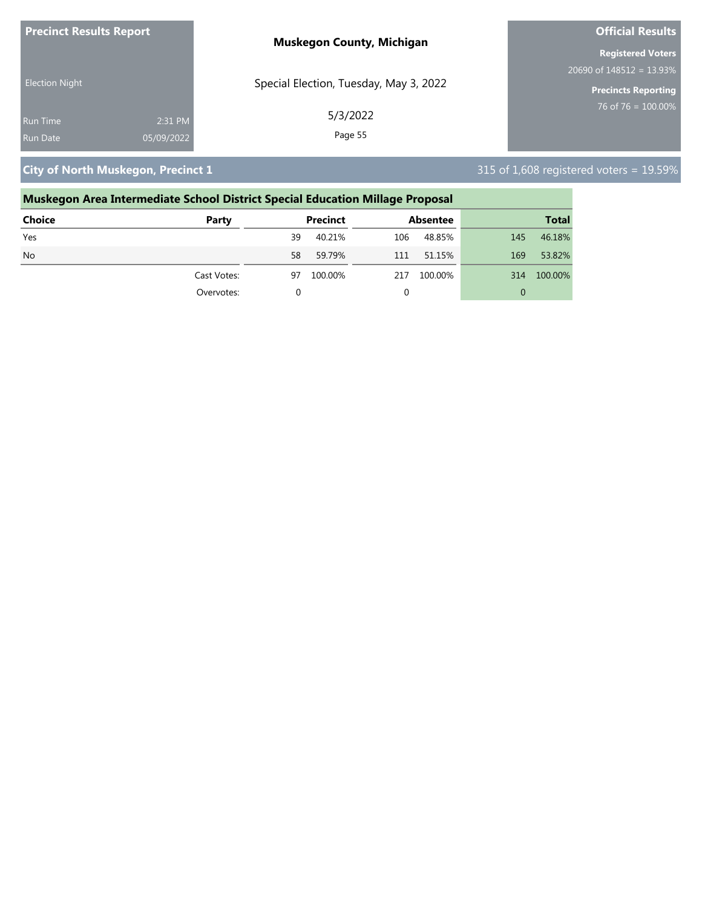**Precinct Results Report**

Election Night

Run Time 2:31 PM

Run Date 05/09/2022

**Muskegon County, Michigan**

Special Election, Tuesday, May 3, 2022

5/3/2022

**Official Results**

**Registered Voters**

20690 of 148512 = 13.93%

**Precincts Reporting**

76 of 76 = 100.00%

## City of North Muskegon, Precinct 1

315 of 1,608 registered voters = 19.59%

### Muskegon Area Intermediate School District Special Education Millage Proposal

| Choice | Party | Precinct | | Absentee | | Total | |
|---|---|---|---|---|---|---|---|
| Yes | | 39 | 40.21% | 106 | 48.85% | 145 | 46.18% |
| No | | 58 | 59.79% | 111 | 51.15% | 169 | 53.82% |
| | Cast Votes: | 97 | 100.00% | 217 | 100.00% | 314 | 100.00% |
| | Overvotes: | 0 | | 0 | | 0 | |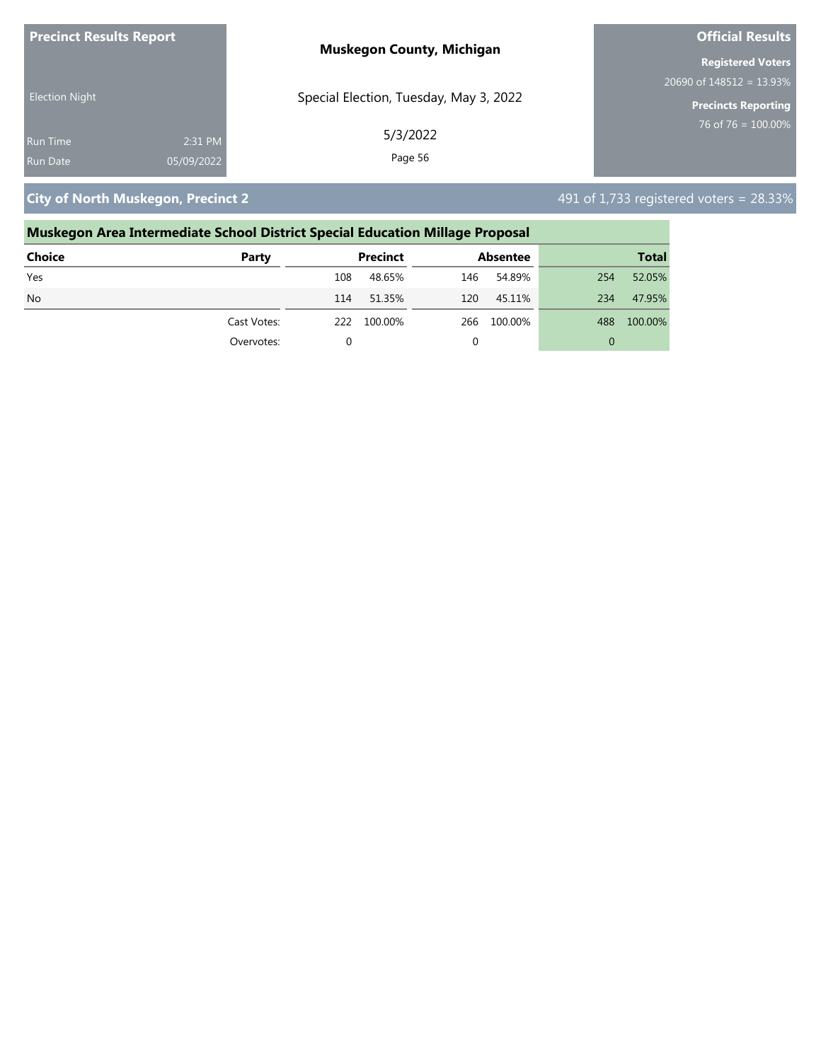**Precinct Results Report**

Election Night

Run Time 2:31 PM

Run Date 05/09/2022

**Muskegon County, Michigan**

Special Election, Tuesday, May 3, 2022

5/3/2022

**Official Results**

**Registered Voters**

20690 of 148512 = 13.93%

**Precincts Reporting**

76 of 76 = 100.00%

## City of North Muskegon, Precinct 2

491 of 1,733 registered voters = 28.33%

### Muskegon Area Intermediate School District Special Education Millage Proposal

| Choice | Party | Precinct | | Absentee | | Total | |
|---|---|---|---|---|---|---|---|
| Yes | | 108 | 48.65% | 146 | 54.89% | 254 | 52.05% |
| No | | 114 | 51.35% | 120 | 45.11% | 234 | 47.95% |
| | Cast Votes: | 222 | 100.00% | 266 | 100.00% | 488 | 100.00% |
| | Overvotes: | 0 | | 0 | | 0 | |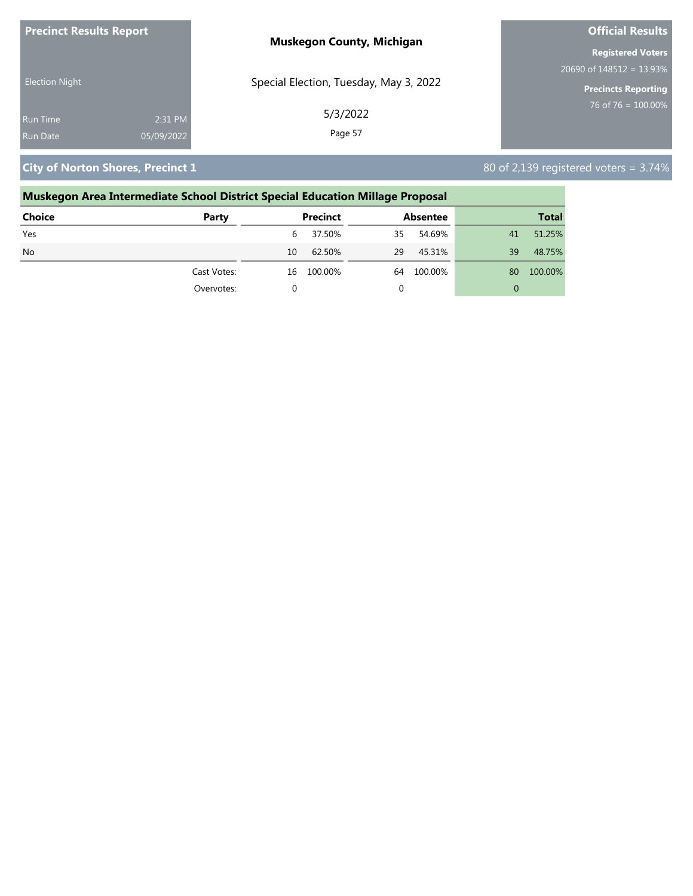**Precinct Results Report**

Election Night

Run Time 2:31 PM
Run Date 05/09/2022

**Muskegon County, Michigan**

Special Election, Tuesday, May 3, 2022

5/3/2022

**Official Results**

**Registered Voters**
20690 of 148512 = 13.93%

**Precincts Reporting**
76 of 76 = 100.00%

## City of Norton Shores, Precinct 1

80 of 2,139 registered voters = 3.74%

### Muskegon Area Intermediate School District Special Education Millage Proposal

| Choice | Party | Precinct | | Absentee | | Total | |
|---|---|---|---|---|---|---|---|
| Yes | | 6 | 37.50% | 35 | 54.69% | 41 | 51.25% |
| No | | 10 | 62.50% | 29 | 45.31% | 39 | 48.75% |
| | Cast Votes: | 16 | 100.00% | 64 | 100.00% | 80 | 100.00% |
| | Overvotes: | 0 | | 0 | | 0 | |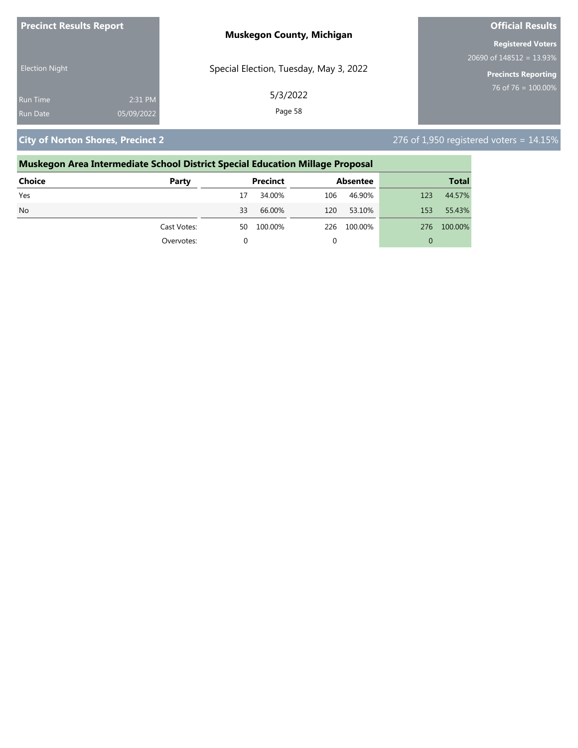**Precinct Results Report**

Election Night

Run Time 2:31 PM
Run Date 05/09/2022

**Muskegon County, Michigan**

Special Election, Tuesday, May 3, 2022

5/3/2022

**Official Results**

**Registered Voters**
20690 of 148512 = 13.93%

**Precincts Reporting**
76 of 76 = 100.00%

## City of Norton Shores, Precinct 2

276 of 1,950 registered voters = 14.15%

### Muskegon Area Intermediate School District Special Education Millage Proposal

| Choice | Party | Precinct | | Absentee | | Total | |
|---|---|---|---|---|---|---|---|
| Yes | | 17 | 34.00% | 106 | 46.90% | 123 | 44.57% |
| No | | 33 | 66.00% | 120 | 53.10% | 153 | 55.43% |
| | Cast Votes: | 50 | 100.00% | 226 | 100.00% | 276 | 100.00% |
| | Overvotes: | 0 | | 0 | | 0 | |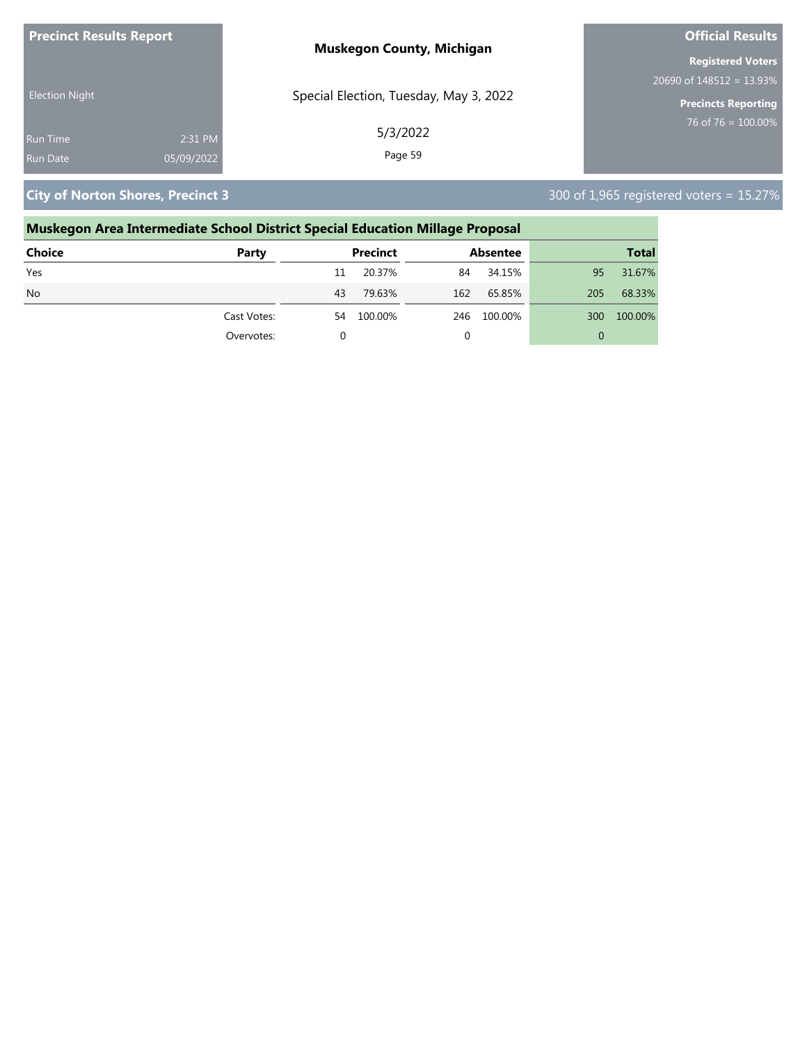**Precinct Results Report**

Election Night

Run Time 2:31 PM

Run Date 05/09/2022

**Muskegon County, Michigan**

Special Election, Tuesday, May 3, 2022

5/3/2022

**Official Results**

**Registered Voters**

20690 of 148512 = 13.93%

**Precincts Reporting**

76 of 76 = 100.00%

## City of Norton Shores, Precinct 3

300 of 1,965 registered voters = 15.27%

### Muskegon Area Intermediate School District Special Education Millage Proposal

| Choice | Party | Precinct | | Absentee | | Total | |
|---|---|---|---|---|---|---|---|
| Yes | | 11 | 20.37% | 84 | 34.15% | 95 | 31.67% |
| No | | 43 | 79.63% | 162 | 65.85% | 205 | 68.33% |
| | Cast Votes: | 54 | 100.00% | 246 | 100.00% | 300 | 100.00% |
| | Overvotes: | 0 | | 0 | | 0 | |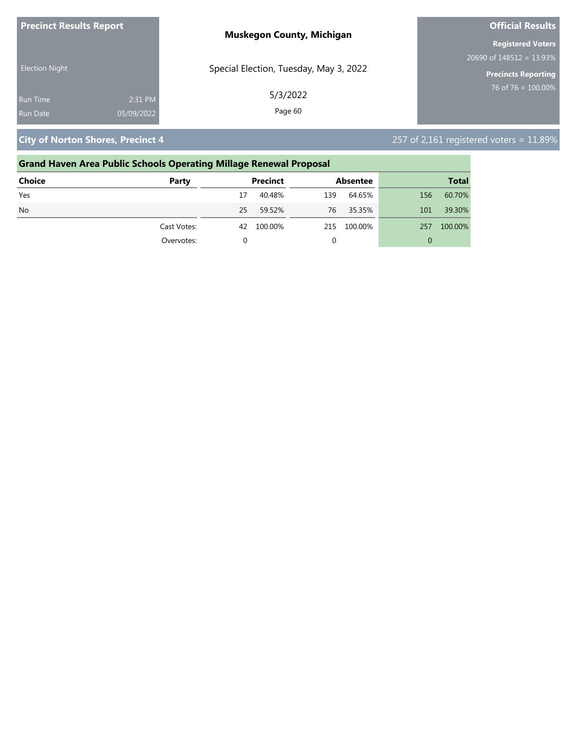**Precinct Results Report**

Election Night

Run Time 2:31 PM
Run Date 05/09/2022

**Muskegon County, Michigan**

Special Election, Tuesday, May 3, 2022

5/3/2022

**Official Results**

**Registered Voters**
20690 of 148512 = 13.93%

**Precincts Reporting**
76 of 76 = 100.00%

## City of Norton Shores, Precinct 4

257 of 2,161 registered voters = 11.89%

### Grand Haven Area Public Schools Operating Millage Renewal Proposal

| Choice | Party | Precinct | | Absentee | | Total | |
|---|---|---|---|---|---|---|---|
| Yes | | 17 | 40.48% | 139 | 64.65% | 156 | 60.70% |
| No | | 25 | 59.52% | 76 | 35.35% | 101 | 39.30% |
| | Cast Votes: | 42 | 100.00% | 215 | 100.00% | 257 | 100.00% |
| | Overvotes: | 0 | | 0 | | 0 | |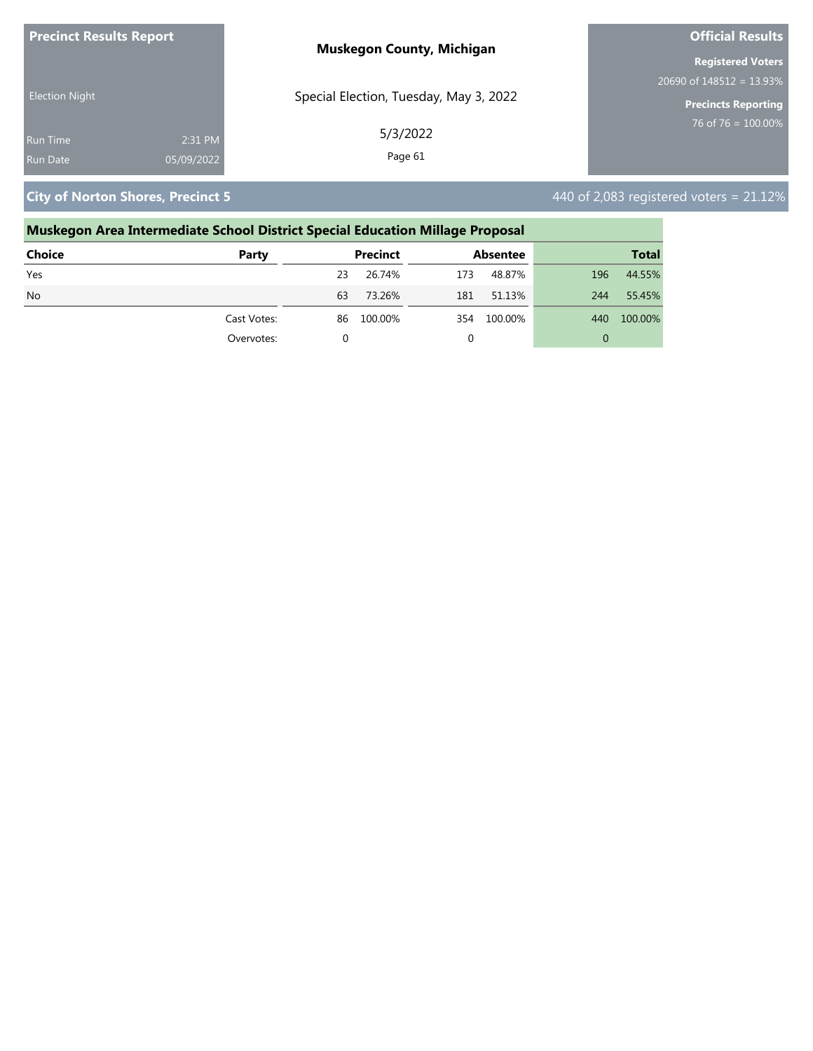**Precinct Results Report**

Election Night

Run Time 2:31 PM

Run Date 05/09/2022

**Muskegon County, Michigan**

Special Election, Tuesday, May 3, 2022

5/3/2022

**Official Results**

**Registered Voters**

20690 of 148512 = 13.93%

**Precincts Reporting**

76 of 76 = 100.00%

## City of Norton Shores, Precinct 5

440 of 2,083 registered voters = 21.12%

### Muskegon Area Intermediate School District Special Education Millage Proposal

| Choice | Party | Precinct | | Absentee | | Total | |
|---|---|---|---|---|---|---|---|
| Yes | | 23 | 26.74% | 173 | 48.87% | 196 | 44.55% |
| No | | 63 | 73.26% | 181 | 51.13% | 244 | 55.45% |
| | Cast Votes: | 86 | 100.00% | 354 | 100.00% | 440 | 100.00% |
| | Overvotes: | 0 | | 0 | | 0 | |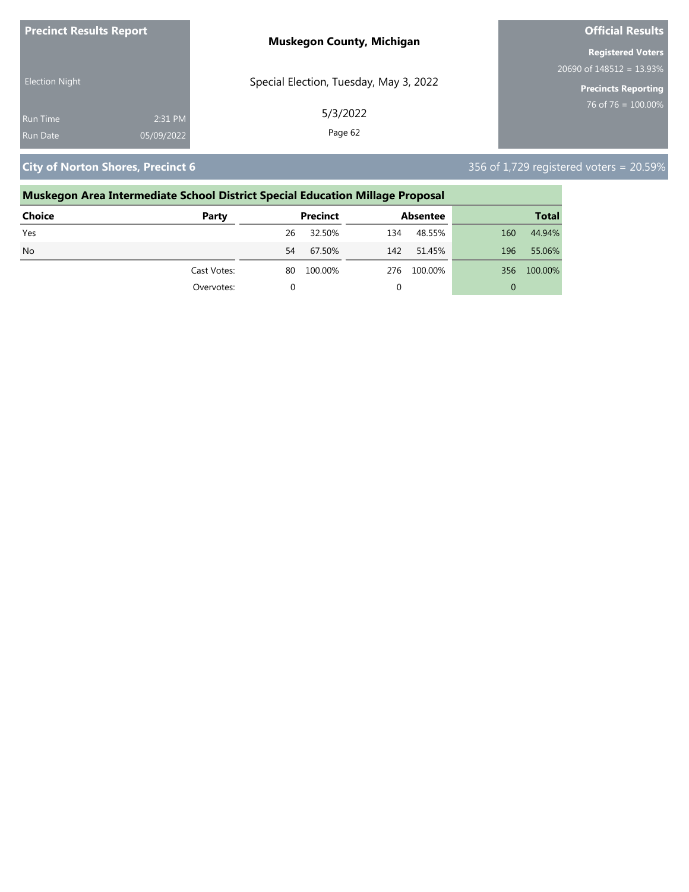**Precinct Results Report**

Election Night

Run Time 2:31 PM

Run Date 05/09/2022

**Muskegon County, Michigan**

Special Election, Tuesday, May 3, 2022

5/3/2022

**Official Results**

**Registered Voters**

20690 of 148512 = 13.93%

**Precincts Reporting**

76 of 76 = 100.00%

## City of Norton Shores, Precinct 6

356 of 1,729 registered voters = 20.59%

### Muskegon Area Intermediate School District Special Education Millage Proposal

| Choice | Party | Precinct | | Absentee | | Total | |
|---|---|---|---|---|---|---|---|
| Yes | | 26 | 32.50% | 134 | 48.55% | 160 | 44.94% |
| No | | 54 | 67.50% | 142 | 51.45% | 196 | 55.06% |
| | Cast Votes: | 80 | 100.00% | 276 | 100.00% | 356 | 100.00% |
| | Overvotes: | 0 | | 0 | | 0 | |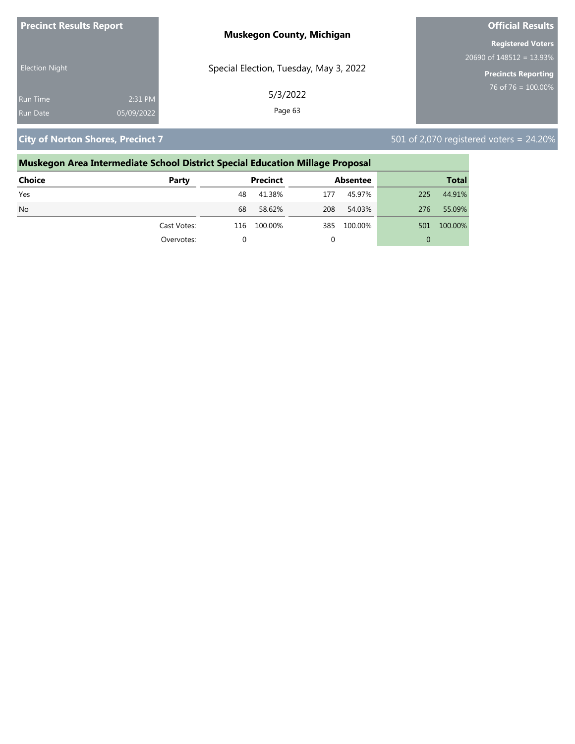**Precinct Results Report**

Election Night

Run Time 2:31 PM
Run Date 05/09/2022

**Muskegon County, Michigan**

Special Election, Tuesday, May 3, 2022

5/3/2022

**Official Results**

**Registered Voters**
20690 of 148512 = 13.93%

**Precincts Reporting**
76 of 76 = 100.00%

## City of Norton Shores, Precinct 7

501 of 2,070 registered voters = 24.20%

### Muskegon Area Intermediate School District Special Education Millage Proposal

| Choice | Party | Precinct | | Absentee | | Total | |
|---|---|---|---|---|---|---|---|
| Yes | | 48 | 41.38% | 177 | 45.97% | 225 | 44.91% |
| No | | 68 | 58.62% | 208 | 54.03% | 276 | 55.09% |
| | Cast Votes: | 116 | 100.00% | 385 | 100.00% | 501 | 100.00% |
| | Overvotes: | 0 | | 0 | | 0 | |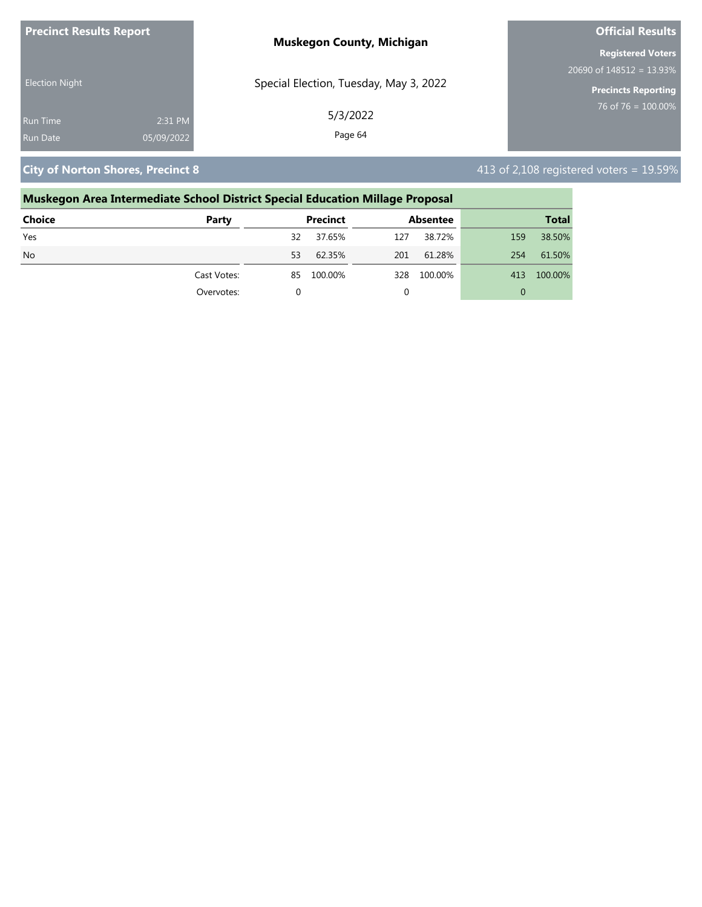Precinct Results Report

Election Night

Run Time 2:31 PM
Run Date 05/09/2022

**Muskegon County, Michigan**

Special Election, Tuesday, May 3, 2022

5/3/2022

**Official Results**

**Registered Voters**
20690 of 148512 = 13.93%

**Precincts Reporting**
76 of 76 = 100.00%

## City of Norton Shores, Precinct 8

413 of 2,108 registered voters = 19.59%

### Muskegon Area Intermediate School District Special Education Millage Proposal

| Choice | Party | Precinct | | Absentee | | Total | |
|---|---|---|---|---|---|---|---|
| Yes | | 32 | 37.65% | 127 | 38.72% | 159 | 38.50% |
| No | | 53 | 62.35% | 201 | 61.28% | 254 | 61.50% |
| | Cast Votes: | 85 | 100.00% | 328 | 100.00% | 413 | 100.00% |
| | Overvotes: | 0 | | 0 | | 0 | |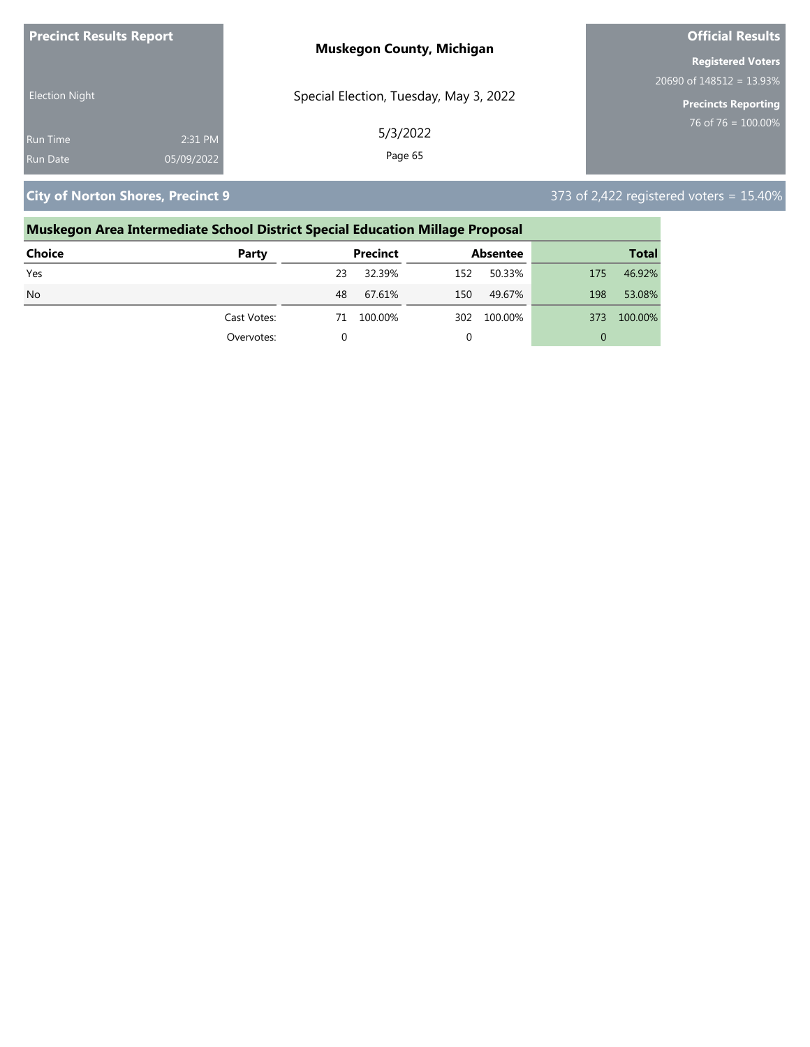**Precinct Results Report**

Election Night

Run Time 2:31 PM
Run Date 05/09/2022

**Muskegon County, Michigan**

Special Election, Tuesday, May 3, 2022

5/3/2022

**Official Results**

**Registered Voters**
20690 of 148512 = 13.93%

**Precincts Reporting**
76 of 76 = 100.00%

## City of Norton Shores, Precinct 9

373 of 2,422 registered voters = 15.40%

### Muskegon Area Intermediate School District Special Education Millage Proposal

| Choice | Party | Precinct | | Absentee | | Total | |
|---|---|---|---|---|---|---|---|
| Yes | | 23 | 32.39% | 152 | 50.33% | 175 | 46.92% |
| No | | 48 | 67.61% | 150 | 49.67% | 198 | 53.08% |
| | Cast Votes: | 71 | 100.00% | 302 | 100.00% | 373 | 100.00% |
| | Overvotes: | 0 | | 0 | | 0 | |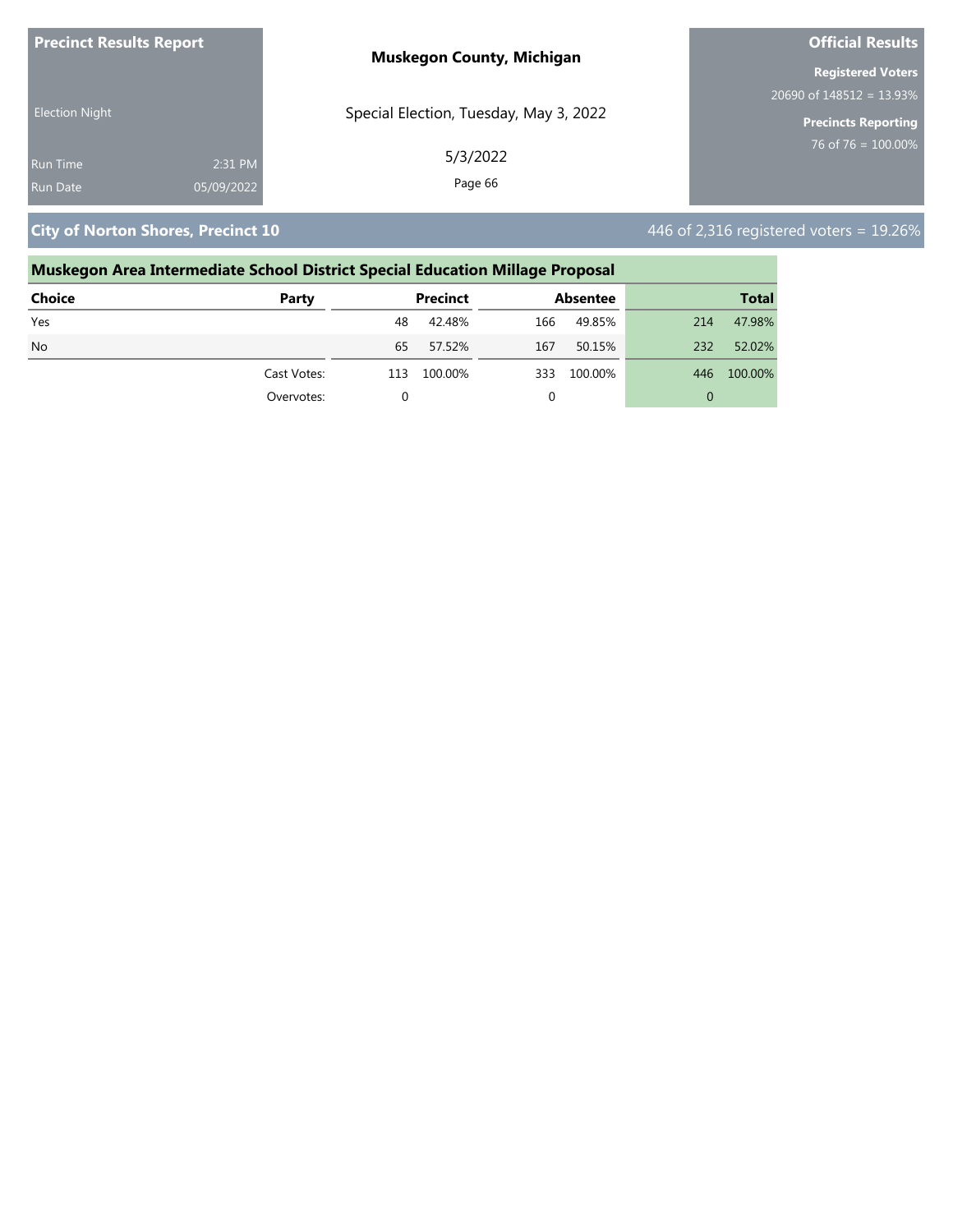**Precinct Results Report**

Election Night

Run Time 2:31 PM
Run Date 05/09/2022

**Muskegon County, Michigan**

Special Election, Tuesday, May 3, 2022

5/3/2022

**Official Results**

**Registered Voters**
20690 of 148512 = 13.93%

**Precincts Reporting**
76 of 76 = 100.00%

## City of Norton Shores, Precinct 10

446 of 2,316 registered voters = 19.26%

### Muskegon Area Intermediate School District Special Education Millage Proposal

| Choice | Party | Precinct | | Absentee | | Total | |
|---|---|---|---|---|---|---|---|
| Yes | | 48 | 42.48% | 166 | 49.85% | 214 | 47.98% |
| No | | 65 | 57.52% | 167 | 50.15% | 232 | 52.02% |
| | Cast Votes: | 113 | 100.00% | 333 | 100.00% | 446 | 100.00% |
| | Overvotes: | 0 | | 0 | | 0 | |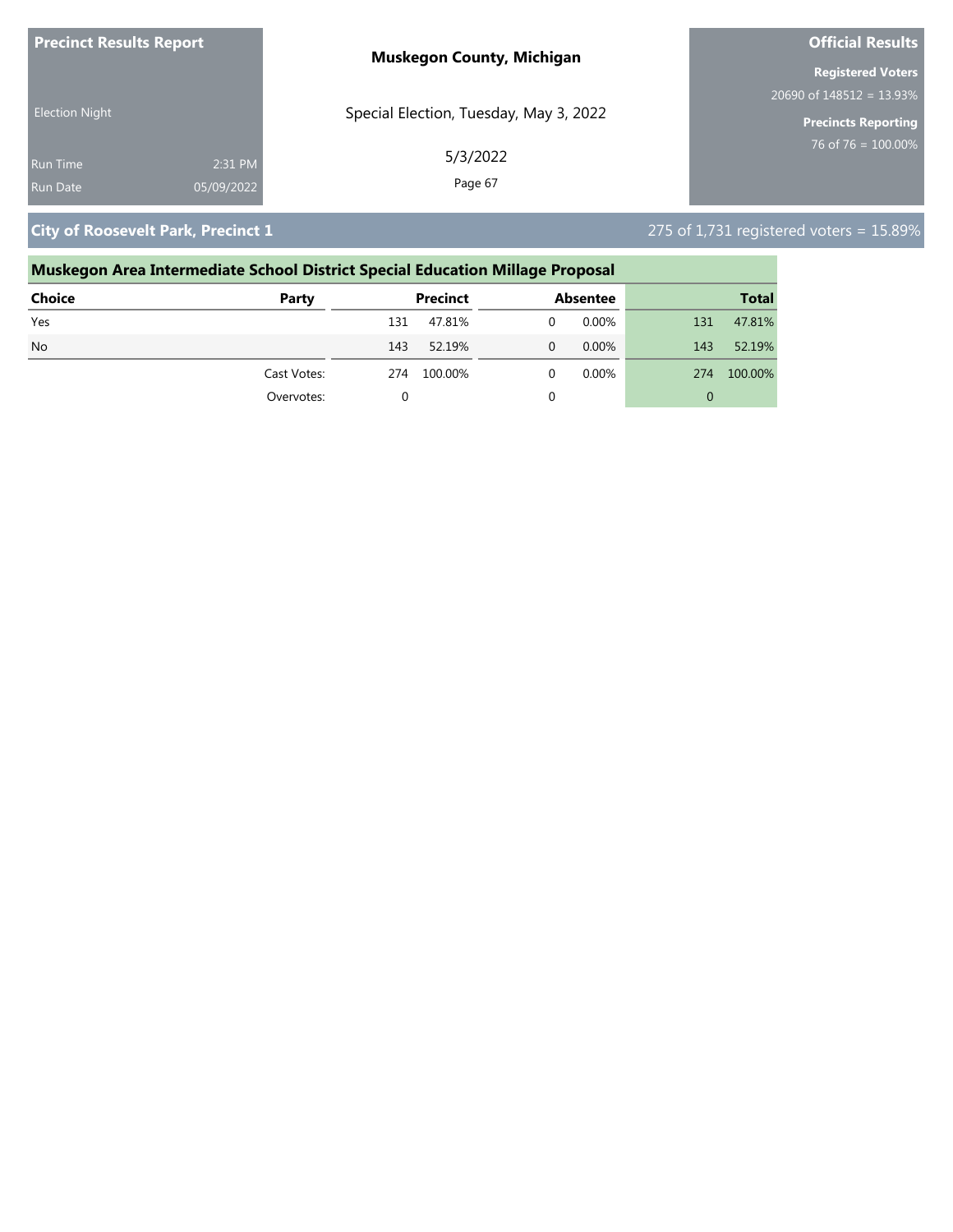**Precinct Results Report**

Election Night

Run Time 2:31 PM

Run Date 05/09/2022

**Muskegon County, Michigan**

Special Election, Tuesday, May 3, 2022

5/3/2022

**Official Results**

**Registered Voters**

20690 of 148512 = 13.93%

**Precincts Reporting**

76 of 76 = 100.00%

## City of Roosevelt Park, Precinct 1

275 of 1,731 registered voters = 15.89%

### Muskegon Area Intermediate School District Special Education Millage Proposal

| Choice | Party | Precinct | | Absentee | | Total | |
|---|---|---|---|---|---|---|---|
| Yes | | 131 | 47.81% | 0 | 0.00% | 131 | 47.81% |
| No | | 143 | 52.19% | 0 | 0.00% | 143 | 52.19% |
| | Cast Votes: | 274 | 100.00% | 0 | 0.00% | 274 | 100.00% |
| | Overvotes: | 0 | | 0 | | 0 | |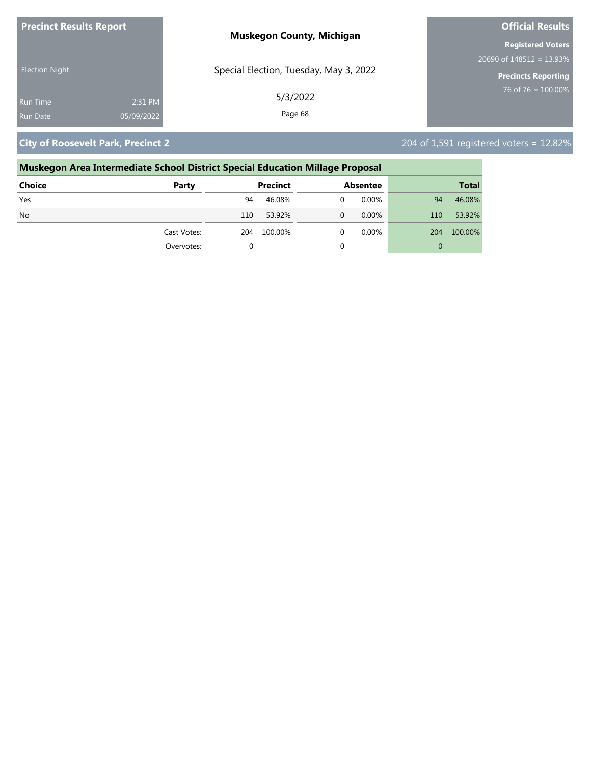**Precinct Results Report**

Election Night

Run Time 2:31 PM

Run Date 05/09/2022

**Muskegon County, Michigan**

Special Election, Tuesday, May 3, 2022

5/3/2022

**Official Results**

**Registered Voters**

20690 of 148512 = 13.93%

**Precincts Reporting**

76 of 76 = 100.00%

## City of Roosevelt Park, Precinct 2

204 of 1,591 registered voters = 12.82%

### Muskegon Area Intermediate School District Special Education Millage Proposal

| Choice | Party | Precinct | | Absentee | | Total | |
|---|---|---|---|---|---|---|---|
| Yes | | 94 | 46.08% | 0 | 0.00% | 94 | 46.08% |
| No | | 110 | 53.92% | 0 | 0.00% | 110 | 53.92% |
| | Cast Votes: | 204 | 100.00% | 0 | 0.00% | 204 | 100.00% |
| | Overvotes: | 0 | | 0 | | 0 | |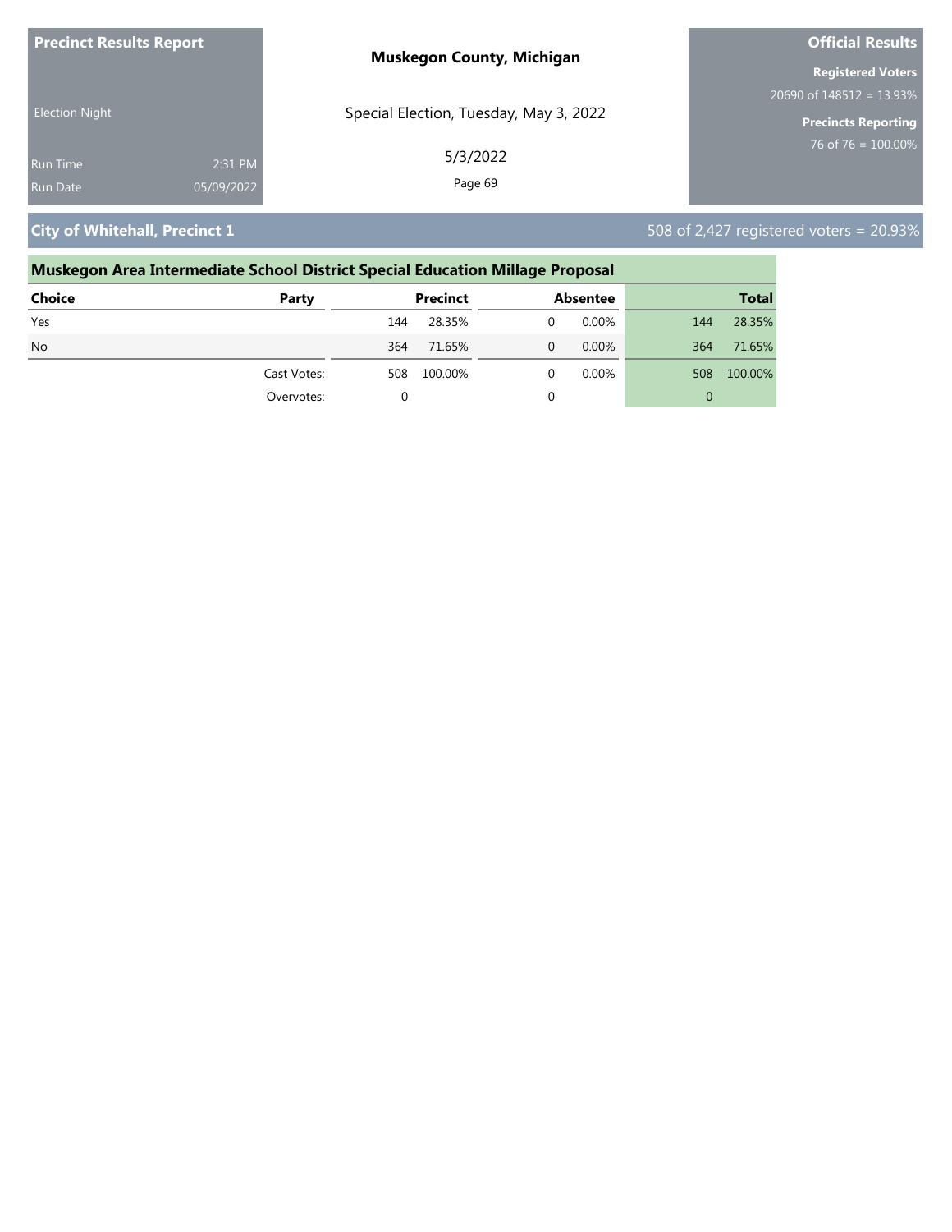**Precinct Results Report**

Election Night

Run Time 2:31 PM
Run Date 05/09/2022

**Muskegon County, Michigan**

Special Election, Tuesday, May 3, 2022

5/3/2022

**Official Results**

**Registered Voters**
20690 of 148512 = 13.93%

**Precincts Reporting**
76 of 76 = 100.00%

## City of Whitehall, Precinct 1

508 of 2,427 registered voters = 20.93%

### Muskegon Area Intermediate School District Special Education Millage Proposal

| Choice | Party | Precinct | | Absentee | | Total | |
|---|---|---|---|---|---|---|---|
| Yes | | 144 | 28.35% | 0 | 0.00% | 144 | 28.35% |
| No | | 364 | 71.65% | 0 | 0.00% | 364 | 71.65% |
| | Cast Votes: | 508 | 100.00% | 0 | 0.00% | 508 | 100.00% |
| | Overvotes: | 0 | | 0 | | 0 | |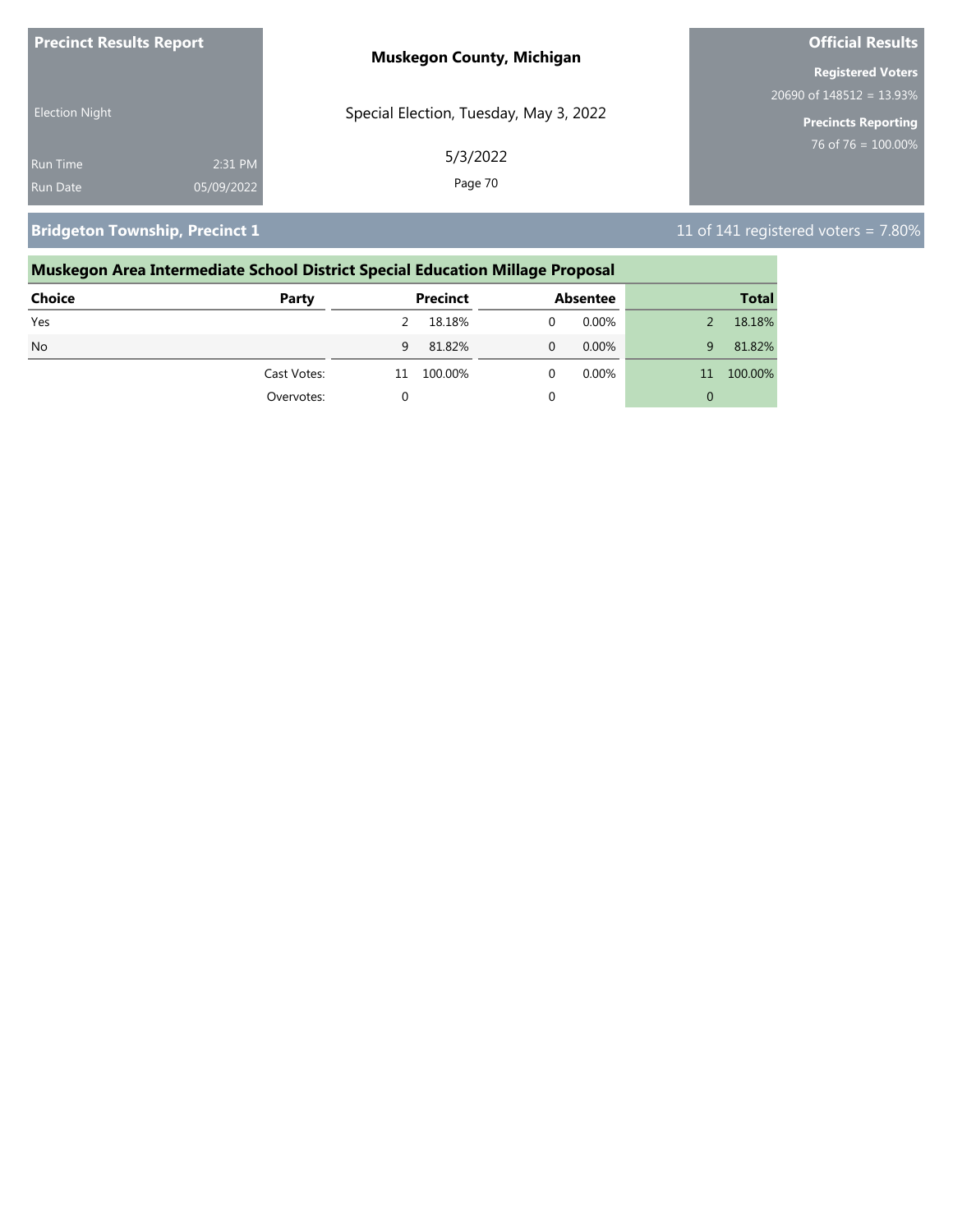**Precinct Results Report**

**Muskegon County, Michigan**

**Official Results**

Election Night

Special Election, Tuesday, May 3, 2022

**Registered Voters**
20690 of 148512 = 13.93%

**Precincts Reporting**
76 of 76 = 100.00%

Run Time 2:31 PM
Run Date 05/09/2022

5/3/2022

## Bridgeton Township, Precinct 1

11 of 141 registered voters = 7.80%

### Muskegon Area Intermediate School District Special Education Millage Proposal

| Choice | Party | Precinct | | Absentee | | Total | |
|---|---|---|---|---|---|---|---|
| Yes | | 2 | 18.18% | 0 | 0.00% | 2 | 18.18% |
| No | | 9 | 81.82% | 0 | 0.00% | 9 | 81.82% |
| | Cast Votes: | 11 | 100.00% | 0 | 0.00% | 11 | 100.00% |
| | Overvotes: | 0 | | 0 | | 0 | |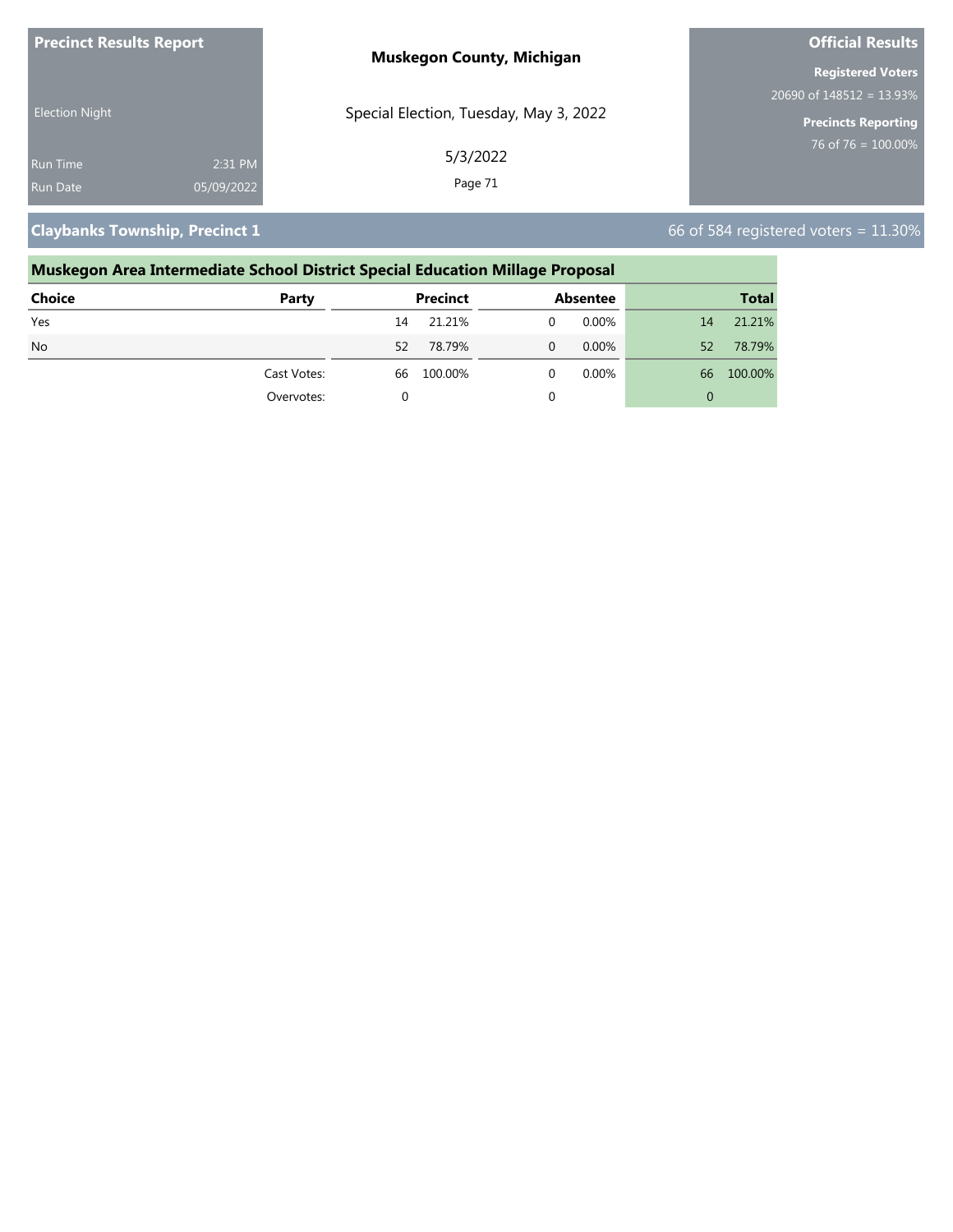**Precinct Results Report**

Election Night

Run Time 2:31 PM
Run Date 05/09/2022

**Muskegon County, Michigan**

Special Election, Tuesday, May 3, 2022

5/3/2022

**Official Results**

**Registered Voters**
20690 of 148512 = 13.93%

**Precincts Reporting**
76 of 76 = 100.00%

## Claybanks Township, Precinct 1

66 of 584 registered voters = 11.30%

### Muskegon Area Intermediate School District Special Education Millage Proposal

| Choice | Party | Precinct | | Absentee | | Total | |
|---|---|---|---|---|---|---|---|
| Yes | | 14 | 21.21% | 0 | 0.00% | 14 | 21.21% |
| No | | 52 | 78.79% | 0 | 0.00% | 52 | 78.79% |
| | Cast Votes: | 66 | 100.00% | 0 | 0.00% | 66 | 100.00% |
| | Overvotes: | 0 | | 0 | | 0 | |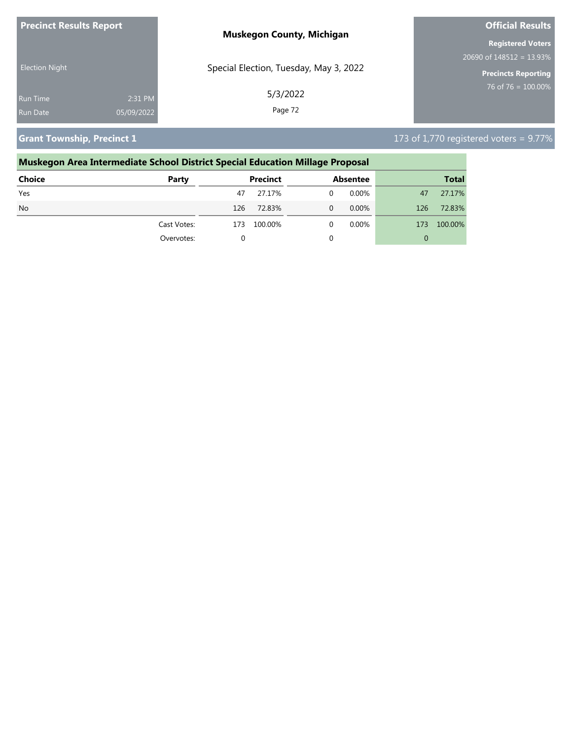**Precinct Results Report**

Election Night

Run Time 2:31 PM
Run Date 05/09/2022

**Muskegon County, Michigan**

Special Election, Tuesday, May 3, 2022

5/3/2022

**Official Results**

**Registered Voters**
20690 of 148512 = 13.93%

**Precincts Reporting**
76 of 76 = 100.00%

## Grant Township, Precinct 1

173 of 1,770 registered voters = 9.77%

### Muskegon Area Intermediate School District Special Education Millage Proposal

| Choice | Party | Precinct | | Absentee | | Total | |
|---|---|---|---|---|---|---|---|
| Yes | | 47 | 27.17% | 0 | 0.00% | 47 | 27.17% |
| No | | 126 | 72.83% | 0 | 0.00% | 126 | 72.83% |
| | Cast Votes: | 173 | 100.00% | 0 | 0.00% | 173 | 100.00% |
| | Overvotes: | 0 | | 0 | | 0 | |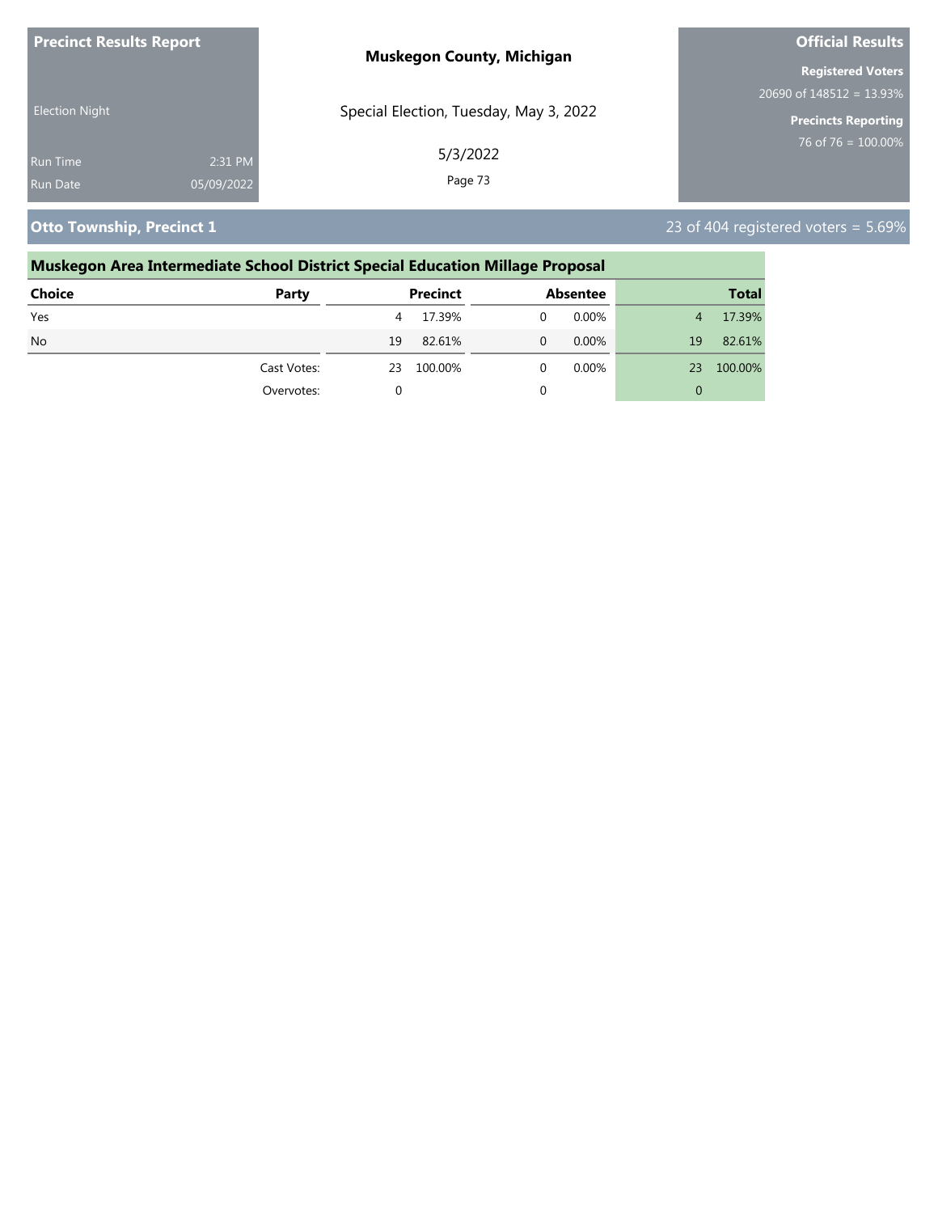**Precinct Results Report**

Election Night

Run Time 2:31 PM
Run Date 05/09/2022

**Muskegon County, Michigan**

Special Election, Tuesday, May 3, 2022

5/3/2022

**Official Results**

**Registered Voters**
20690 of 148512 = 13.93%

**Precincts Reporting**
76 of 76 = 100.00%

## Otto Township, Precinct 1

23 of 404 registered voters = 5.69%

### Muskegon Area Intermediate School District Special Education Millage Proposal

| Choice | Party | Precinct | | Absentee | | Total | |
|---|---|---|---|---|---|---|---|
| Yes | | 4 | 17.39% | 0 | 0.00% | 4 | 17.39% |
| No | | 19 | 82.61% | 0 | 0.00% | 19 | 82.61% |
| | Cast Votes: | 23 | 100.00% | 0 | 0.00% | 23 | 100.00% |
| | Overvotes: | 0 | | 0 | | 0 | |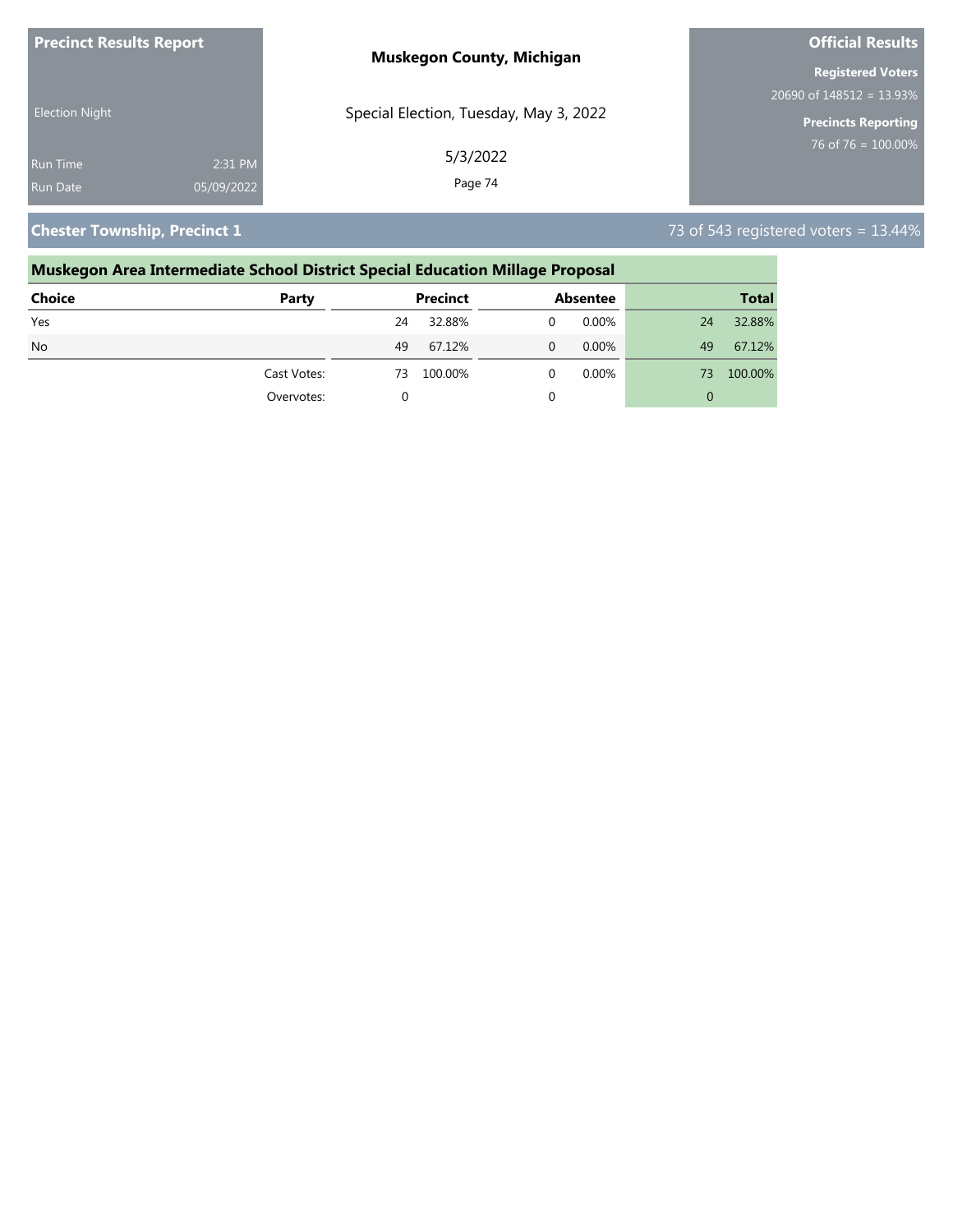**Precinct Results Report**

Election Night

Run Time 2:31 PM

Run Date 05/09/2022

**Muskegon County, Michigan**

Special Election, Tuesday, May 3, 2022

5/3/2022

**Official Results**

**Registered Voters**

20690 of 148512 = 13.93%

**Precincts Reporting**

76 of 76 = 100.00%

## Chester Township, Precinct 1

73 of 543 registered voters = 13.44%

### Muskegon Area Intermediate School District Special Education Millage Proposal

| Choice | Party | Precinct | | Absentee | | Total | |
|---|---|---|---|---|---|---|---|
| Yes | | 24 | 32.88% | 0 | 0.00% | 24 | 32.88% |
| No | | 49 | 67.12% | 0 | 0.00% | 49 | 67.12% |
| | Cast Votes: | 73 | 100.00% | 0 | 0.00% | 73 | 100.00% |
| | Overvotes: | 0 | | 0 | | 0 | |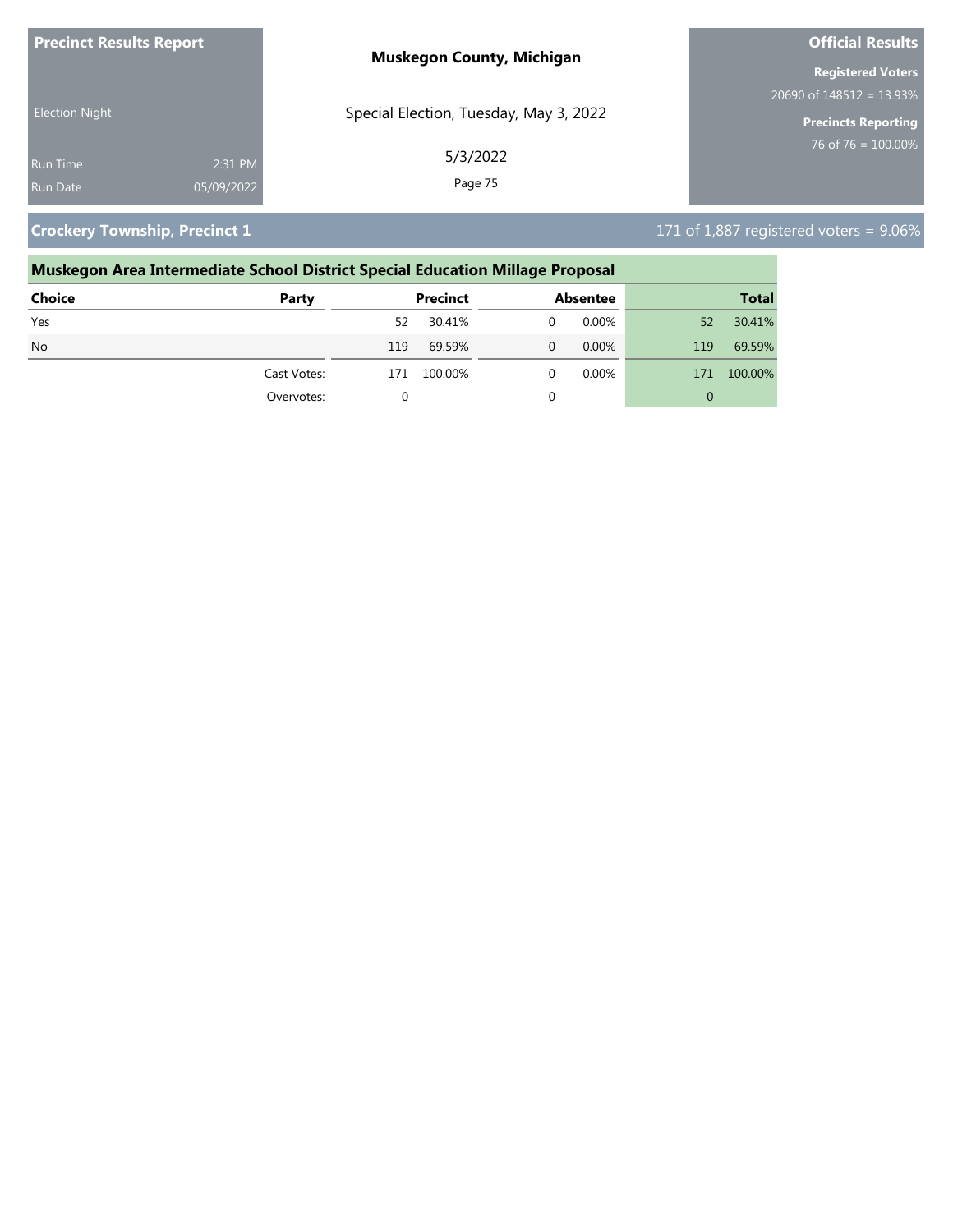**Precinct Results Report**

Election Night

Run Time 2:31 PM
Run Date 05/09/2022

**Muskegon County, Michigan**

Special Election, Tuesday, May 3, 2022

5/3/2022

**Official Results**

**Registered Voters**
20690 of 148512 = 13.93%

**Precincts Reporting**
76 of 76 = 100.00%

## Crockery Township, Precinct 1

171 of 1,887 registered voters = 9.06%

### Muskegon Area Intermediate School District Special Education Millage Proposal

| Choice | Party | Precinct | | Absentee | | Total | |
|---|---|---|---|---|---|---|---|
| Yes | | 52 | 30.41% | 0 | 0.00% | 52 | 30.41% |
| No | | 119 | 69.59% | 0 | 0.00% | 119 | 69.59% |
| | Cast Votes: | 171 | 100.00% | 0 | 0.00% | 171 | 100.00% |
| | Overvotes: | 0 | | 0 | | 0 | |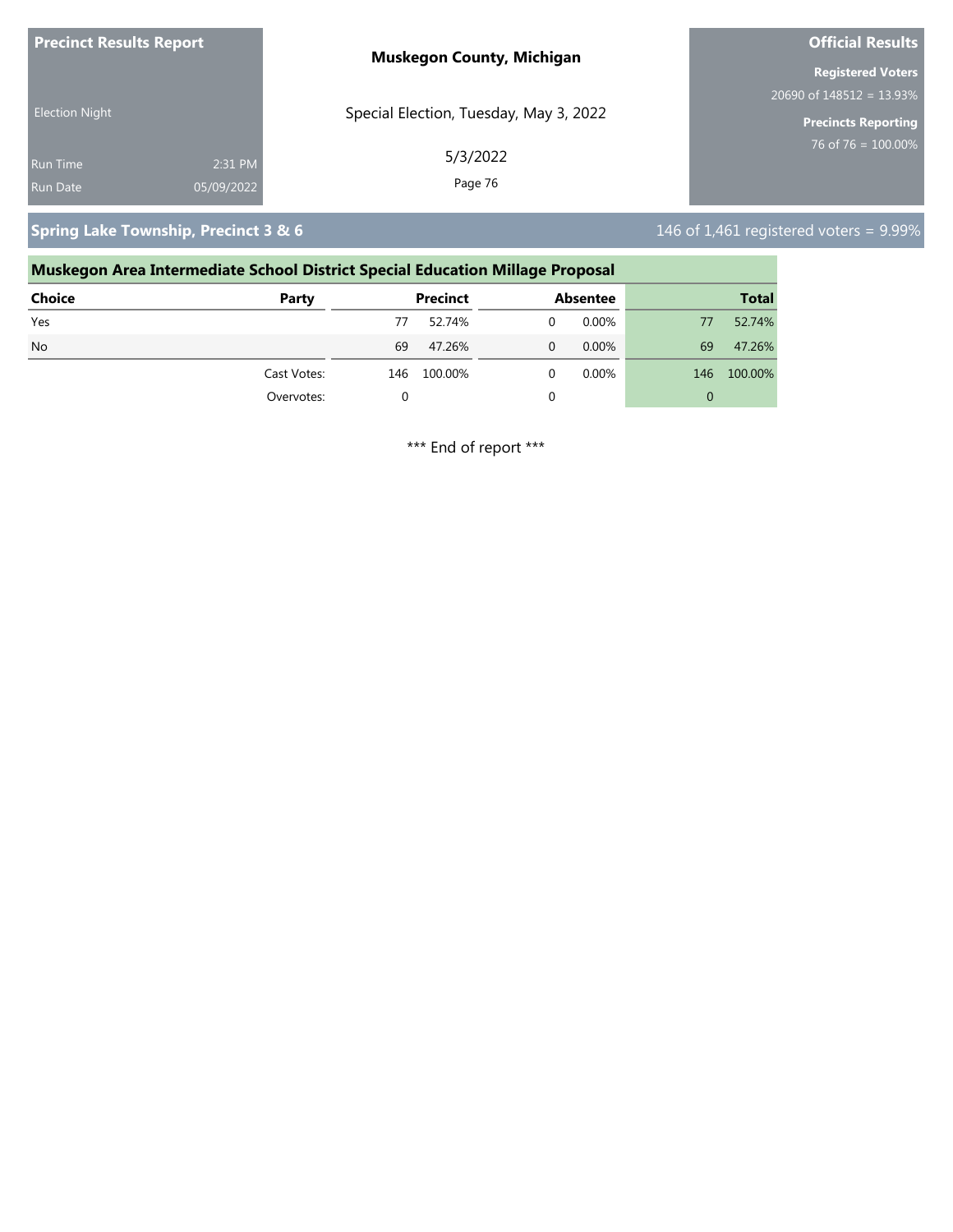**Precinct Results Report**

Election Night

Run Time 2:31 PM

Run Date 05/09/2022

**Muskegon County, Michigan**

Special Election, Tuesday, May 3, 2022

5/3/2022

**Official Results**

**Registered Voters**

20690 of 148512 = 13.93%

**Precincts Reporting**

76 of 76 = 100.00%

## Spring Lake Township, Precinct 3 & 6

146 of 1,461 registered voters = 9.99%

### Muskegon Area Intermediate School District Special Education Millage Proposal

| Choice | Party | Precinct | | Absentee | | Total | |
|---|---|---|---|---|---|---|---|
| Yes | | 77 | 52.74% | 0 | 0.00% | 77 | 52.74% |
| No | | 69 | 47.26% | 0 | 0.00% | 69 | 47.26% |
| | Cast Votes: | 146 | 100.00% | 0 | 0.00% | 146 | 100.00% |
| | Overvotes: | 0 | | 0 | | 0 | |

*** End of report ***